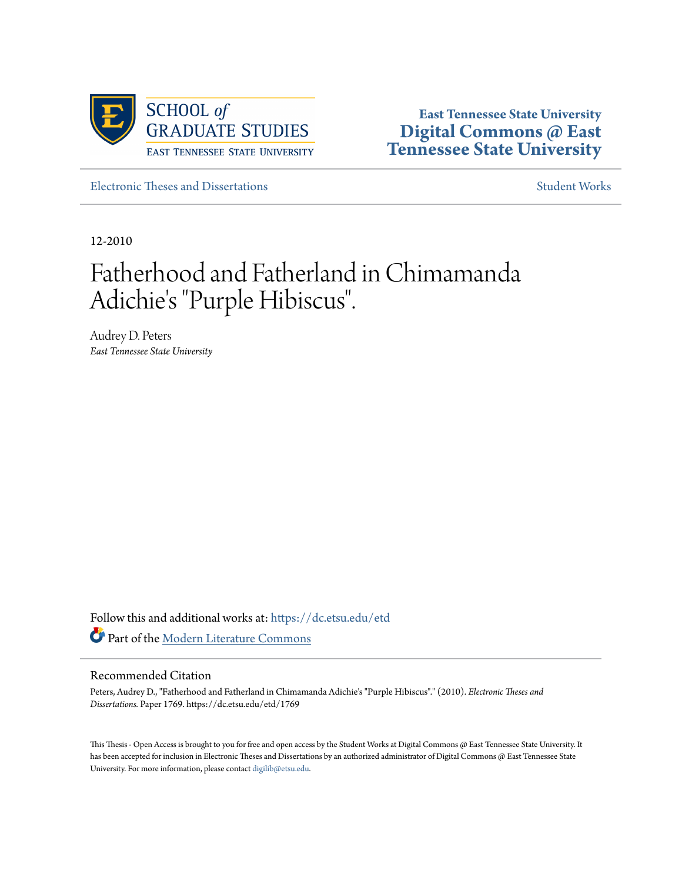SCHOOL *of* GRADUATE STUDIES
EAST TENNESSEE STATE UNIVERSITY

**East Tennessee State University**
**Digital Commons @ East Tennessee State University**

Electronic Theses and Dissertations

Student Works

12-2010

# Fatherhood and Fatherland in Chimamanda Adichie's "Purple Hibiscus".

Audrey D. Peters
*East Tennessee State University*

Follow this and additional works at: https://dc.etsu.edu/etd

Part of the Modern Literature Commons

## Recommended Citation

Peters, Audrey D., "Fatherhood and Fatherland in Chimamanda Adichie's "Purple Hibiscus"." (2010). *Electronic Theses and Dissertations.* Paper 1769. https://dc.etsu.edu/etd/1769

This Thesis - Open Access is brought to you for free and open access by the Student Works at Digital Commons @ East Tennessee State University. It has been accepted for inclusion in Electronic Theses and Dissertations by an authorized administrator of Digital Commons @ East Tennessee State University. For more information, please contact digilib@etsu.edu.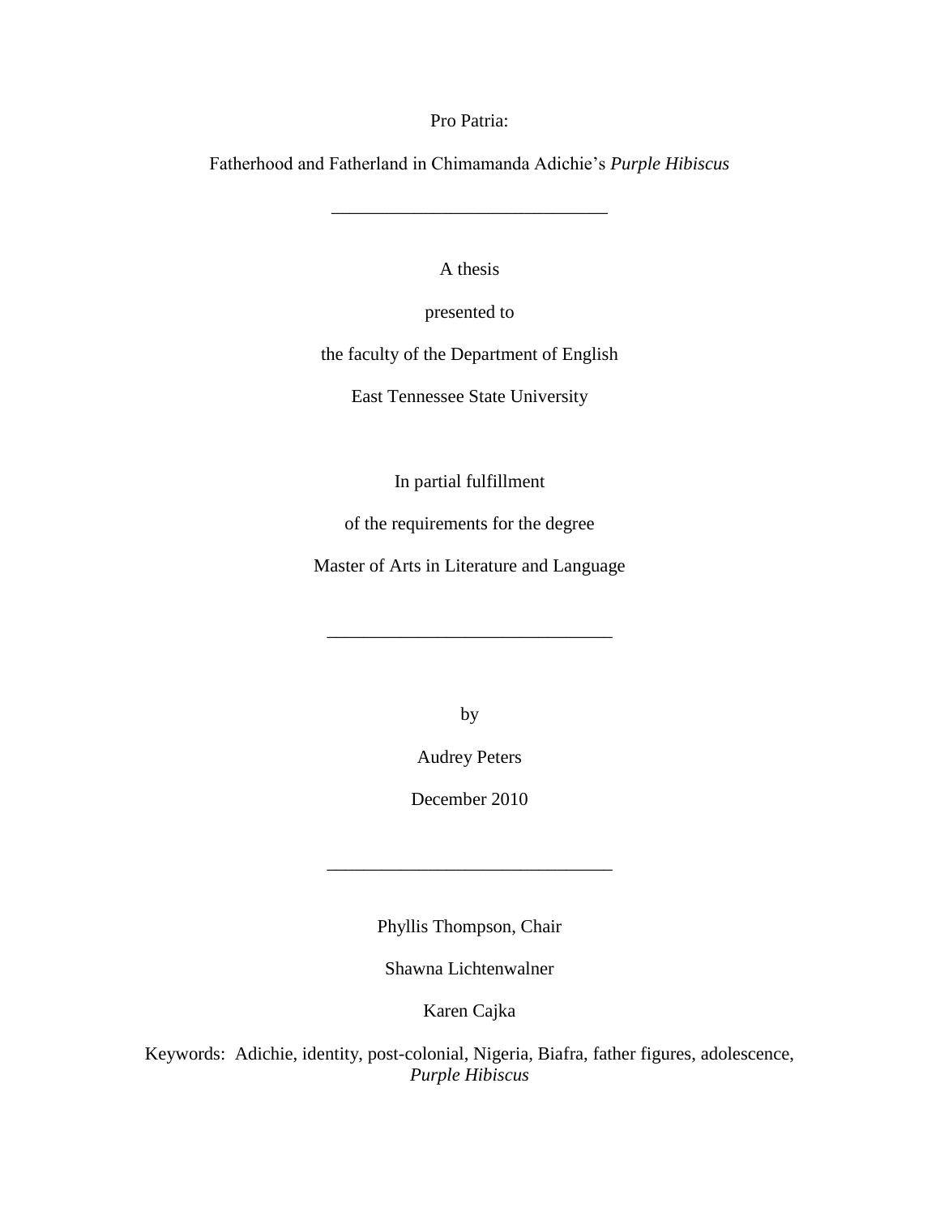Pro Patria:

Fatherhood and Fatherland in Chimamanda Adichie's *Purple Hibiscus*

---

A thesis

presented to

the faculty of the Department of English

East Tennessee State University

In partial fulfillment

of the requirements for the degree

Master of Arts in Literature and Language

---

by

Audrey Peters

December 2010

---

Phyllis Thompson, Chair

Shawna Lichtenwalner

Karen Cajka

Keywords: Adichie, identity, post-colonial, Nigeria, Biafra, father figures, adolescence, *Purple Hibiscus*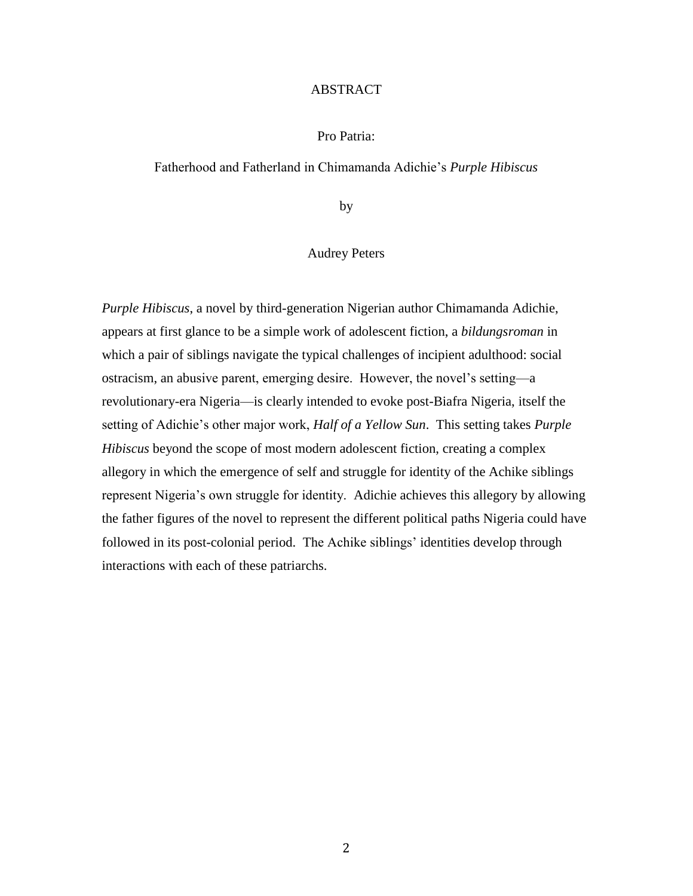# ABSTRACT

Pro Patria:

Fatherhood and Fatherland in Chimamanda Adichie's *Purple Hibiscus*

by

Audrey Peters

*Purple Hibiscus*, a novel by third-generation Nigerian author Chimamanda Adichie, appears at first glance to be a simple work of adolescent fiction, a *bildungsroman* in which a pair of siblings navigate the typical challenges of incipient adulthood: social ostracism, an abusive parent, emerging desire. However, the novel's setting—a revolutionary-era Nigeria—is clearly intended to evoke post-Biafra Nigeria, itself the setting of Adichie's other major work, *Half of a Yellow Sun*. This setting takes *Purple Hibiscus* beyond the scope of most modern adolescent fiction, creating a complex allegory in which the emergence of self and struggle for identity of the Achike siblings represent Nigeria's own struggle for identity. Adichie achieves this allegory by allowing the father figures of the novel to represent the different political paths Nigeria could have followed in its post-colonial period. The Achike siblings' identities develop through interactions with each of these patriarchs.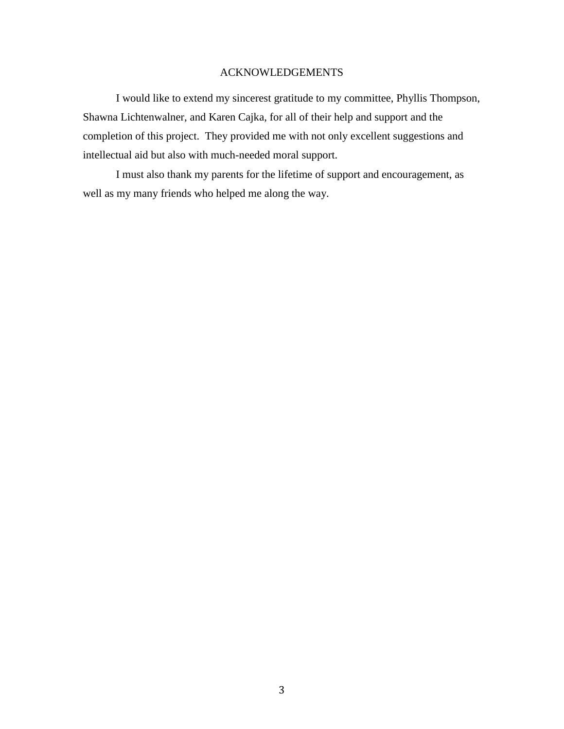# ACKNOWLEDGEMENTS

I would like to extend my sincerest gratitude to my committee, Phyllis Thompson, Shawna Lichtenwalner, and Karen Cajka, for all of their help and support and the completion of this project. They provided me with not only excellent suggestions and intellectual aid but also with much-needed moral support.

I must also thank my parents for the lifetime of support and encouragement, as well as my many friends who helped me along the way.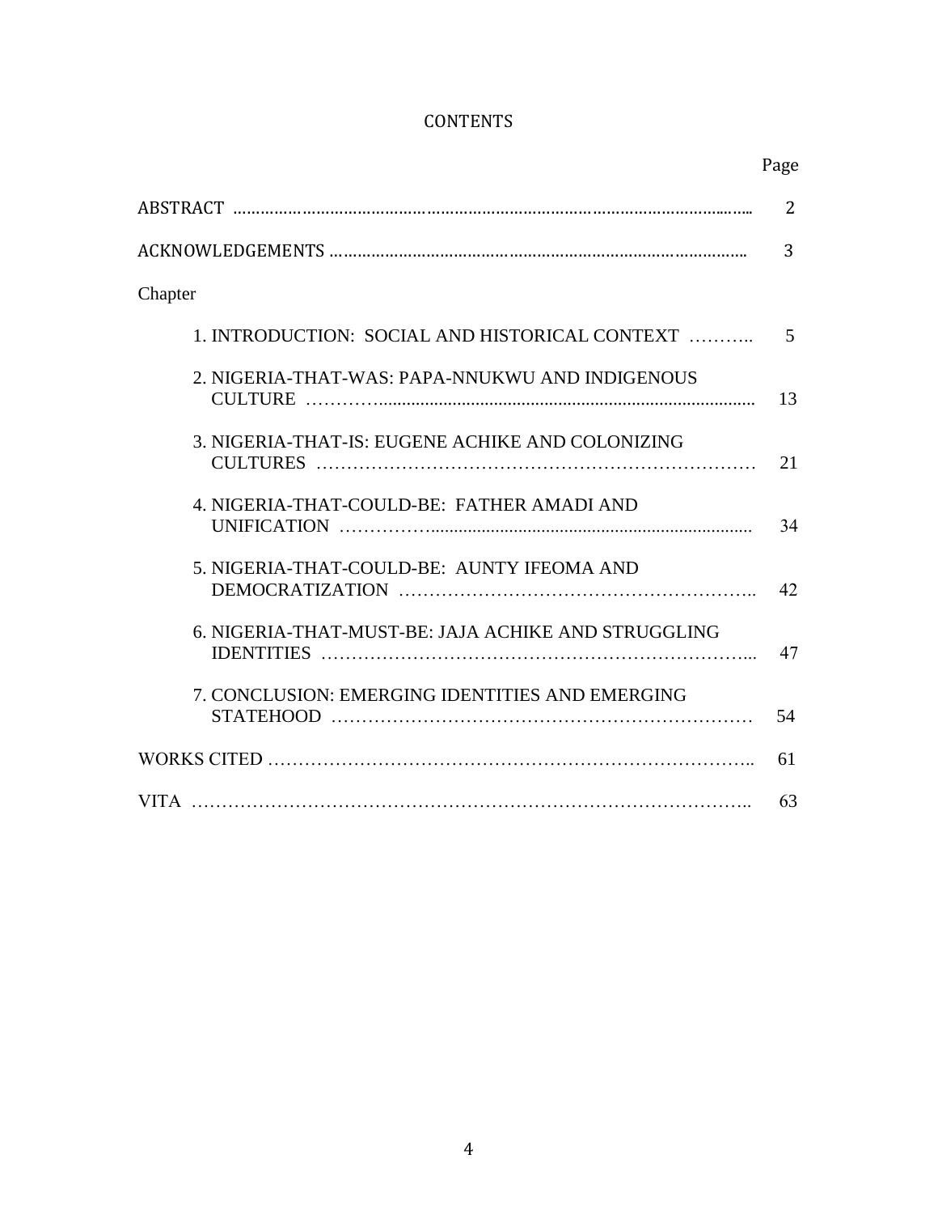# CONTENTS

| | Page |
|---|---|
| ABSTRACT | 2 |
| ACKNOWLEDGEMENTS | 3 |
| Chapter | |
| 1. INTRODUCTION: SOCIAL AND HISTORICAL CONTEXT | 5 |
| 2. NIGERIA-THAT-WAS: PAPA-NNUKWU AND INDIGENOUS CULTURE | 13 |
| 3. NIGERIA-THAT-IS: EUGENE ACHIKE AND COLONIZING CULTURES | 21 |
| 4. NIGERIA-THAT-COULD-BE: FATHER AMADI AND UNIFICATION | 34 |
| 5. NIGERIA-THAT-COULD-BE: AUNTY IFEOMA AND DEMOCRATIZATION | 42 |
| 6. NIGERIA-THAT-MUST-BE: JAJA ACHIKE AND STRUGGLING IDENTITIES | 47 |
| 7. CONCLUSION: EMERGING IDENTITIES AND EMERGING STATEHOOD | 54 |
| WORKS CITED | 61 |
| VITA | 63 |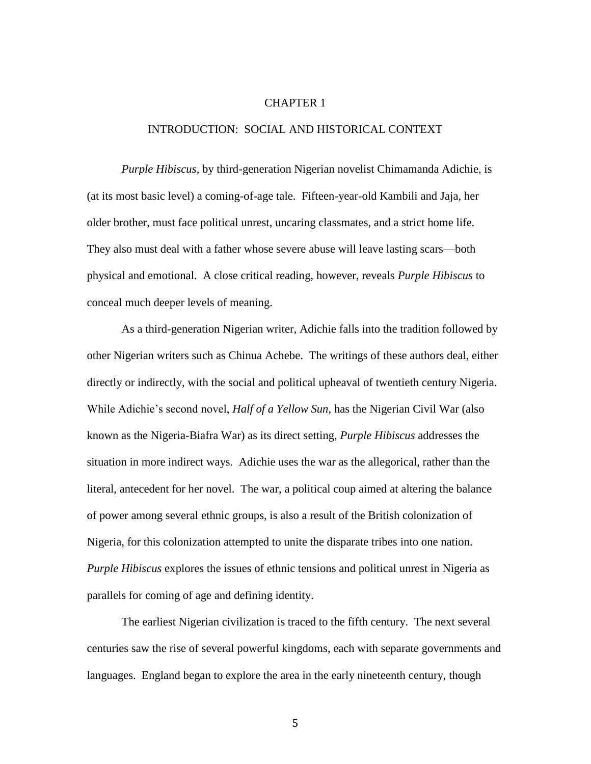# CHAPTER 1

## INTRODUCTION: SOCIAL AND HISTORICAL CONTEXT

*Purple Hibiscus*, by third-generation Nigerian novelist Chimamanda Adichie, is (at its most basic level) a coming-of-age tale. Fifteen-year-old Kambili and Jaja, her older brother, must face political unrest, uncaring classmates, and a strict home life. They also must deal with a father whose severe abuse will leave lasting scars—both physical and emotional. A close critical reading, however, reveals *Purple Hibiscus* to conceal much deeper levels of meaning.

As a third-generation Nigerian writer, Adichie falls into the tradition followed by other Nigerian writers such as Chinua Achebe. The writings of these authors deal, either directly or indirectly, with the social and political upheaval of twentieth century Nigeria. While Adichie's second novel, *Half of a Yellow Sun*, has the Nigerian Civil War (also known as the Nigeria-Biafra War) as its direct setting, *Purple Hibiscus* addresses the situation in more indirect ways. Adichie uses the war as the allegorical, rather than the literal, antecedent for her novel. The war, a political coup aimed at altering the balance of power among several ethnic groups, is also a result of the British colonization of Nigeria, for this colonization attempted to unite the disparate tribes into one nation. *Purple Hibiscus* explores the issues of ethnic tensions and political unrest in Nigeria as parallels for coming of age and defining identity.

The earliest Nigerian civilization is traced to the fifth century. The next several centuries saw the rise of several powerful kingdoms, each with separate governments and languages. England began to explore the area in the early nineteenth century, though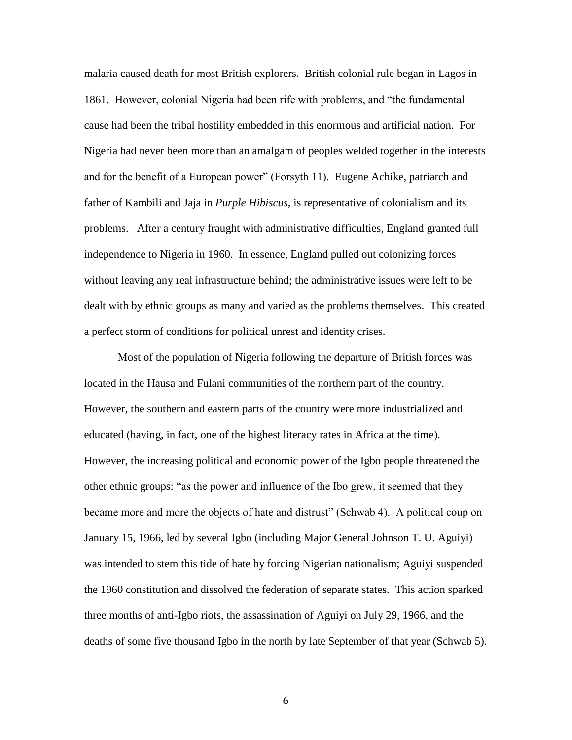malaria caused death for most British explorers. British colonial rule began in Lagos in 1861. However, colonial Nigeria had been rife with problems, and "the fundamental cause had been the tribal hostility embedded in this enormous and artificial nation. For Nigeria had never been more than an amalgam of peoples welded together in the interests and for the benefit of a European power" (Forsyth 11). Eugene Achike, patriarch and father of Kambili and Jaja in *Purple Hibiscus*, is representative of colonialism and its problems. After a century fraught with administrative difficulties, England granted full independence to Nigeria in 1960. In essence, England pulled out colonizing forces without leaving any real infrastructure behind; the administrative issues were left to be dealt with by ethnic groups as many and varied as the problems themselves. This created a perfect storm of conditions for political unrest and identity crises.

Most of the population of Nigeria following the departure of British forces was located in the Hausa and Fulani communities of the northern part of the country. However, the southern and eastern parts of the country were more industrialized and educated (having, in fact, one of the highest literacy rates in Africa at the time). However, the increasing political and economic power of the Igbo people threatened the other ethnic groups: "as the power and influence of the Ibo grew, it seemed that they became more and more the objects of hate and distrust" (Schwab 4). A political coup on January 15, 1966, led by several Igbo (including Major General Johnson T. U. Aguiyi) was intended to stem this tide of hate by forcing Nigerian nationalism; Aguiyi suspended the 1960 constitution and dissolved the federation of separate states. This action sparked three months of anti-Igbo riots, the assassination of Aguiyi on July 29, 1966, and the deaths of some five thousand Igbo in the north by late September of that year (Schwab 5).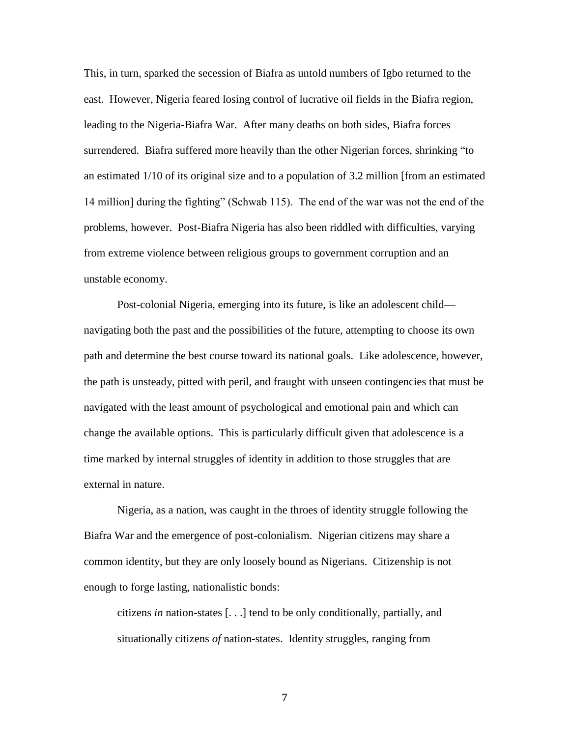This, in turn, sparked the secession of Biafra as untold numbers of Igbo returned to the east. However, Nigeria feared losing control of lucrative oil fields in the Biafra region, leading to the Nigeria-Biafra War. After many deaths on both sides, Biafra forces surrendered. Biafra suffered more heavily than the other Nigerian forces, shrinking "to an estimated 1/10 of its original size and to a population of 3.2 million [from an estimated 14 million] during the fighting" (Schwab 115). The end of the war was not the end of the problems, however. Post-Biafra Nigeria has also been riddled with difficulties, varying from extreme violence between religious groups to government corruption and an unstable economy.

Post-colonial Nigeria, emerging into its future, is like an adolescent child—navigating both the past and the possibilities of the future, attempting to choose its own path and determine the best course toward its national goals. Like adolescence, however, the path is unsteady, pitted with peril, and fraught with unseen contingencies that must be navigated with the least amount of psychological and emotional pain and which can change the available options. This is particularly difficult given that adolescence is a time marked by internal struggles of identity in addition to those struggles that are external in nature.

Nigeria, as a nation, was caught in the throes of identity struggle following the Biafra War and the emergence of post-colonialism. Nigerian citizens may share a common identity, but they are only loosely bound as Nigerians. Citizenship is not enough to forge lasting, nationalistic bonds:

> citizens *in* nation-states [. . .] tend to be only conditionally, partially, and situationally citizens *of* nation-states. Identity struggles, ranging from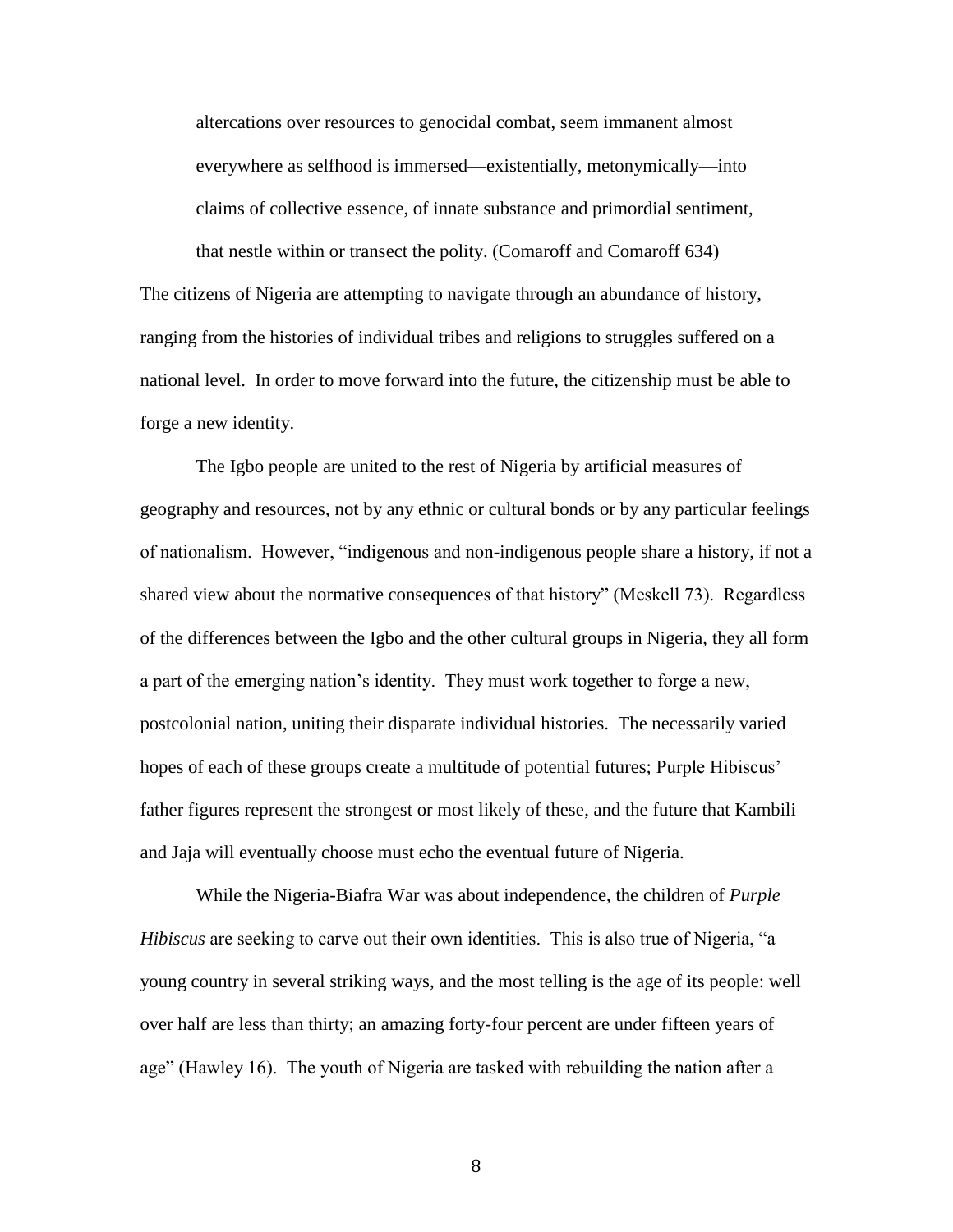> altercations over resources to genocidal combat, seem immanent almost everywhere as selfhood is immersed—existentially, metonymically—into claims of collective essence, of innate substance and primordial sentiment, that nestle within or transect the polity. (Comaroff and Comaroff 634)

The citizens of Nigeria are attempting to navigate through an abundance of history, ranging from the histories of individual tribes and religions to struggles suffered on a national level. In order to move forward into the future, the citizenship must be able to forge a new identity.

The Igbo people are united to the rest of Nigeria by artificial measures of geography and resources, not by any ethnic or cultural bonds or by any particular feelings of nationalism. However, "indigenous and non-indigenous people share a history, if not a shared view about the normative consequences of that history" (Meskell 73). Regardless of the differences between the Igbo and the other cultural groups in Nigeria, they all form a part of the emerging nation's identity. They must work together to forge a new, postcolonial nation, uniting their disparate individual histories. The necessarily varied hopes of each of these groups create a multitude of potential futures; Purple Hibiscus' father figures represent the strongest or most likely of these, and the future that Kambili and Jaja will eventually choose must echo the eventual future of Nigeria.

While the Nigeria-Biafra War was about independence, the children of *Purple Hibiscus* are seeking to carve out their own identities. This is also true of Nigeria, "a young country in several striking ways, and the most telling is the age of its people: well over half are less than thirty; an amazing forty-four percent are under fifteen years of age" (Hawley 16). The youth of Nigeria are tasked with rebuilding the nation after a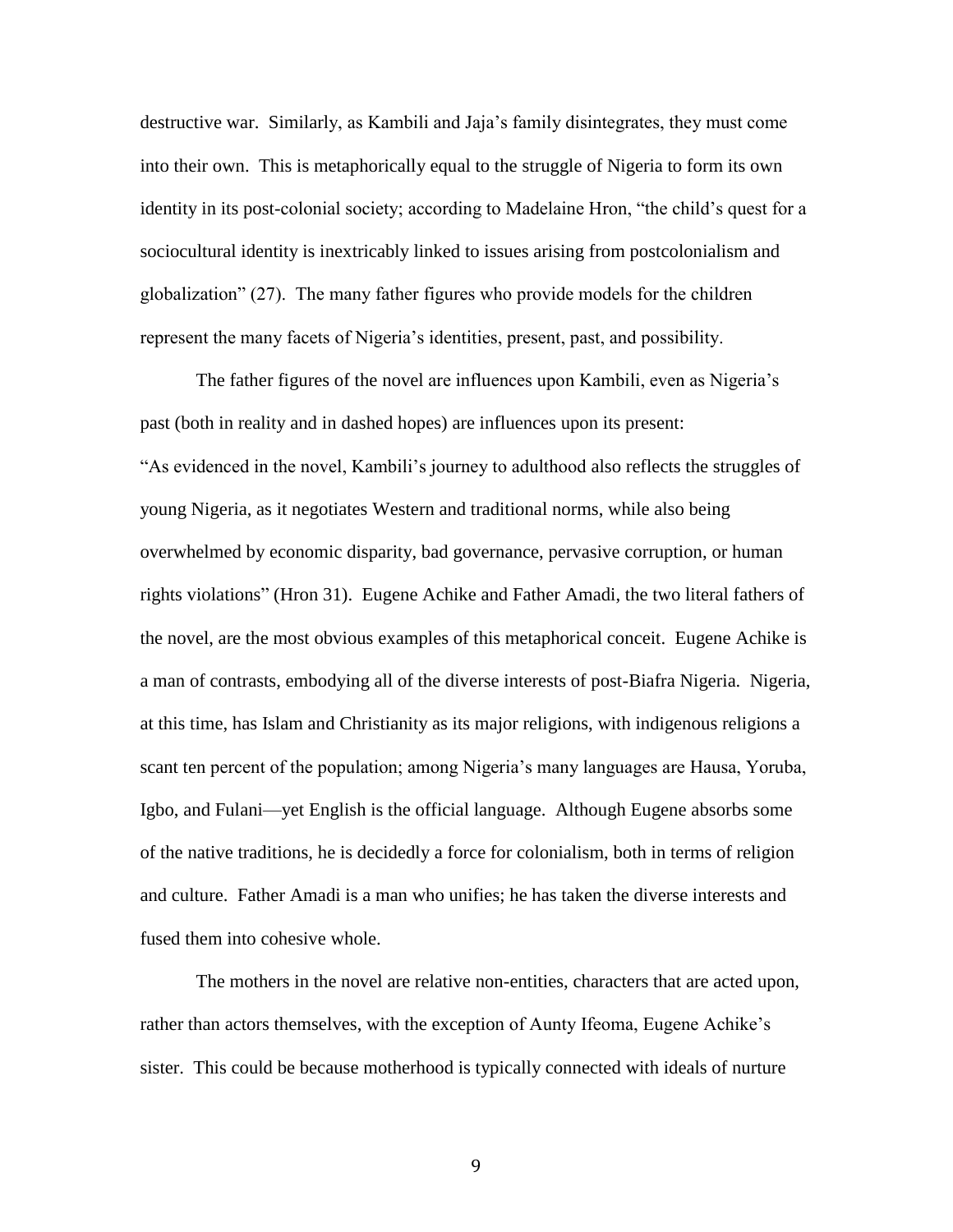destructive war. Similarly, as Kambili and Jaja's family disintegrates, they must come into their own. This is metaphorically equal to the struggle of Nigeria to form its own identity in its post-colonial society; according to Madelaine Hron, "the child's quest for a sociocultural identity is inextricably linked to issues arising from postcolonialism and globalization" (27). The many father figures who provide models for the children represent the many facets of Nigeria's identities, present, past, and possibility.

The father figures of the novel are influences upon Kambili, even as Nigeria's past (both in reality and in dashed hopes) are influences upon its present: "As evidenced in the novel, Kambili's journey to adulthood also reflects the struggles of young Nigeria, as it negotiates Western and traditional norms, while also being overwhelmed by economic disparity, bad governance, pervasive corruption, or human rights violations" (Hron 31). Eugene Achike and Father Amadi, the two literal fathers of the novel, are the most obvious examples of this metaphorical conceit. Eugene Achike is a man of contrasts, embodying all of the diverse interests of post-Biafra Nigeria. Nigeria, at this time, has Islam and Christianity as its major religions, with indigenous religions a scant ten percent of the population; among Nigeria's many languages are Hausa, Yoruba, Igbo, and Fulani—yet English is the official language. Although Eugene absorbs some of the native traditions, he is decidedly a force for colonialism, both in terms of religion and culture. Father Amadi is a man who unifies; he has taken the diverse interests and fused them into cohesive whole.

The mothers in the novel are relative non-entities, characters that are acted upon, rather than actors themselves, with the exception of Aunty Ifeoma, Eugene Achike's sister. This could be because motherhood is typically connected with ideals of nurture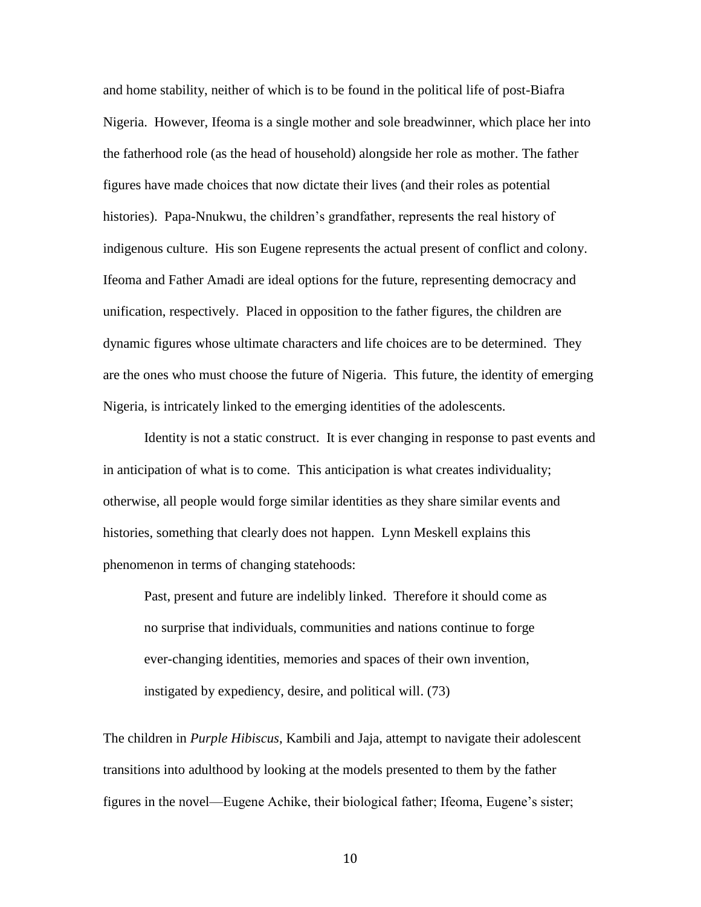and home stability, neither of which is to be found in the political life of post-Biafra Nigeria. However, Ifeoma is a single mother and sole breadwinner, which place her into the fatherhood role (as the head of household) alongside her role as mother. The father figures have made choices that now dictate their lives (and their roles as potential histories). Papa-Nnukwu, the children's grandfather, represents the real history of indigenous culture. His son Eugene represents the actual present of conflict and colony. Ifeoma and Father Amadi are ideal options for the future, representing democracy and unification, respectively. Placed in opposition to the father figures, the children are dynamic figures whose ultimate characters and life choices are to be determined. They are the ones who must choose the future of Nigeria. This future, the identity of emerging Nigeria, is intricately linked to the emerging identities of the adolescents.

Identity is not a static construct. It is ever changing in response to past events and in anticipation of what is to come. This anticipation is what creates individuality; otherwise, all people would forge similar identities as they share similar events and histories, something that clearly does not happen. Lynn Meskell explains this phenomenon in terms of changing statehoods:

> Past, present and future are indelibly linked. Therefore it should come as no surprise that individuals, communities and nations continue to forge ever-changing identities, memories and spaces of their own invention, instigated by expediency, desire, and political will. (73)

The children in *Purple Hibiscus*, Kambili and Jaja, attempt to navigate their adolescent transitions into adulthood by looking at the models presented to them by the father figures in the novel—Eugene Achike, their biological father; Ifeoma, Eugene's sister;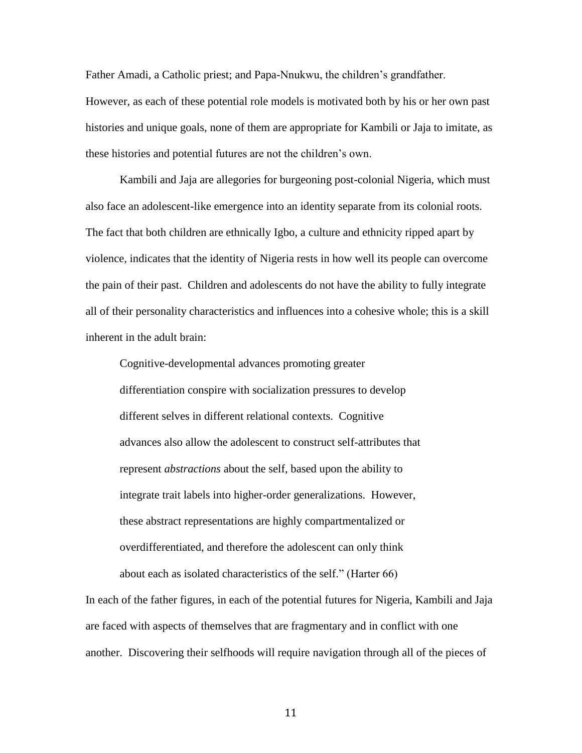Father Amadi, a Catholic priest; and Papa-Nnukwu, the children's grandfather. However, as each of these potential role models is motivated both by his or her own past histories and unique goals, none of them are appropriate for Kambili or Jaja to imitate, as these histories and potential futures are not the children's own.

Kambili and Jaja are allegories for burgeoning post-colonial Nigeria, which must also face an adolescent-like emergence into an identity separate from its colonial roots. The fact that both children are ethnically Igbo, a culture and ethnicity ripped apart by violence, indicates that the identity of Nigeria rests in how well its people can overcome the pain of their past. Children and adolescents do not have the ability to fully integrate all of their personality characteristics and influences into a cohesive whole; this is a skill inherent in the adult brain:

> Cognitive-developmental advances promoting greater differentiation conspire with socialization pressures to develop different selves in different relational contexts. Cognitive advances also allow the adolescent to construct self-attributes that represent *abstractions* about the self, based upon the ability to integrate trait labels into higher-order generalizations. However, these abstract representations are highly compartmentalized or overdifferentiated, and therefore the adolescent can only think about each as isolated characteristics of the self." (Harter 66)

In each of the father figures, in each of the potential futures for Nigeria, Kambili and Jaja are faced with aspects of themselves that are fragmentary and in conflict with one another. Discovering their selfhoods will require navigation through all of the pieces of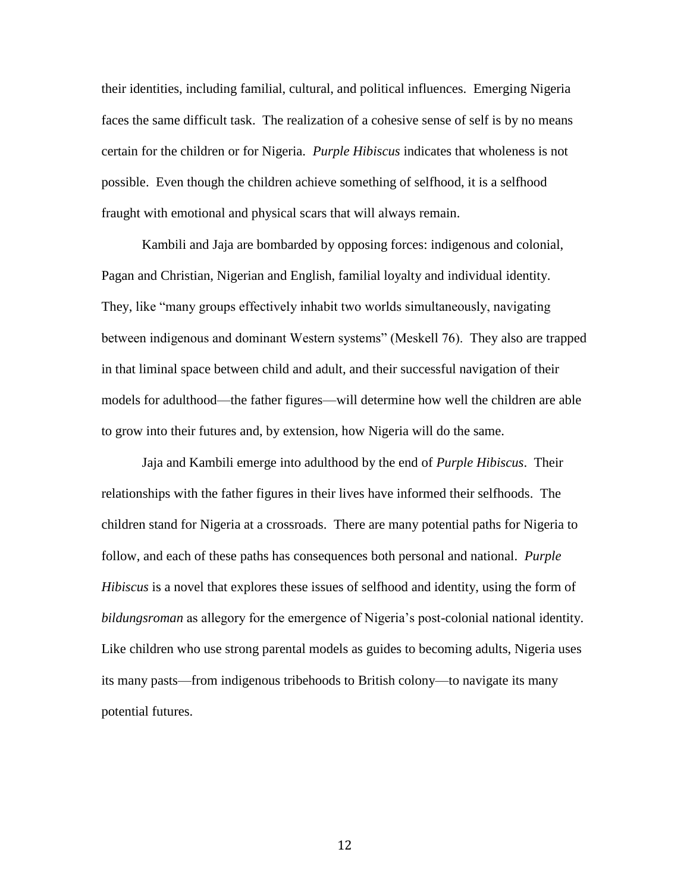their identities, including familial, cultural, and political influences. Emerging Nigeria faces the same difficult task. The realization of a cohesive sense of self is by no means certain for the children or for Nigeria. *Purple Hibiscus* indicates that wholeness is not possible. Even though the children achieve something of selfhood, it is a selfhood fraught with emotional and physical scars that will always remain.

Kambili and Jaja are bombarded by opposing forces: indigenous and colonial, Pagan and Christian, Nigerian and English, familial loyalty and individual identity. They, like "many groups effectively inhabit two worlds simultaneously, navigating between indigenous and dominant Western systems" (Meskell 76). They also are trapped in that liminal space between child and adult, and their successful navigation of their models for adulthood—the father figures—will determine how well the children are able to grow into their futures and, by extension, how Nigeria will do the same.

Jaja and Kambili emerge into adulthood by the end of *Purple Hibiscus*. Their relationships with the father figures in their lives have informed their selfhoods. The children stand for Nigeria at a crossroads. There are many potential paths for Nigeria to follow, and each of these paths has consequences both personal and national. *Purple Hibiscus* is a novel that explores these issues of selfhood and identity, using the form of *bildungsroman* as allegory for the emergence of Nigeria's post-colonial national identity. Like children who use strong parental models as guides to becoming adults, Nigeria uses its many pasts—from indigenous tribehoods to British colony—to navigate its many potential futures.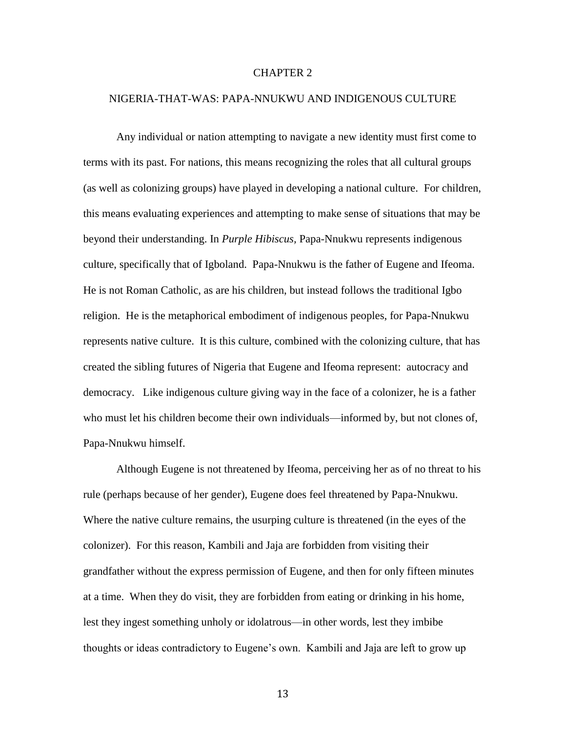# CHAPTER 2

## NIGERIA-THAT-WAS: PAPA-NNUKWU AND INDIGENOUS CULTURE

Any individual or nation attempting to navigate a new identity must first come to terms with its past. For nations, this means recognizing the roles that all cultural groups (as well as colonizing groups) have played in developing a national culture. For children, this means evaluating experiences and attempting to make sense of situations that may be beyond their understanding. In *Purple Hibiscus,* Papa-Nnukwu represents indigenous culture, specifically that of Igboland. Papa-Nnukwu is the father of Eugene and Ifeoma. He is not Roman Catholic, as are his children, but instead follows the traditional Igbo religion. He is the metaphorical embodiment of indigenous peoples, for Papa-Nnukwu represents native culture. It is this culture, combined with the colonizing culture, that has created the sibling futures of Nigeria that Eugene and Ifeoma represent: autocracy and democracy. Like indigenous culture giving way in the face of a colonizer, he is a father who must let his children become their own individuals—informed by, but not clones of, Papa-Nnukwu himself.

Although Eugene is not threatened by Ifeoma, perceiving her as of no threat to his rule (perhaps because of her gender), Eugene does feel threatened by Papa-Nnukwu. Where the native culture remains, the usurping culture is threatened (in the eyes of the colonizer). For this reason, Kambili and Jaja are forbidden from visiting their grandfather without the express permission of Eugene, and then for only fifteen minutes at a time. When they do visit, they are forbidden from eating or drinking in his home, lest they ingest something unholy or idolatrous—in other words, lest they imbibe thoughts or ideas contradictory to Eugene's own. Kambili and Jaja are left to grow up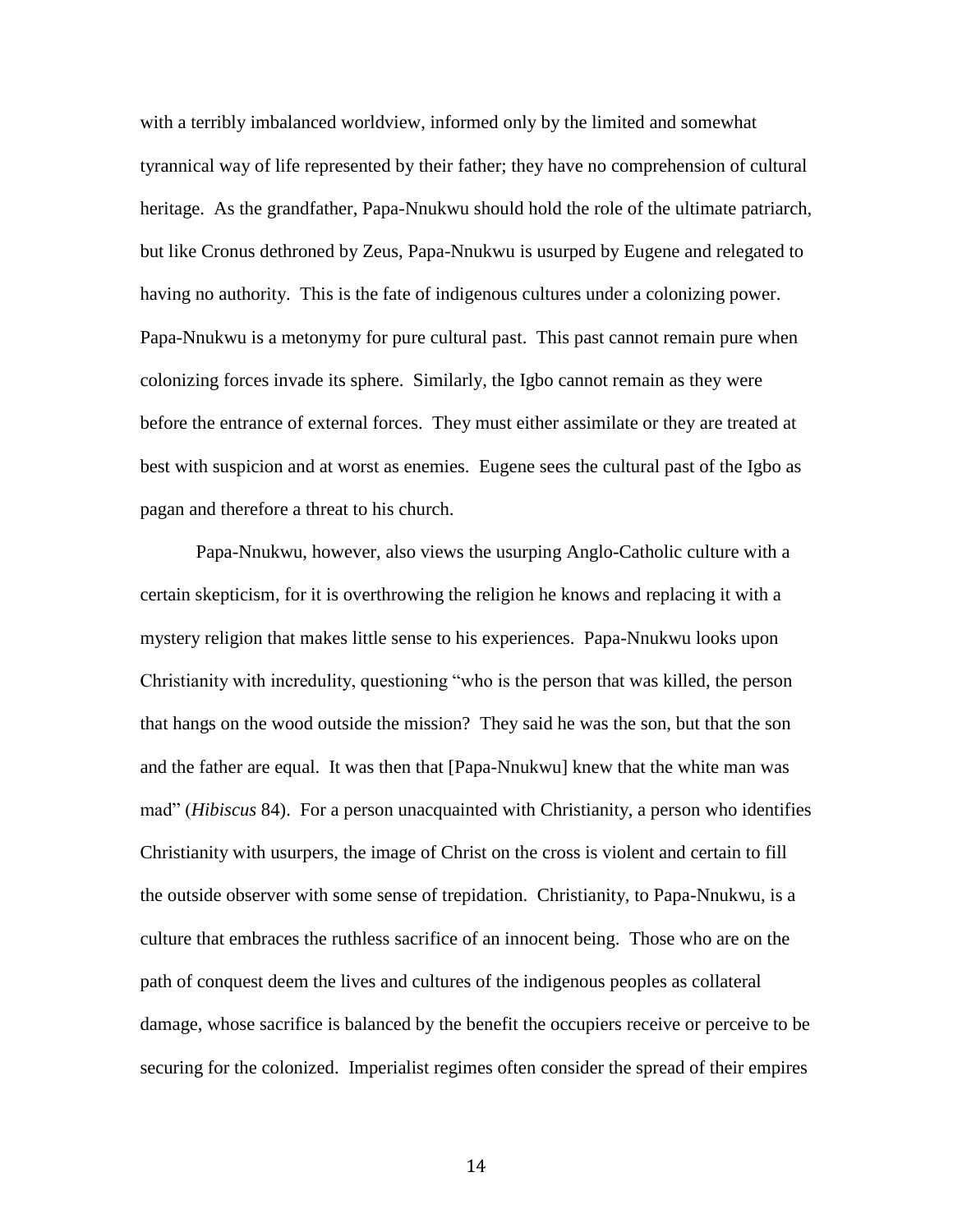with a terribly imbalanced worldview, informed only by the limited and somewhat tyrannical way of life represented by their father; they have no comprehension of cultural heritage. As the grandfather, Papa-Nnukwu should hold the role of the ultimate patriarch, but like Cronus dethroned by Zeus, Papa-Nnukwu is usurped by Eugene and relegated to having no authority. This is the fate of indigenous cultures under a colonizing power. Papa-Nnukwu is a metonymy for pure cultural past. This past cannot remain pure when colonizing forces invade its sphere. Similarly, the Igbo cannot remain as they were before the entrance of external forces. They must either assimilate or they are treated at best with suspicion and at worst as enemies. Eugene sees the cultural past of the Igbo as pagan and therefore a threat to his church.

Papa-Nnukwu, however, also views the usurping Anglo-Catholic culture with a certain skepticism, for it is overthrowing the religion he knows and replacing it with a mystery religion that makes little sense to his experiences. Papa-Nnukwu looks upon Christianity with incredulity, questioning "who is the person that was killed, the person that hangs on the wood outside the mission? They said he was the son, but that the son and the father are equal. It was then that [Papa-Nnukwu] knew that the white man was mad" (*Hibiscus* 84). For a person unacquainted with Christianity, a person who identifies Christianity with usurpers, the image of Christ on the cross is violent and certain to fill the outside observer with some sense of trepidation. Christianity, to Papa-Nnukwu, is a culture that embraces the ruthless sacrifice of an innocent being. Those who are on the path of conquest deem the lives and cultures of the indigenous peoples as collateral damage, whose sacrifice is balanced by the benefit the occupiers receive or perceive to be securing for the colonized. Imperialist regimes often consider the spread of their empires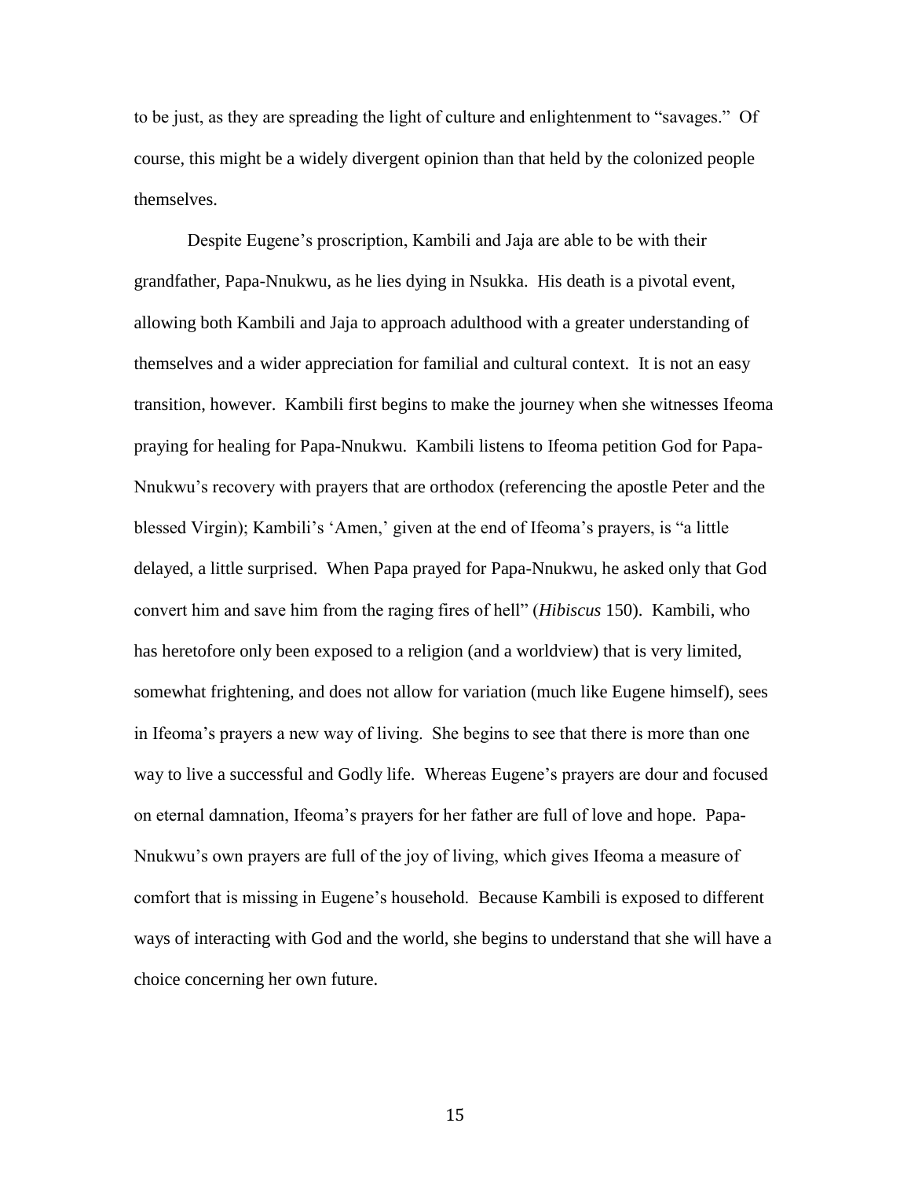to be just, as they are spreading the light of culture and enlightenment to "savages." Of course, this might be a widely divergent opinion than that held by the colonized people themselves.

Despite Eugene's proscription, Kambili and Jaja are able to be with their grandfather, Papa-Nnukwu, as he lies dying in Nsukka. His death is a pivotal event, allowing both Kambili and Jaja to approach adulthood with a greater understanding of themselves and a wider appreciation for familial and cultural context. It is not an easy transition, however. Kambili first begins to make the journey when she witnesses Ifeoma praying for healing for Papa-Nnukwu. Kambili listens to Ifeoma petition God for Papa-Nnukwu's recovery with prayers that are orthodox (referencing the apostle Peter and the blessed Virgin); Kambili's 'Amen,' given at the end of Ifeoma's prayers, is "a little delayed, a little surprised. When Papa prayed for Papa-Nnukwu, he asked only that God convert him and save him from the raging fires of hell" (*Hibiscus* 150). Kambili, who has heretofore only been exposed to a religion (and a worldview) that is very limited, somewhat frightening, and does not allow for variation (much like Eugene himself), sees in Ifeoma's prayers a new way of living. She begins to see that there is more than one way to live a successful and Godly life. Whereas Eugene's prayers are dour and focused on eternal damnation, Ifeoma's prayers for her father are full of love and hope. Papa-Nnukwu's own prayers are full of the joy of living, which gives Ifeoma a measure of comfort that is missing in Eugene's household. Because Kambili is exposed to different ways of interacting with God and the world, she begins to understand that she will have a choice concerning her own future.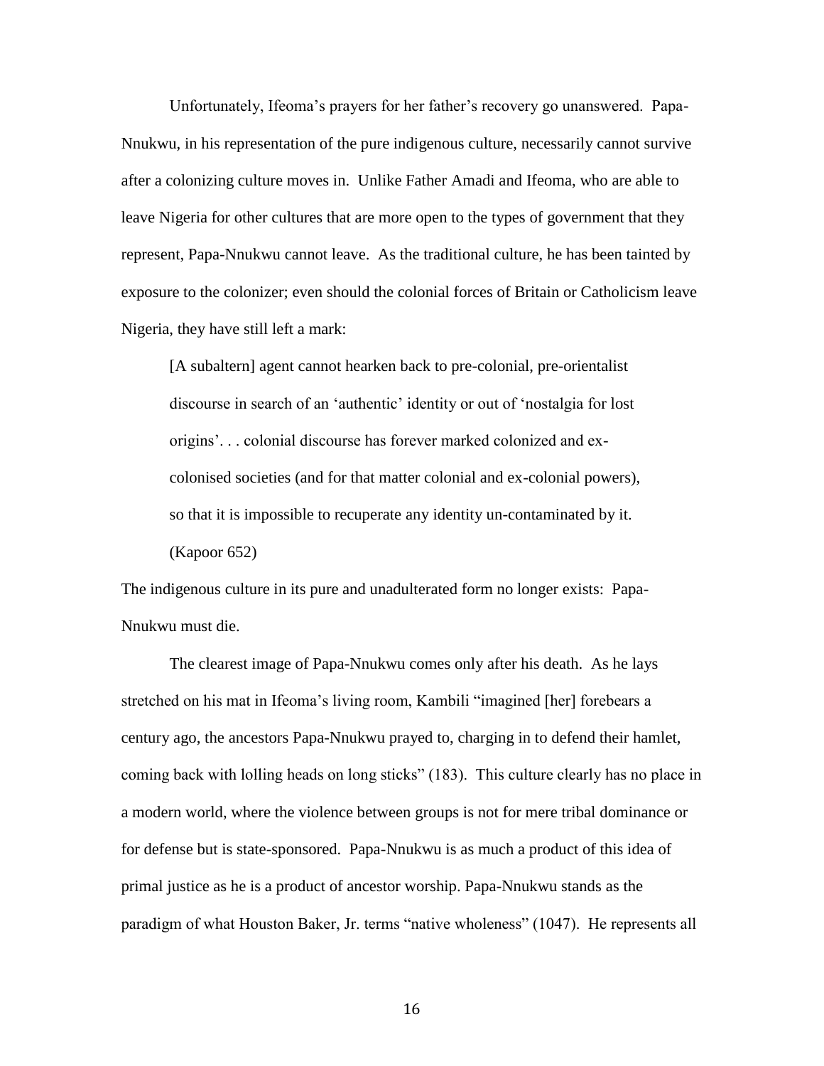Unfortunately, Ifeoma's prayers for her father's recovery go unanswered. Papa-Nnukwu, in his representation of the pure indigenous culture, necessarily cannot survive after a colonizing culture moves in. Unlike Father Amadi and Ifeoma, who are able to leave Nigeria for other cultures that are more open to the types of government that they represent, Papa-Nnukwu cannot leave. As the traditional culture, he has been tainted by exposure to the colonizer; even should the colonial forces of Britain or Catholicism leave Nigeria, they have still left a mark:

> [A subaltern] agent cannot hearken back to pre-colonial, pre-orientalist discourse in search of an 'authentic' identity or out of 'nostalgia for lost origins'. . . colonial discourse has forever marked colonized and ex-colonised societies (and for that matter colonial and ex-colonial powers), so that it is impossible to recuperate any identity un-contaminated by it. (Kapoor 652)

The indigenous culture in its pure and unadulterated form no longer exists: Papa-Nnukwu must die.

The clearest image of Papa-Nnukwu comes only after his death. As he lays stretched on his mat in Ifeoma's living room, Kambili "imagined [her] forebears a century ago, the ancestors Papa-Nnukwu prayed to, charging in to defend their hamlet, coming back with lolling heads on long sticks" (183). This culture clearly has no place in a modern world, where the violence between groups is not for mere tribal dominance or for defense but is state-sponsored. Papa-Nnukwu is as much a product of this idea of primal justice as he is a product of ancestor worship. Papa-Nnukwu stands as the paradigm of what Houston Baker, Jr. terms "native wholeness" (1047). He represents all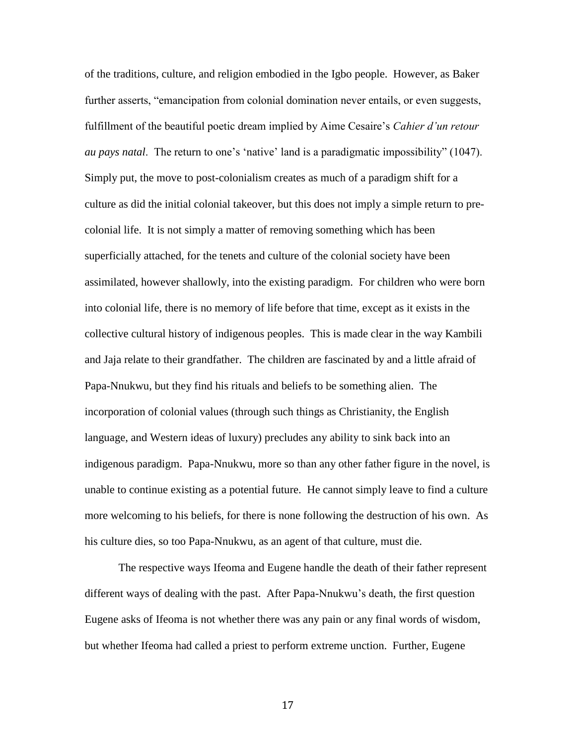of the traditions, culture, and religion embodied in the Igbo people. However, as Baker further asserts, "emancipation from colonial domination never entails, or even suggests, fulfillment of the beautiful poetic dream implied by Aime Cesaire's *Cahier d'un retour au pays natal*. The return to one's 'native' land is a paradigmatic impossibility" (1047). Simply put, the move to post-colonialism creates as much of a paradigm shift for a culture as did the initial colonial takeover, but this does not imply a simple return to pre-colonial life. It is not simply a matter of removing something which has been superficially attached, for the tenets and culture of the colonial society have been assimilated, however shallowly, into the existing paradigm. For children who were born into colonial life, there is no memory of life before that time, except as it exists in the collective cultural history of indigenous peoples. This is made clear in the way Kambili and Jaja relate to their grandfather. The children are fascinated by and a little afraid of Papa-Nnukwu, but they find his rituals and beliefs to be something alien. The incorporation of colonial values (through such things as Christianity, the English language, and Western ideas of luxury) precludes any ability to sink back into an indigenous paradigm. Papa-Nnukwu, more so than any other father figure in the novel, is unable to continue existing as a potential future. He cannot simply leave to find a culture more welcoming to his beliefs, for there is none following the destruction of his own. As his culture dies, so too Papa-Nnukwu, as an agent of that culture, must die.

The respective ways Ifeoma and Eugene handle the death of their father represent different ways of dealing with the past. After Papa-Nnukwu's death, the first question Eugene asks of Ifeoma is not whether there was any pain or any final words of wisdom, but whether Ifeoma had called a priest to perform extreme unction. Further, Eugene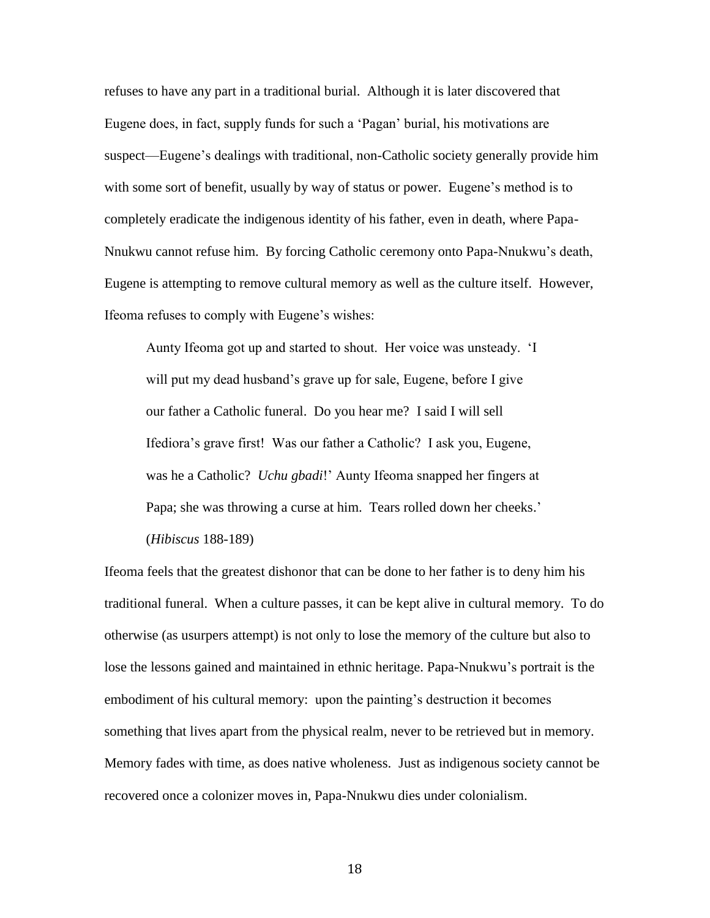refuses to have any part in a traditional burial. Although it is later discovered that Eugene does, in fact, supply funds for such a 'Pagan' burial, his motivations are suspect—Eugene's dealings with traditional, non-Catholic society generally provide him with some sort of benefit, usually by way of status or power. Eugene's method is to completely eradicate the indigenous identity of his father, even in death, where Papa-Nnukwu cannot refuse him. By forcing Catholic ceremony onto Papa-Nnukwu's death, Eugene is attempting to remove cultural memory as well as the culture itself. However, Ifeoma refuses to comply with Eugene's wishes:

> Aunty Ifeoma got up and started to shout. Her voice was unsteady. 'I will put my dead husband's grave up for sale, Eugene, before I give our father a Catholic funeral. Do you hear me? I said I will sell Ifediora's grave first! Was our father a Catholic? I ask you, Eugene, was he a Catholic? *Uchu gbadi*!' Aunty Ifeoma snapped her fingers at Papa; she was throwing a curse at him. Tears rolled down her cheeks.' (*Hibiscus* 188-189)

Ifeoma feels that the greatest dishonor that can be done to her father is to deny him his traditional funeral. When a culture passes, it can be kept alive in cultural memory. To do otherwise (as usurpers attempt) is not only to lose the memory of the culture but also to lose the lessons gained and maintained in ethnic heritage. Papa-Nnukwu's portrait is the embodiment of his cultural memory: upon the painting's destruction it becomes something that lives apart from the physical realm, never to be retrieved but in memory. Memory fades with time, as does native wholeness. Just as indigenous society cannot be recovered once a colonizer moves in, Papa-Nnukwu dies under colonialism.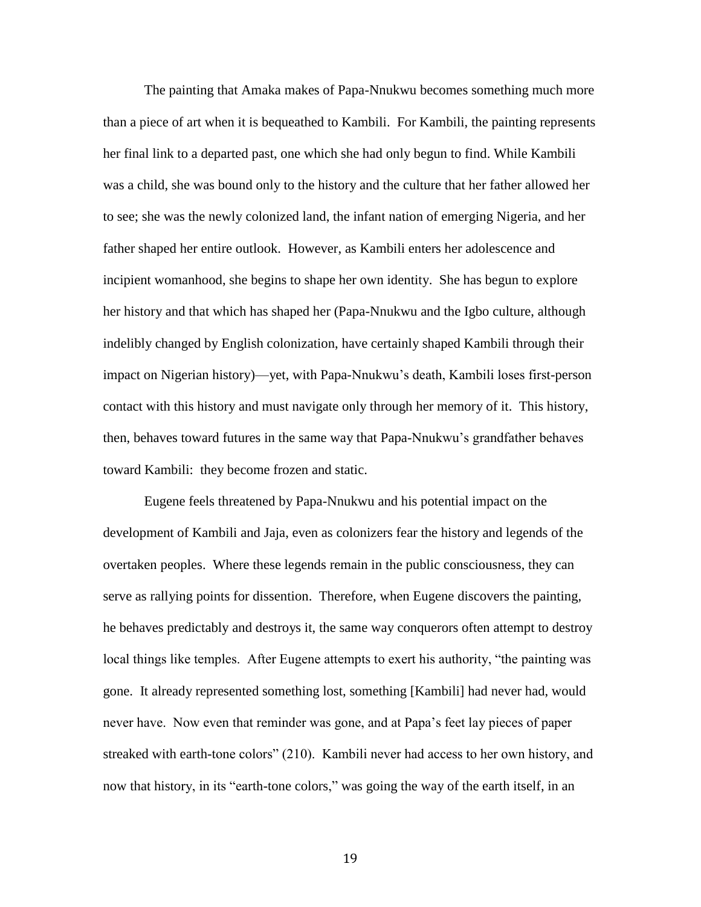The painting that Amaka makes of Papa-Nnukwu becomes something much more than a piece of art when it is bequeathed to Kambili. For Kambili, the painting represents her final link to a departed past, one which she had only begun to find. While Kambili was a child, she was bound only to the history and the culture that her father allowed her to see; she was the newly colonized land, the infant nation of emerging Nigeria, and her father shaped her entire outlook. However, as Kambili enters her adolescence and incipient womanhood, she begins to shape her own identity. She has begun to explore her history and that which has shaped her (Papa-Nnukwu and the Igbo culture, although indelibly changed by English colonization, have certainly shaped Kambili through their impact on Nigerian history)—yet, with Papa-Nnukwu's death, Kambili loses first-person contact with this history and must navigate only through her memory of it. This history, then, behaves toward futures in the same way that Papa-Nnukwu's grandfather behaves toward Kambili: they become frozen and static.

Eugene feels threatened by Papa-Nnukwu and his potential impact on the development of Kambili and Jaja, even as colonizers fear the history and legends of the overtaken peoples. Where these legends remain in the public consciousness, they can serve as rallying points for dissention. Therefore, when Eugene discovers the painting, he behaves predictably and destroys it, the same way conquerors often attempt to destroy local things like temples. After Eugene attempts to exert his authority, "the painting was gone. It already represented something lost, something [Kambili] had never had, would never have. Now even that reminder was gone, and at Papa's feet lay pieces of paper streaked with earth-tone colors" (210). Kambili never had access to her own history, and now that history, in its "earth-tone colors," was going the way of the earth itself, in an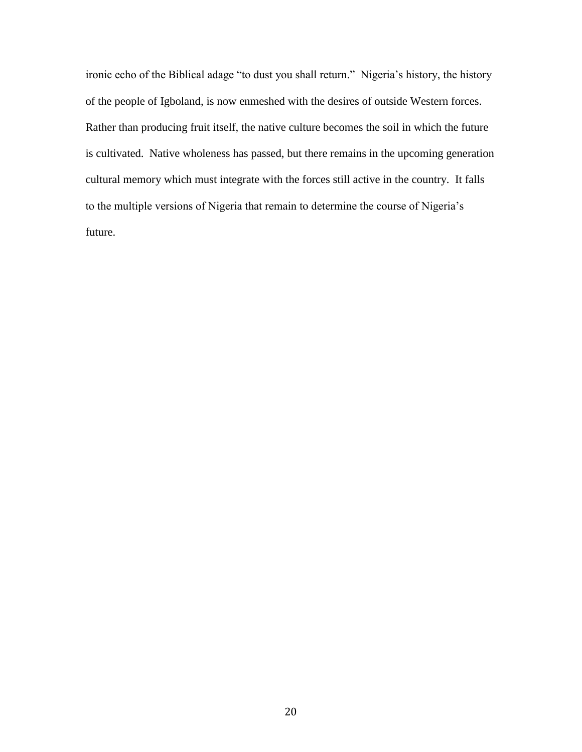ironic echo of the Biblical adage “to dust you shall return.” Nigeria’s history, the history of the people of Igboland, is now enmeshed with the desires of outside Western forces. Rather than producing fruit itself, the native culture becomes the soil in which the future is cultivated. Native wholeness has passed, but there remains in the upcoming generation cultural memory which must integrate with the forces still active in the country. It falls to the multiple versions of Nigeria that remain to determine the course of Nigeria’s future.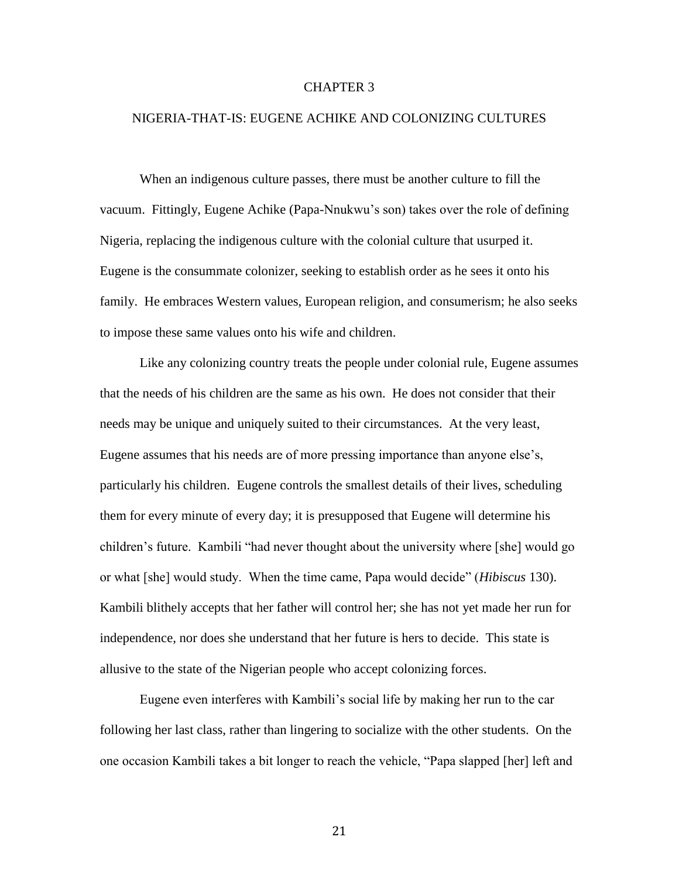# CHAPTER 3

## NIGERIA-THAT-IS: EUGENE ACHIKE AND COLONIZING CULTURES

When an indigenous culture passes, there must be another culture to fill the vacuum. Fittingly, Eugene Achike (Papa-Nnukwu's son) takes over the role of defining Nigeria, replacing the indigenous culture with the colonial culture that usurped it. Eugene is the consummate colonizer, seeking to establish order as he sees it onto his family. He embraces Western values, European religion, and consumerism; he also seeks to impose these same values onto his wife and children.

Like any colonizing country treats the people under colonial rule, Eugene assumes that the needs of his children are the same as his own. He does not consider that their needs may be unique and uniquely suited to their circumstances. At the very least, Eugene assumes that his needs are of more pressing importance than anyone else's, particularly his children. Eugene controls the smallest details of their lives, scheduling them for every minute of every day; it is presupposed that Eugene will determine his children's future. Kambili "had never thought about the university where [she] would go or what [she] would study. When the time came, Papa would decide" (*Hibiscus* 130). Kambili blithely accepts that her father will control her; she has not yet made her run for independence, nor does she understand that her future is hers to decide. This state is allusive to the state of the Nigerian people who accept colonizing forces.

Eugene even interferes with Kambili's social life by making her run to the car following her last class, rather than lingering to socialize with the other students. On the one occasion Kambili takes a bit longer to reach the vehicle, "Papa slapped [her] left and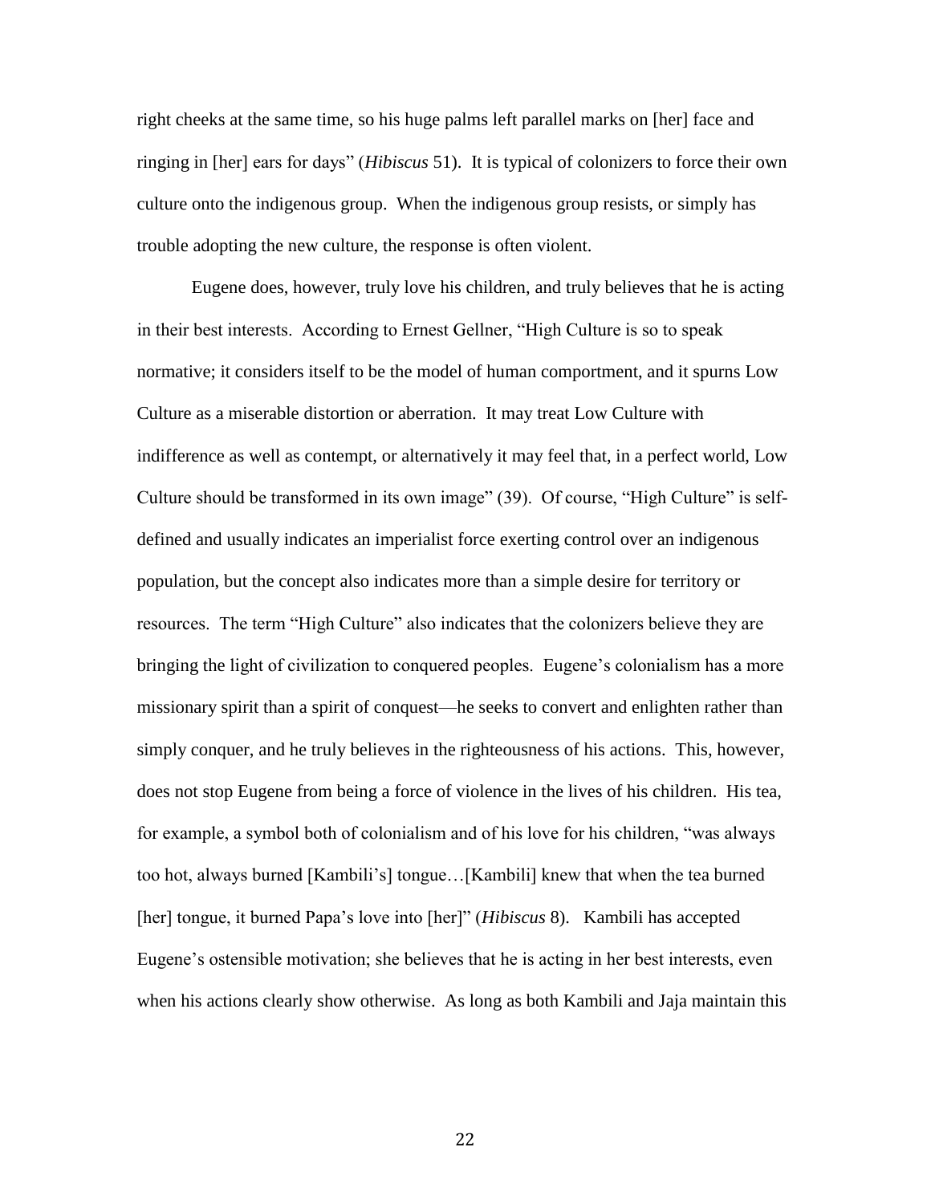right cheeks at the same time, so his huge palms left parallel marks on [her] face and ringing in [her] ears for days" (*Hibiscus* 51). It is typical of colonizers to force their own culture onto the indigenous group. When the indigenous group resists, or simply has trouble adopting the new culture, the response is often violent.

Eugene does, however, truly love his children, and truly believes that he is acting in their best interests. According to Ernest Gellner, "High Culture is so to speak normative; it considers itself to be the model of human comportment, and it spurns Low Culture as a miserable distortion or aberration. It may treat Low Culture with indifference as well as contempt, or alternatively it may feel that, in a perfect world, Low Culture should be transformed in its own image" (39). Of course, "High Culture" is self-defined and usually indicates an imperialist force exerting control over an indigenous population, but the concept also indicates more than a simple desire for territory or resources. The term "High Culture" also indicates that the colonizers believe they are bringing the light of civilization to conquered peoples. Eugene's colonialism has a more missionary spirit than a spirit of conquest—he seeks to convert and enlighten rather than simply conquer, and he truly believes in the righteousness of his actions. This, however, does not stop Eugene from being a force of violence in the lives of his children. His tea, for example, a symbol both of colonialism and of his love for his children, "was always too hot, always burned [Kambili's] tongue…[Kambili] knew that when the tea burned [her] tongue, it burned Papa's love into [her]" (*Hibiscus* 8). Kambili has accepted Eugene's ostensible motivation; she believes that he is acting in her best interests, even when his actions clearly show otherwise. As long as both Kambili and Jaja maintain this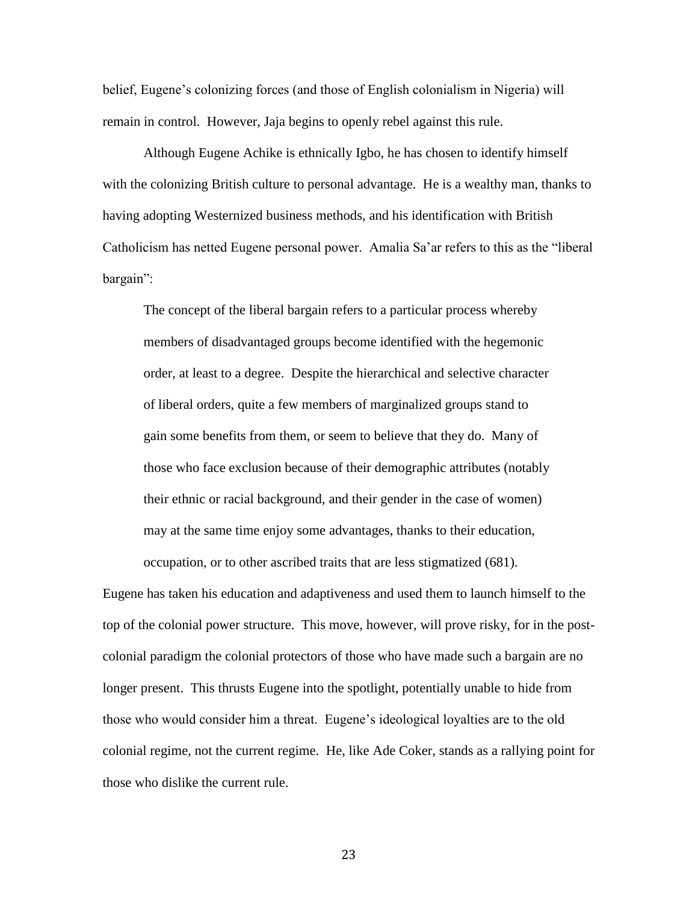belief, Eugene's colonizing forces (and those of English colonialism in Nigeria) will remain in control. However, Jaja begins to openly rebel against this rule.

Although Eugene Achike is ethnically Igbo, he has chosen to identify himself with the colonizing British culture to personal advantage. He is a wealthy man, thanks to having adopting Westernized business methods, and his identification with British Catholicism has netted Eugene personal power. Amalia Sa'ar refers to this as the "liberal bargain":

> The concept of the liberal bargain refers to a particular process whereby members of disadvantaged groups become identified with the hegemonic order, at least to a degree. Despite the hierarchical and selective character of liberal orders, quite a few members of marginalized groups stand to gain some benefits from them, or seem to believe that they do. Many of those who face exclusion because of their demographic attributes (notably their ethnic or racial background, and their gender in the case of women) may at the same time enjoy some advantages, thanks to their education, occupation, or to other ascribed traits that are less stigmatized (681).

Eugene has taken his education and adaptiveness and used them to launch himself to the top of the colonial power structure. This move, however, will prove risky, for in the post-colonial paradigm the colonial protectors of those who have made such a bargain are no longer present. This thrusts Eugene into the spotlight, potentially unable to hide from those who would consider him a threat. Eugene's ideological loyalties are to the old colonial regime, not the current regime. He, like Ade Coker, stands as a rallying point for those who dislike the current rule.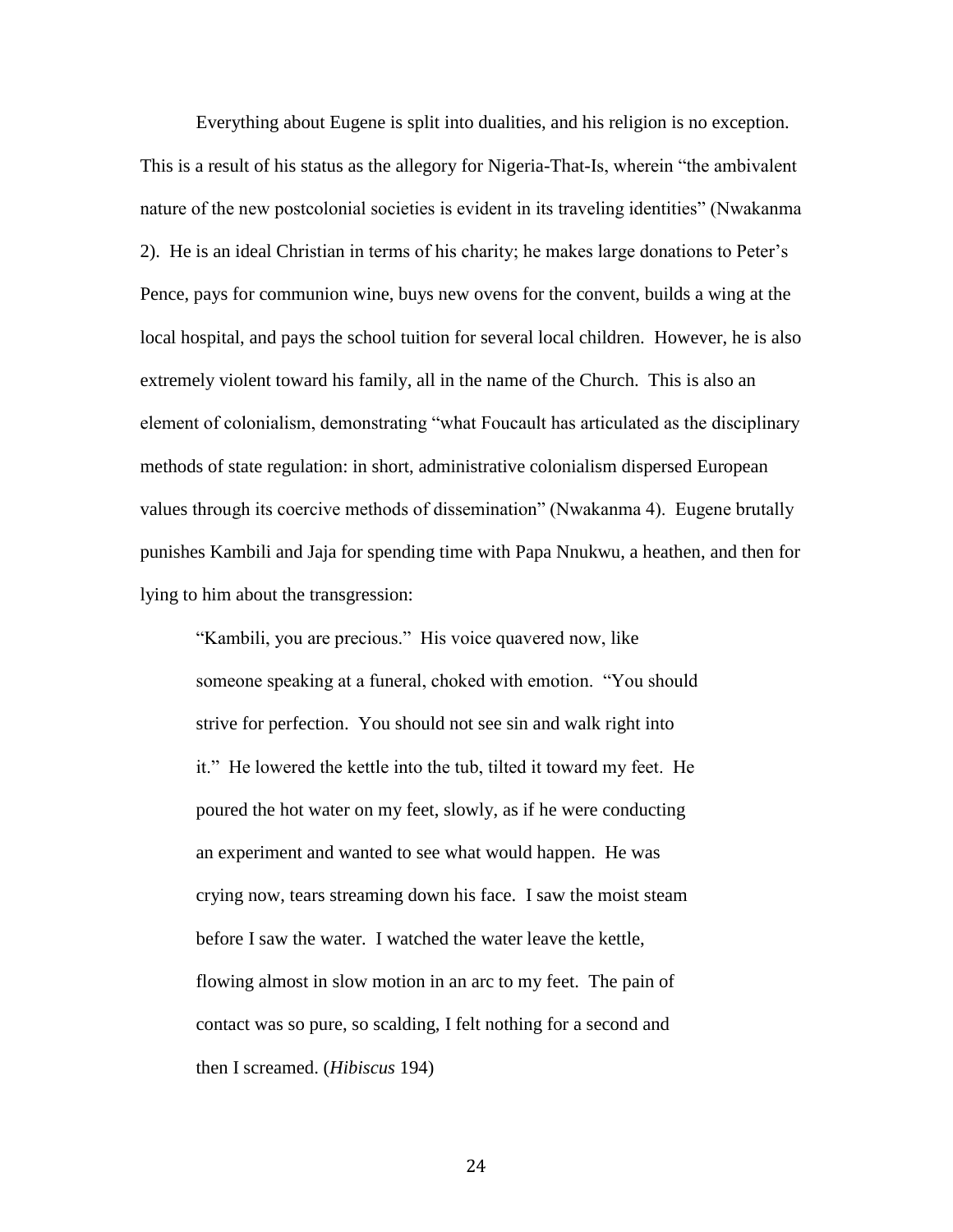Everything about Eugene is split into dualities, and his religion is no exception. This is a result of his status as the allegory for Nigeria-That-Is, wherein "the ambivalent nature of the new postcolonial societies is evident in its traveling identities" (Nwakanma 2). He is an ideal Christian in terms of his charity; he makes large donations to Peter's Pence, pays for communion wine, buys new ovens for the convent, builds a wing at the local hospital, and pays the school tuition for several local children. However, he is also extremely violent toward his family, all in the name of the Church. This is also an element of colonialism, demonstrating "what Foucault has articulated as the disciplinary methods of state regulation: in short, administrative colonialism dispersed European values through its coercive methods of dissemination" (Nwakanma 4). Eugene brutally punishes Kambili and Jaja for spending time with Papa Nnukwu, a heathen, and then for lying to him about the transgression:

> "Kambili, you are precious." His voice quavered now, like someone speaking at a funeral, choked with emotion. "You should strive for perfection. You should not see sin and walk right into it." He lowered the kettle into the tub, tilted it toward my feet. He poured the hot water on my feet, slowly, as if he were conducting an experiment and wanted to see what would happen. He was crying now, tears streaming down his face. I saw the moist steam before I saw the water. I watched the water leave the kettle, flowing almost in slow motion in an arc to my feet. The pain of contact was so pure, so scalding, I felt nothing for a second and then I screamed. (*Hibiscus* 194)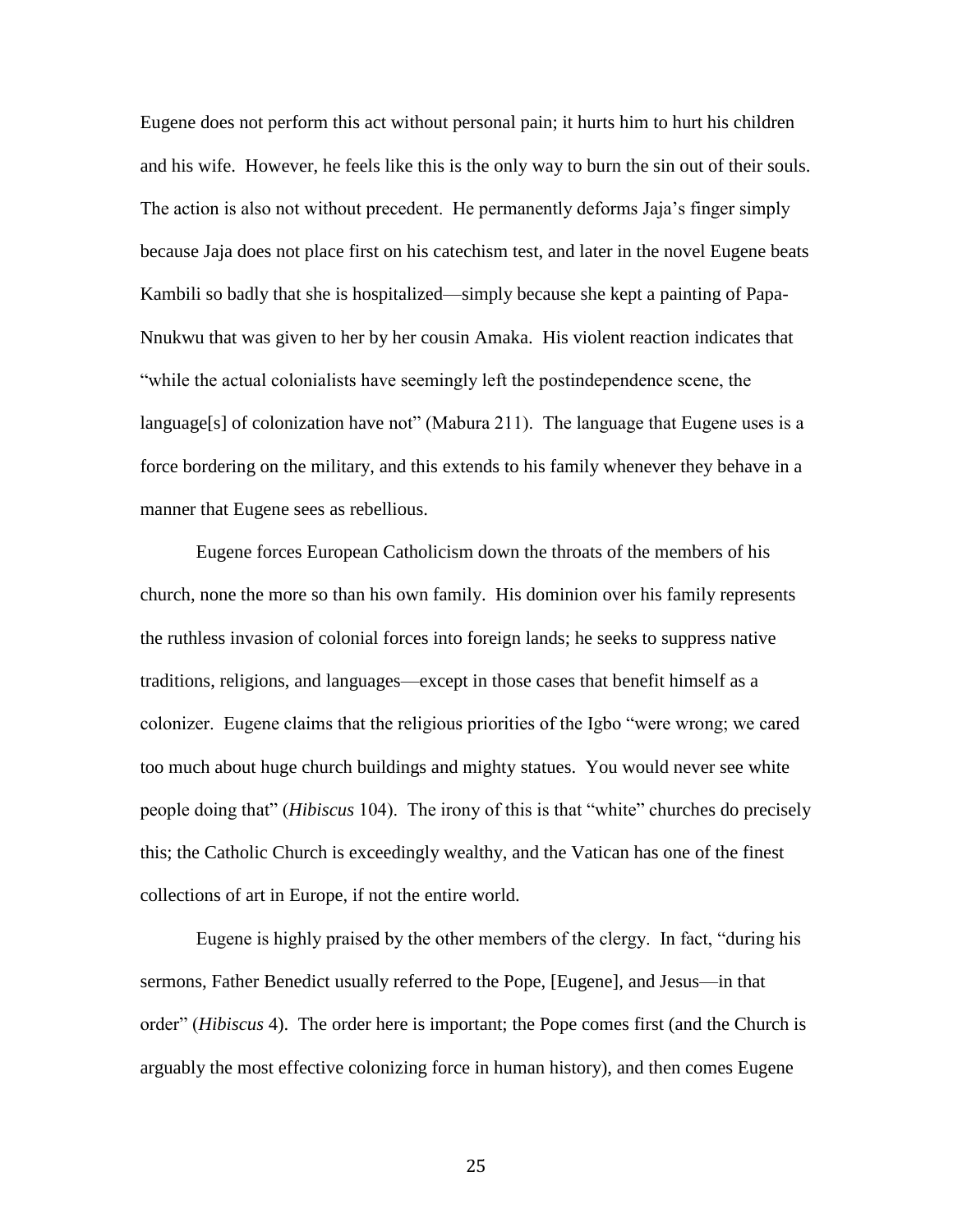Eugene does not perform this act without personal pain; it hurts him to hurt his children and his wife. However, he feels like this is the only way to burn the sin out of their souls. The action is also not without precedent. He permanently deforms Jaja's finger simply because Jaja does not place first on his catechism test, and later in the novel Eugene beats Kambili so badly that she is hospitalized—simply because she kept a painting of Papa-Nnukwu that was given to her by her cousin Amaka. His violent reaction indicates that "while the actual colonialists have seemingly left the postindependence scene, the language[s] of colonization have not" (Mabura 211). The language that Eugene uses is a force bordering on the military, and this extends to his family whenever they behave in a manner that Eugene sees as rebellious.

Eugene forces European Catholicism down the throats of the members of his church, none the more so than his own family. His dominion over his family represents the ruthless invasion of colonial forces into foreign lands; he seeks to suppress native traditions, religions, and languages—except in those cases that benefit himself as a colonizer. Eugene claims that the religious priorities of the Igbo "were wrong; we cared too much about huge church buildings and mighty statues. You would never see white people doing that" (*Hibiscus* 104). The irony of this is that "white" churches do precisely this; the Catholic Church is exceedingly wealthy, and the Vatican has one of the finest collections of art in Europe, if not the entire world.

Eugene is highly praised by the other members of the clergy. In fact, "during his sermons, Father Benedict usually referred to the Pope, [Eugene], and Jesus—in that order" (*Hibiscus* 4). The order here is important; the Pope comes first (and the Church is arguably the most effective colonizing force in human history), and then comes Eugene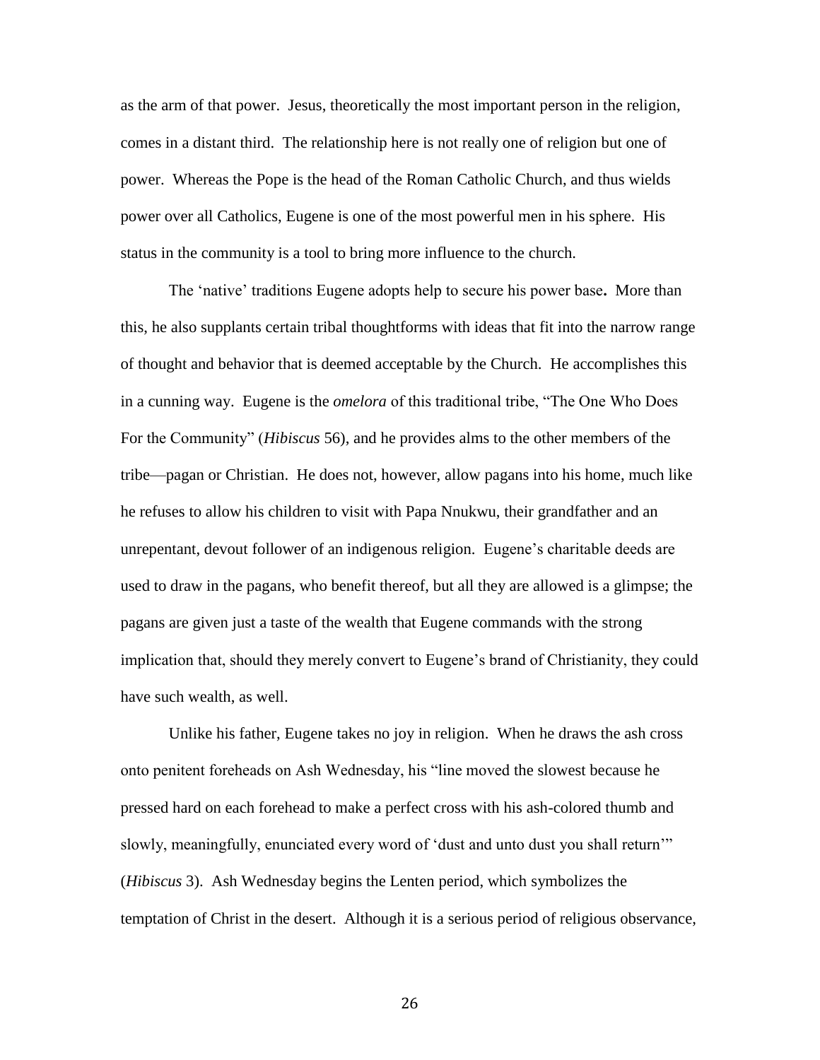as the arm of that power. Jesus, theoretically the most important person in the religion, comes in a distant third. The relationship here is not really one of religion but one of power. Whereas the Pope is the head of the Roman Catholic Church, and thus wields power over all Catholics, Eugene is one of the most powerful men in his sphere. His status in the community is a tool to bring more influence to the church.

The 'native' traditions Eugene adopts help to secure his power base**.** More than this, he also supplants certain tribal thoughtforms with ideas that fit into the narrow range of thought and behavior that is deemed acceptable by the Church. He accomplishes this in a cunning way. Eugene is the *omelora* of this traditional tribe, "The One Who Does For the Community" (*Hibiscus* 56), and he provides alms to the other members of the tribe—pagan or Christian. He does not, however, allow pagans into his home, much like he refuses to allow his children to visit with Papa Nnukwu, their grandfather and an unrepentant, devout follower of an indigenous religion. Eugene's charitable deeds are used to draw in the pagans, who benefit thereof, but all they are allowed is a glimpse; the pagans are given just a taste of the wealth that Eugene commands with the strong implication that, should they merely convert to Eugene's brand of Christianity, they could have such wealth, as well.

Unlike his father, Eugene takes no joy in religion. When he draws the ash cross onto penitent foreheads on Ash Wednesday, his "line moved the slowest because he pressed hard on each forehead to make a perfect cross with his ash-colored thumb and slowly, meaningfully, enunciated every word of 'dust and unto dust you shall return'" (*Hibiscus* 3). Ash Wednesday begins the Lenten period, which symbolizes the temptation of Christ in the desert. Although it is a serious period of religious observance,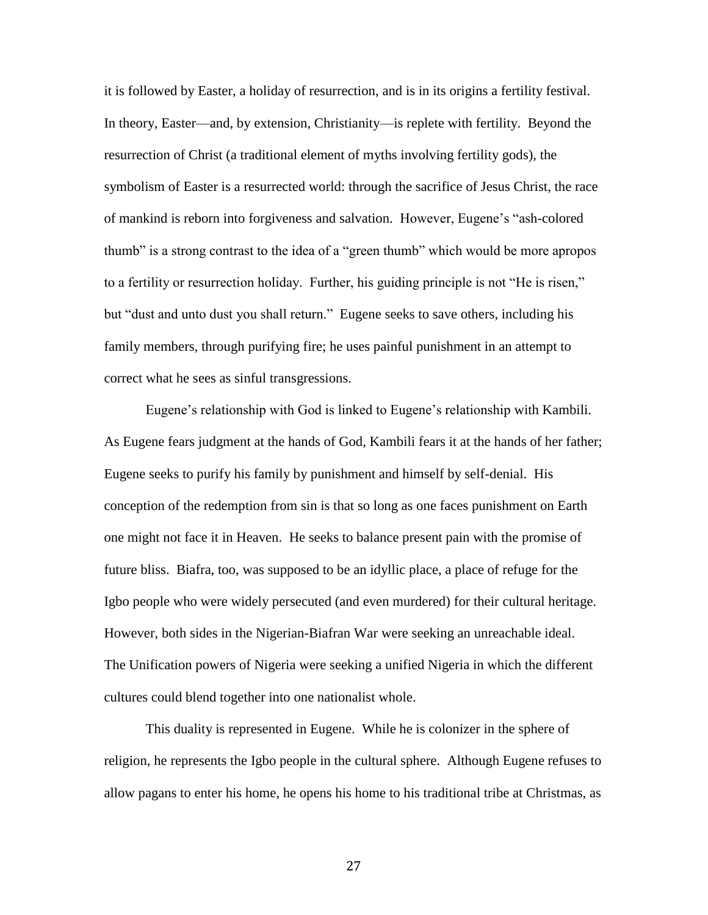it is followed by Easter, a holiday of resurrection, and is in its origins a fertility festival. In theory, Easter—and, by extension, Christianity—is replete with fertility. Beyond the resurrection of Christ (a traditional element of myths involving fertility gods), the symbolism of Easter is a resurrected world: through the sacrifice of Jesus Christ, the race of mankind is reborn into forgiveness and salvation. However, Eugene's "ash-colored thumb" is a strong contrast to the idea of a "green thumb" which would be more apropos to a fertility or resurrection holiday. Further, his guiding principle is not "He is risen," but "dust and unto dust you shall return." Eugene seeks to save others, including his family members, through purifying fire; he uses painful punishment in an attempt to correct what he sees as sinful transgressions.

Eugene's relationship with God is linked to Eugene's relationship with Kambili. As Eugene fears judgment at the hands of God, Kambili fears it at the hands of her father; Eugene seeks to purify his family by punishment and himself by self-denial. His conception of the redemption from sin is that so long as one faces punishment on Earth one might not face it in Heaven. He seeks to balance present pain with the promise of future bliss. Biafra, too, was supposed to be an idyllic place, a place of refuge for the Igbo people who were widely persecuted (and even murdered) for their cultural heritage. However, both sides in the Nigerian-Biafran War were seeking an unreachable ideal. The Unification powers of Nigeria were seeking a unified Nigeria in which the different cultures could blend together into one nationalist whole.

This duality is represented in Eugene. While he is colonizer in the sphere of religion, he represents the Igbo people in the cultural sphere. Although Eugene refuses to allow pagans to enter his home, he opens his home to his traditional tribe at Christmas, as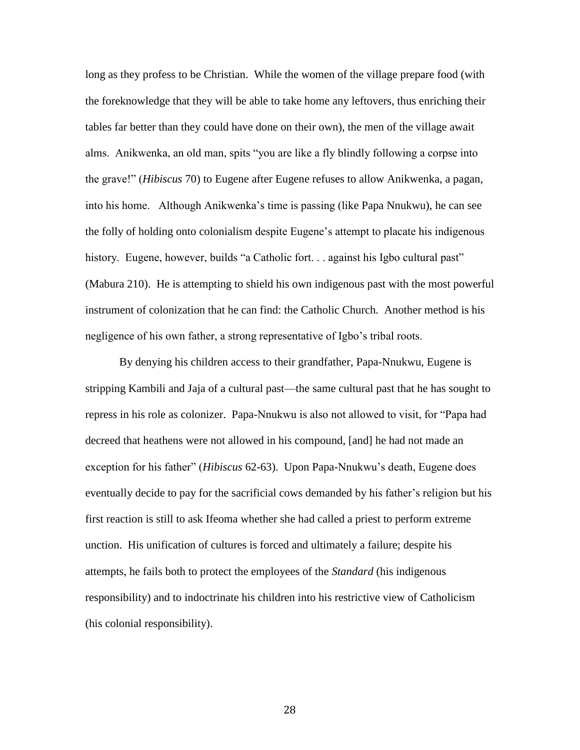long as they profess to be Christian. While the women of the village prepare food (with the foreknowledge that they will be able to take home any leftovers, thus enriching their tables far better than they could have done on their own), the men of the village await alms. Anikwenka, an old man, spits "you are like a fly blindly following a corpse into the grave!" (*Hibiscus* 70) to Eugene after Eugene refuses to allow Anikwenka, a pagan, into his home. Although Anikwenka's time is passing (like Papa Nnukwu), he can see the folly of holding onto colonialism despite Eugene's attempt to placate his indigenous history. Eugene, however, builds "a Catholic fort. . . against his Igbo cultural past" (Mabura 210). He is attempting to shield his own indigenous past with the most powerful instrument of colonization that he can find: the Catholic Church. Another method is his negligence of his own father, a strong representative of Igbo's tribal roots.

By denying his children access to their grandfather, Papa-Nnukwu, Eugene is stripping Kambili and Jaja of a cultural past—the same cultural past that he has sought to repress in his role as colonizer. Papa-Nnukwu is also not allowed to visit, for "Papa had decreed that heathens were not allowed in his compound, [and] he had not made an exception for his father" (*Hibiscus* 62-63). Upon Papa-Nnukwu's death, Eugene does eventually decide to pay for the sacrificial cows demanded by his father's religion but his first reaction is still to ask Ifeoma whether she had called a priest to perform extreme unction. His unification of cultures is forced and ultimately a failure; despite his attempts, he fails both to protect the employees of the *Standard* (his indigenous responsibility) and to indoctrinate his children into his restrictive view of Catholicism (his colonial responsibility).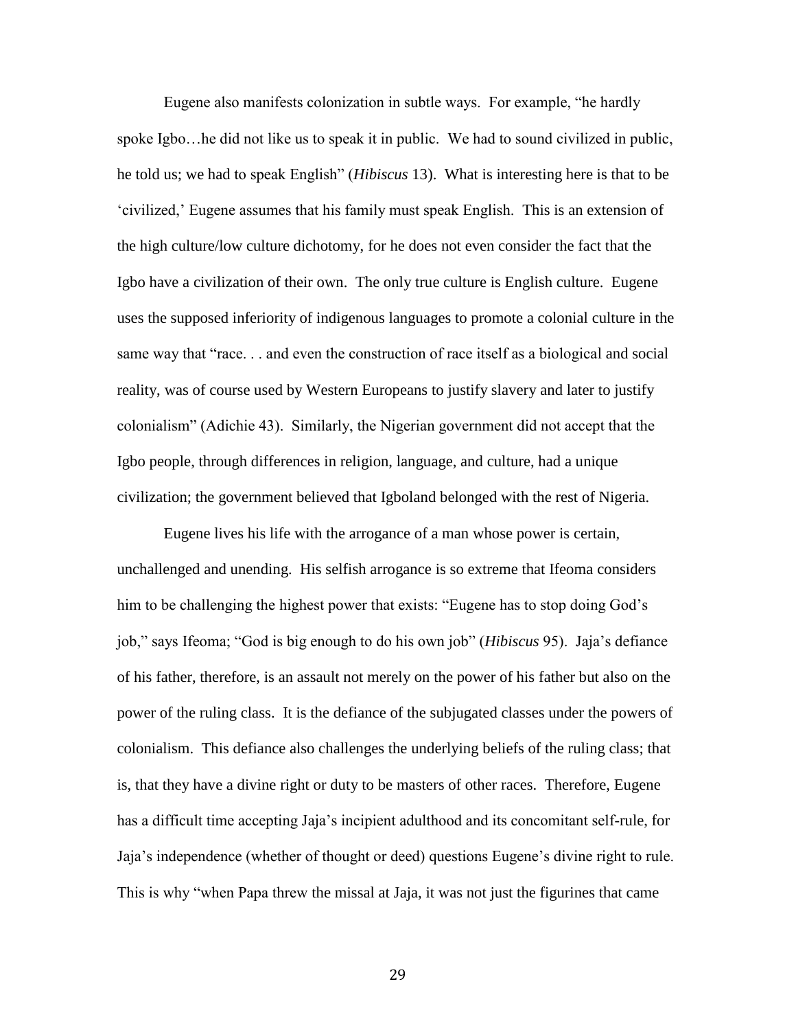Eugene also manifests colonization in subtle ways. For example, "he hardly spoke Igbo…he did not like us to speak it in public. We had to sound civilized in public, he told us; we had to speak English" (*Hibiscus* 13). What is interesting here is that to be 'civilized,' Eugene assumes that his family must speak English. This is an extension of the high culture/low culture dichotomy, for he does not even consider the fact that the Igbo have a civilization of their own. The only true culture is English culture. Eugene uses the supposed inferiority of indigenous languages to promote a colonial culture in the same way that "race. . . and even the construction of race itself as a biological and social reality, was of course used by Western Europeans to justify slavery and later to justify colonialism" (Adichie 43). Similarly, the Nigerian government did not accept that the Igbo people, through differences in religion, language, and culture, had a unique civilization; the government believed that Igboland belonged with the rest of Nigeria.

Eugene lives his life with the arrogance of a man whose power is certain, unchallenged and unending. His selfish arrogance is so extreme that Ifeoma considers him to be challenging the highest power that exists: "Eugene has to stop doing God's job," says Ifeoma; "God is big enough to do his own job" (*Hibiscus* 95). Jaja's defiance of his father, therefore, is an assault not merely on the power of his father but also on the power of the ruling class. It is the defiance of the subjugated classes under the powers of colonialism. This defiance also challenges the underlying beliefs of the ruling class; that is, that they have a divine right or duty to be masters of other races. Therefore, Eugene has a difficult time accepting Jaja's incipient adulthood and its concomitant self-rule, for Jaja's independence (whether of thought or deed) questions Eugene's divine right to rule. This is why "when Papa threw the missal at Jaja, it was not just the figurines that came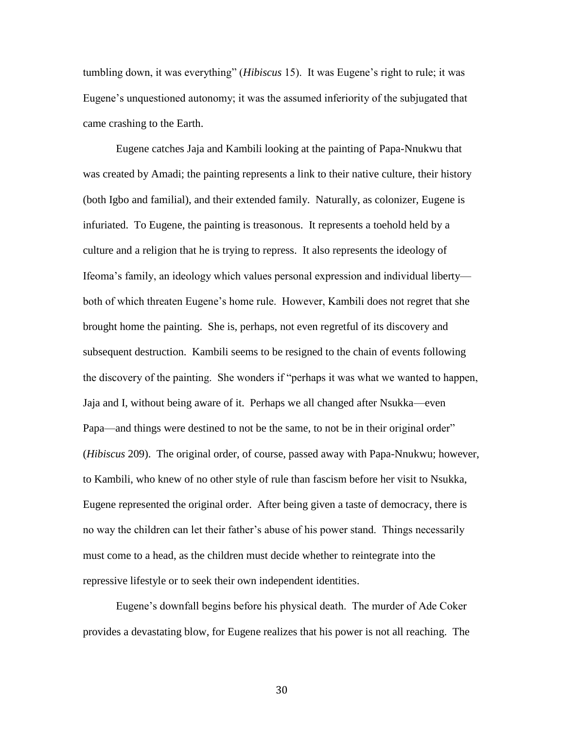tumbling down, it was everything" (*Hibiscus* 15). It was Eugene's right to rule; it was Eugene's unquestioned autonomy; it was the assumed inferiority of the subjugated that came crashing to the Earth.

Eugene catches Jaja and Kambili looking at the painting of Papa-Nnukwu that was created by Amadi; the painting represents a link to their native culture, their history (both Igbo and familial), and their extended family. Naturally, as colonizer, Eugene is infuriated. To Eugene, the painting is treasonous. It represents a toehold held by a culture and a religion that he is trying to repress. It also represents the ideology of Ifeoma's family, an ideology which values personal expression and individual liberty—both of which threaten Eugene's home rule. However, Kambili does not regret that she brought home the painting. She is, perhaps, not even regretful of its discovery and subsequent destruction. Kambili seems to be resigned to the chain of events following the discovery of the painting. She wonders if "perhaps it was what we wanted to happen, Jaja and I, without being aware of it. Perhaps we all changed after Nsukka—even Papa—and things were destined to not be the same, to not be in their original order" (*Hibiscus* 209). The original order, of course, passed away with Papa-Nnukwu; however, to Kambili, who knew of no other style of rule than fascism before her visit to Nsukka, Eugene represented the original order. After being given a taste of democracy, there is no way the children can let their father's abuse of his power stand. Things necessarily must come to a head, as the children must decide whether to reintegrate into the repressive lifestyle or to seek their own independent identities.

Eugene's downfall begins before his physical death. The murder of Ade Coker provides a devastating blow, for Eugene realizes that his power is not all reaching. The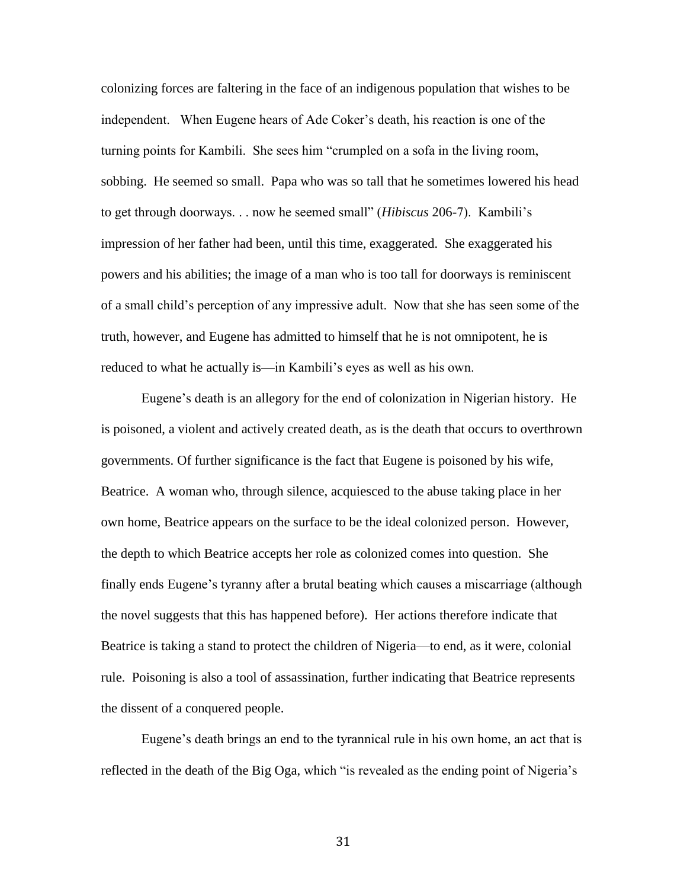colonizing forces are faltering in the face of an indigenous population that wishes to be independent. When Eugene hears of Ade Coker's death, his reaction is one of the turning points for Kambili. She sees him "crumpled on a sofa in the living room, sobbing. He seemed so small. Papa who was so tall that he sometimes lowered his head to get through doorways. . . now he seemed small" (*Hibiscus* 206-7). Kambili's impression of her father had been, until this time, exaggerated. She exaggerated his powers and his abilities; the image of a man who is too tall for doorways is reminiscent of a small child's perception of any impressive adult. Now that she has seen some of the truth, however, and Eugene has admitted to himself that he is not omnipotent, he is reduced to what he actually is—in Kambili's eyes as well as his own.

Eugene's death is an allegory for the end of colonization in Nigerian history. He is poisoned, a violent and actively created death, as is the death that occurs to overthrown governments. Of further significance is the fact that Eugene is poisoned by his wife, Beatrice. A woman who, through silence, acquiesced to the abuse taking place in her own home, Beatrice appears on the surface to be the ideal colonized person. However, the depth to which Beatrice accepts her role as colonized comes into question. She finally ends Eugene's tyranny after a brutal beating which causes a miscarriage (although the novel suggests that this has happened before). Her actions therefore indicate that Beatrice is taking a stand to protect the children of Nigeria—to end, as it were, colonial rule. Poisoning is also a tool of assassination, further indicating that Beatrice represents the dissent of a conquered people.

Eugene's death brings an end to the tyrannical rule in his own home, an act that is reflected in the death of the Big Oga, which "is revealed as the ending point of Nigeria's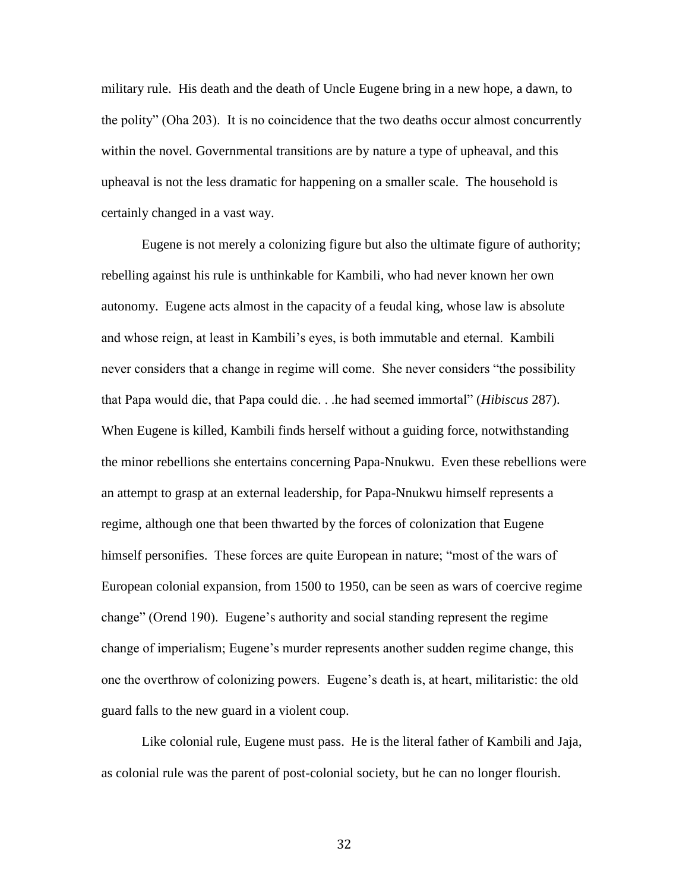military rule. His death and the death of Uncle Eugene bring in a new hope, a dawn, to the polity" (Oha 203). It is no coincidence that the two deaths occur almost concurrently within the novel. Governmental transitions are by nature a type of upheaval, and this upheaval is not the less dramatic for happening on a smaller scale. The household is certainly changed in a vast way.

Eugene is not merely a colonizing figure but also the ultimate figure of authority; rebelling against his rule is unthinkable for Kambili, who had never known her own autonomy. Eugene acts almost in the capacity of a feudal king, whose law is absolute and whose reign, at least in Kambili's eyes, is both immutable and eternal. Kambili never considers that a change in regime will come. She never considers "the possibility that Papa would die, that Papa could die. . .he had seemed immortal" (*Hibiscus* 287). When Eugene is killed, Kambili finds herself without a guiding force, notwithstanding the minor rebellions she entertains concerning Papa-Nnukwu. Even these rebellions were an attempt to grasp at an external leadership, for Papa-Nnukwu himself represents a regime, although one that been thwarted by the forces of colonization that Eugene himself personifies. These forces are quite European in nature; "most of the wars of European colonial expansion, from 1500 to 1950, can be seen as wars of coercive regime change" (Orend 190). Eugene's authority and social standing represent the regime change of imperialism; Eugene's murder represents another sudden regime change, this one the overthrow of colonizing powers. Eugene's death is, at heart, militaristic: the old guard falls to the new guard in a violent coup.

Like colonial rule, Eugene must pass. He is the literal father of Kambili and Jaja, as colonial rule was the parent of post-colonial society, but he can no longer flourish.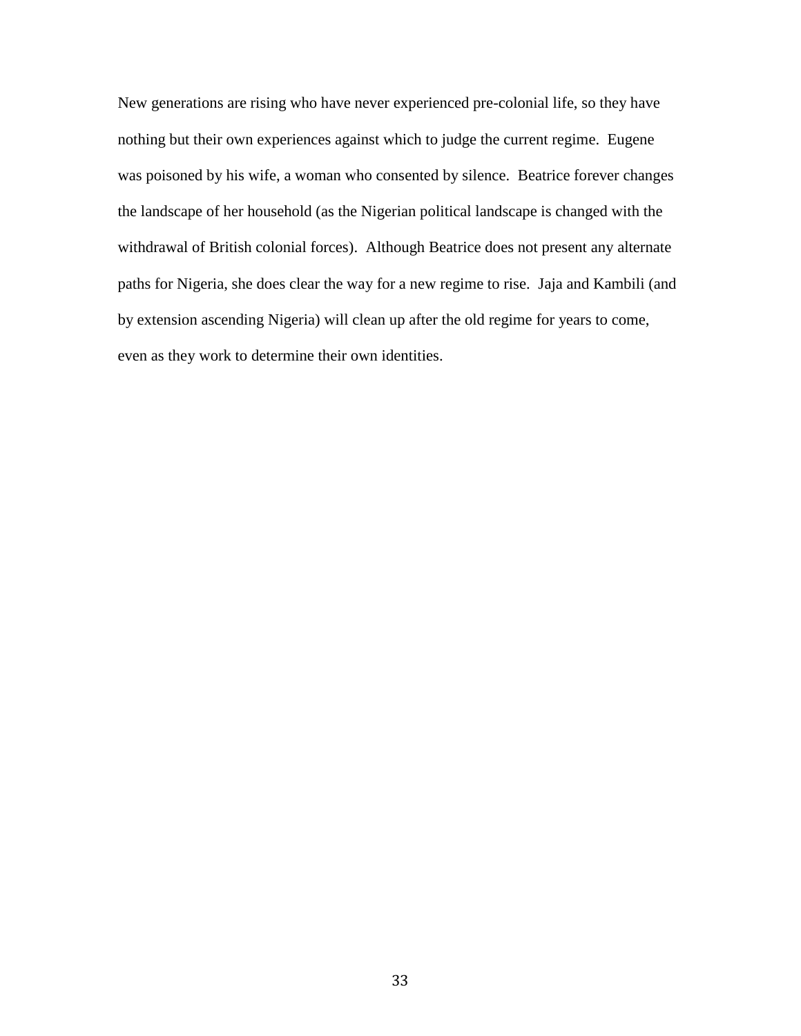New generations are rising who have never experienced pre-colonial life, so they have nothing but their own experiences against which to judge the current regime.  Eugene was poisoned by his wife, a woman who consented by silence.  Beatrice forever changes the landscape of her household (as the Nigerian political landscape is changed with the withdrawal of British colonial forces).  Although Beatrice does not present any alternate paths for Nigeria, she does clear the way for a new regime to rise.  Jaja and Kambili (and by extension ascending Nigeria) will clean up after the old regime for years to come, even as they work to determine their own identities.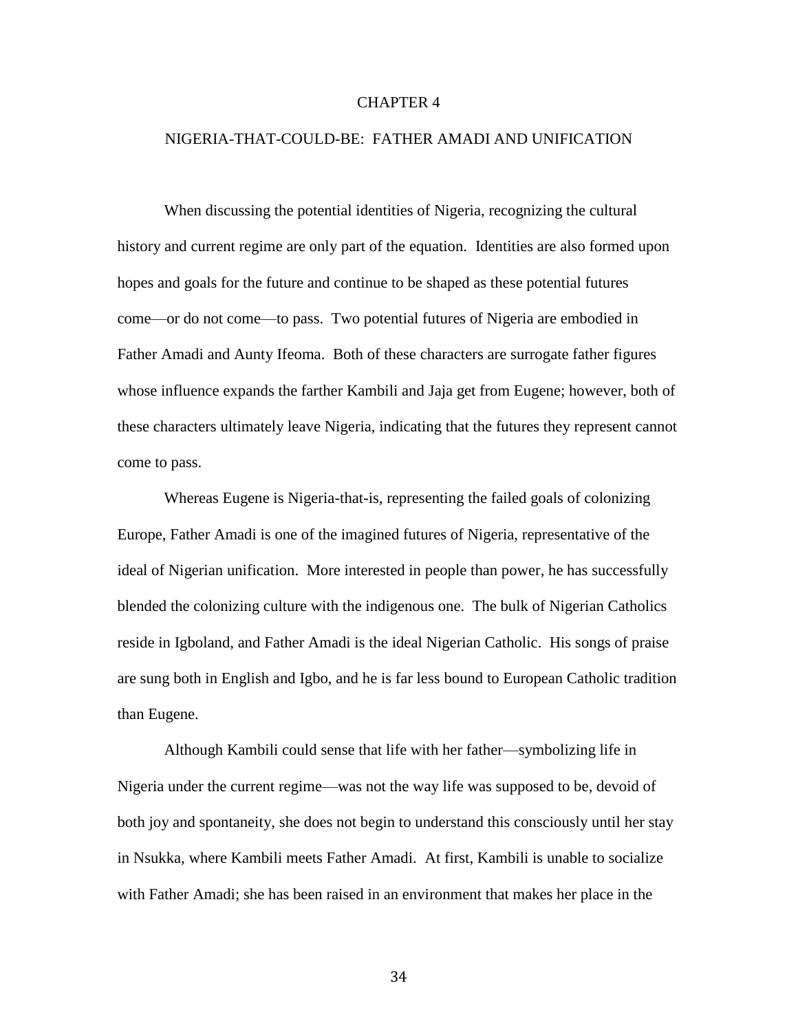# CHAPTER 4

## NIGERIA-THAT-COULD-BE: FATHER AMADI AND UNIFICATION

When discussing the potential identities of Nigeria, recognizing the cultural history and current regime are only part of the equation. Identities are also formed upon hopes and goals for the future and continue to be shaped as these potential futures come—or do not come—to pass. Two potential futures of Nigeria are embodied in Father Amadi and Aunty Ifeoma. Both of these characters are surrogate father figures whose influence expands the farther Kambili and Jaja get from Eugene; however, both of these characters ultimately leave Nigeria, indicating that the futures they represent cannot come to pass.

Whereas Eugene is Nigeria-that-is, representing the failed goals of colonizing Europe, Father Amadi is one of the imagined futures of Nigeria, representative of the ideal of Nigerian unification. More interested in people than power, he has successfully blended the colonizing culture with the indigenous one. The bulk of Nigerian Catholics reside in Igboland, and Father Amadi is the ideal Nigerian Catholic. His songs of praise are sung both in English and Igbo, and he is far less bound to European Catholic tradition than Eugene.

Although Kambili could sense that life with her father—symbolizing life in Nigeria under the current regime—was not the way life was supposed to be, devoid of both joy and spontaneity, she does not begin to understand this consciously until her stay in Nsukka, where Kambili meets Father Amadi. At first, Kambili is unable to socialize with Father Amadi; she has been raised in an environment that makes her place in the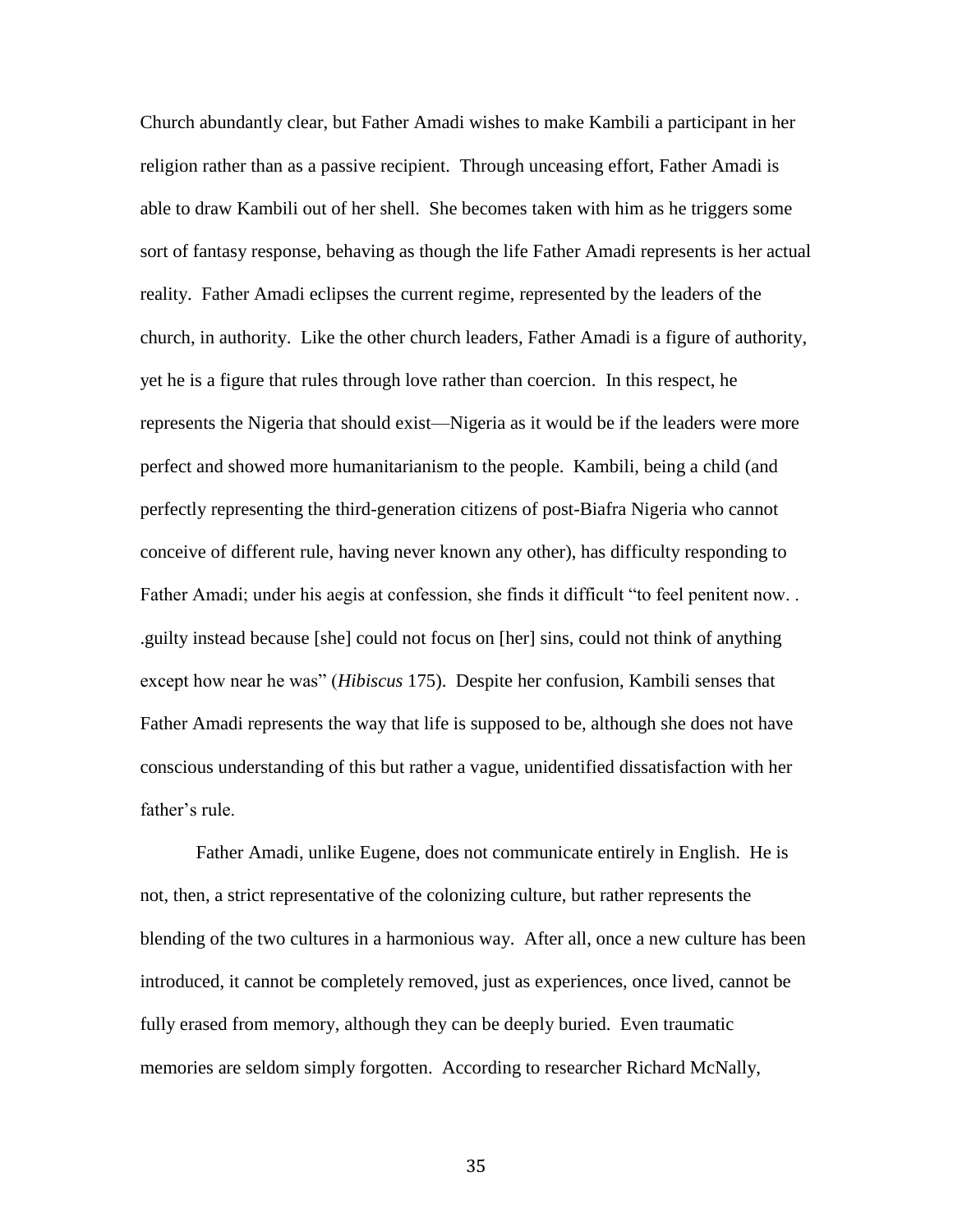Church abundantly clear, but Father Amadi wishes to make Kambili a participant in her religion rather than as a passive recipient. Through unceasing effort, Father Amadi is able to draw Kambili out of her shell. She becomes taken with him as he triggers some sort of fantasy response, behaving as though the life Father Amadi represents is her actual reality. Father Amadi eclipses the current regime, represented by the leaders of the church, in authority. Like the other church leaders, Father Amadi is a figure of authority, yet he is a figure that rules through love rather than coercion. In this respect, he represents the Nigeria that should exist—Nigeria as it would be if the leaders were more perfect and showed more humanitarianism to the people. Kambili, being a child (and perfectly representing the third-generation citizens of post-Biafra Nigeria who cannot conceive of different rule, having never known any other), has difficulty responding to Father Amadi; under his aegis at confession, she finds it difficult "to feel penitent now. . .guilty instead because [she] could not focus on [her] sins, could not think of anything except how near he was" (*Hibiscus* 175). Despite her confusion, Kambili senses that Father Amadi represents the way that life is supposed to be, although she does not have conscious understanding of this but rather a vague, unidentified dissatisfaction with her father's rule.

Father Amadi, unlike Eugene, does not communicate entirely in English. He is not, then, a strict representative of the colonizing culture, but rather represents the blending of the two cultures in a harmonious way. After all, once a new culture has been introduced, it cannot be completely removed, just as experiences, once lived, cannot be fully erased from memory, although they can be deeply buried. Even traumatic memories are seldom simply forgotten. According to researcher Richard McNally,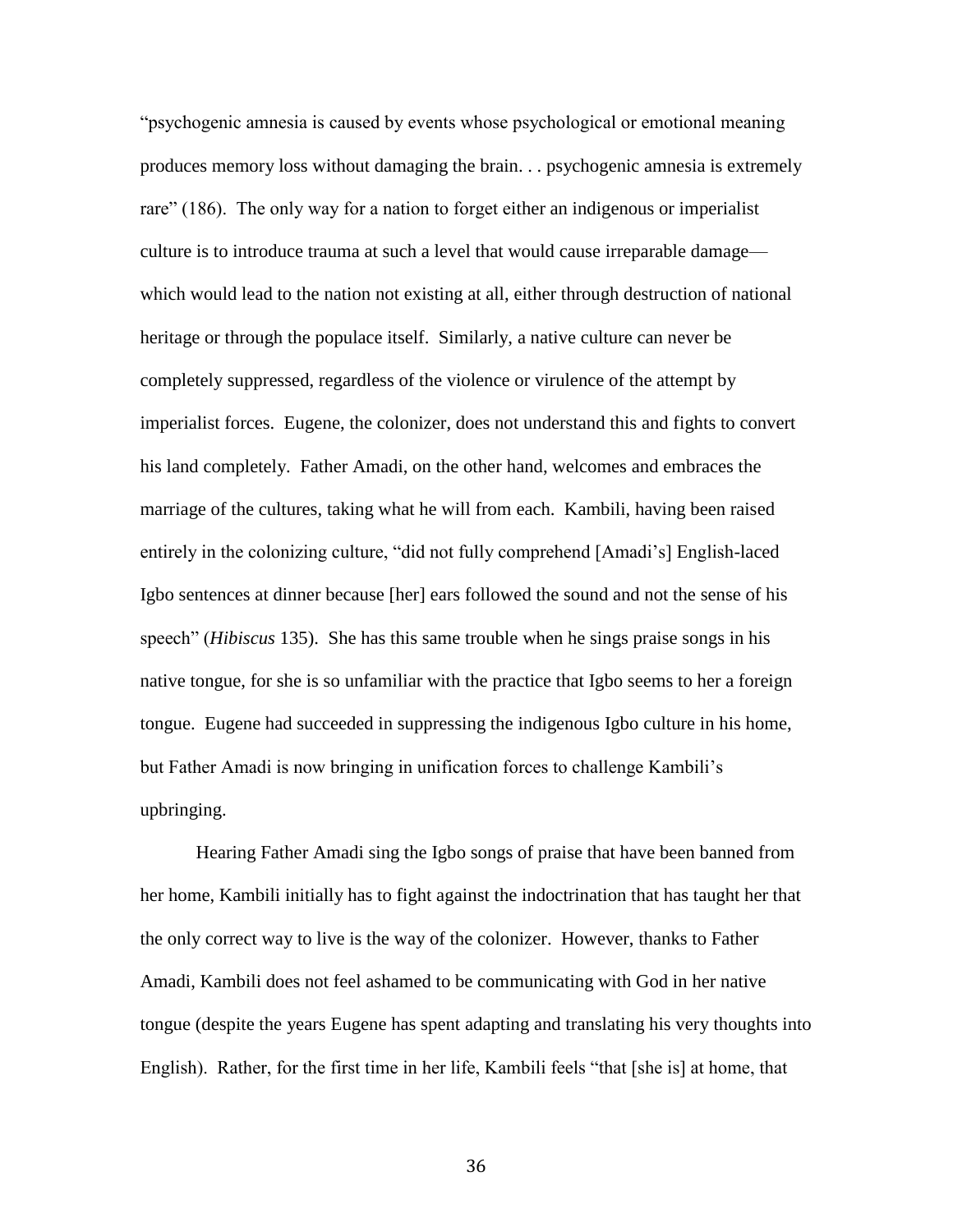"psychogenic amnesia is caused by events whose psychological or emotional meaning produces memory loss without damaging the brain. . . psychogenic amnesia is extremely rare" (186). The only way for a nation to forget either an indigenous or imperialist culture is to introduce trauma at such a level that would cause irreparable damage—which would lead to the nation not existing at all, either through destruction of national heritage or through the populace itself. Similarly, a native culture can never be completely suppressed, regardless of the violence or virulence of the attempt by imperialist forces. Eugene, the colonizer, does not understand this and fights to convert his land completely. Father Amadi, on the other hand, welcomes and embraces the marriage of the cultures, taking what he will from each. Kambili, having been raised entirely in the colonizing culture, "did not fully comprehend [Amadi's] English-laced Igbo sentences at dinner because [her] ears followed the sound and not the sense of his speech" (*Hibiscus* 135). She has this same trouble when he sings praise songs in his native tongue, for she is so unfamiliar with the practice that Igbo seems to her a foreign tongue. Eugene had succeeded in suppressing the indigenous Igbo culture in his home, but Father Amadi is now bringing in unification forces to challenge Kambili's upbringing.

Hearing Father Amadi sing the Igbo songs of praise that have been banned from her home, Kambili initially has to fight against the indoctrination that has taught her that the only correct way to live is the way of the colonizer. However, thanks to Father Amadi, Kambili does not feel ashamed to be communicating with God in her native tongue (despite the years Eugene has spent adapting and translating his very thoughts into English). Rather, for the first time in her life, Kambili feels "that [she is] at home, that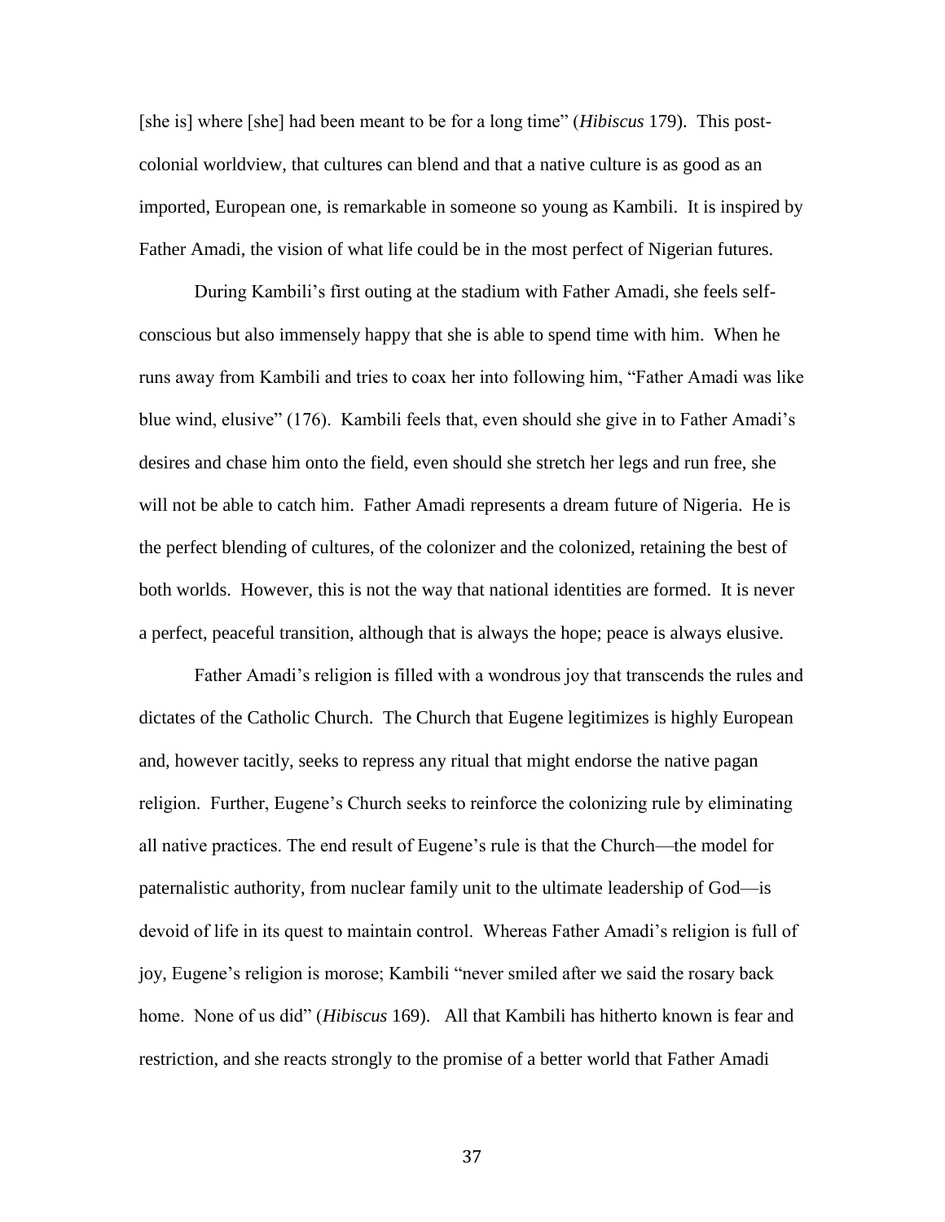[she is] where [she] had been meant to be for a long time" (*Hibiscus* 179). This post-colonial worldview, that cultures can blend and that a native culture is as good as an imported, European one, is remarkable in someone so young as Kambili. It is inspired by Father Amadi, the vision of what life could be in the most perfect of Nigerian futures.

During Kambili's first outing at the stadium with Father Amadi, she feels self-conscious but also immensely happy that she is able to spend time with him. When he runs away from Kambili and tries to coax her into following him, "Father Amadi was like blue wind, elusive" (176). Kambili feels that, even should she give in to Father Amadi's desires and chase him onto the field, even should she stretch her legs and run free, she will not be able to catch him. Father Amadi represents a dream future of Nigeria. He is the perfect blending of cultures, of the colonizer and the colonized, retaining the best of both worlds. However, this is not the way that national identities are formed. It is never a perfect, peaceful transition, although that is always the hope; peace is always elusive.

Father Amadi's religion is filled with a wondrous joy that transcends the rules and dictates of the Catholic Church. The Church that Eugene legitimizes is highly European and, however tacitly, seeks to repress any ritual that might endorse the native pagan religion. Further, Eugene's Church seeks to reinforce the colonizing rule by eliminating all native practices. The end result of Eugene's rule is that the Church—the model for paternalistic authority, from nuclear family unit to the ultimate leadership of God—is devoid of life in its quest to maintain control. Whereas Father Amadi's religion is full of joy, Eugene's religion is morose; Kambili "never smiled after we said the rosary back home. None of us did" (*Hibiscus* 169). All that Kambili has hitherto known is fear and restriction, and she reacts strongly to the promise of a better world that Father Amadi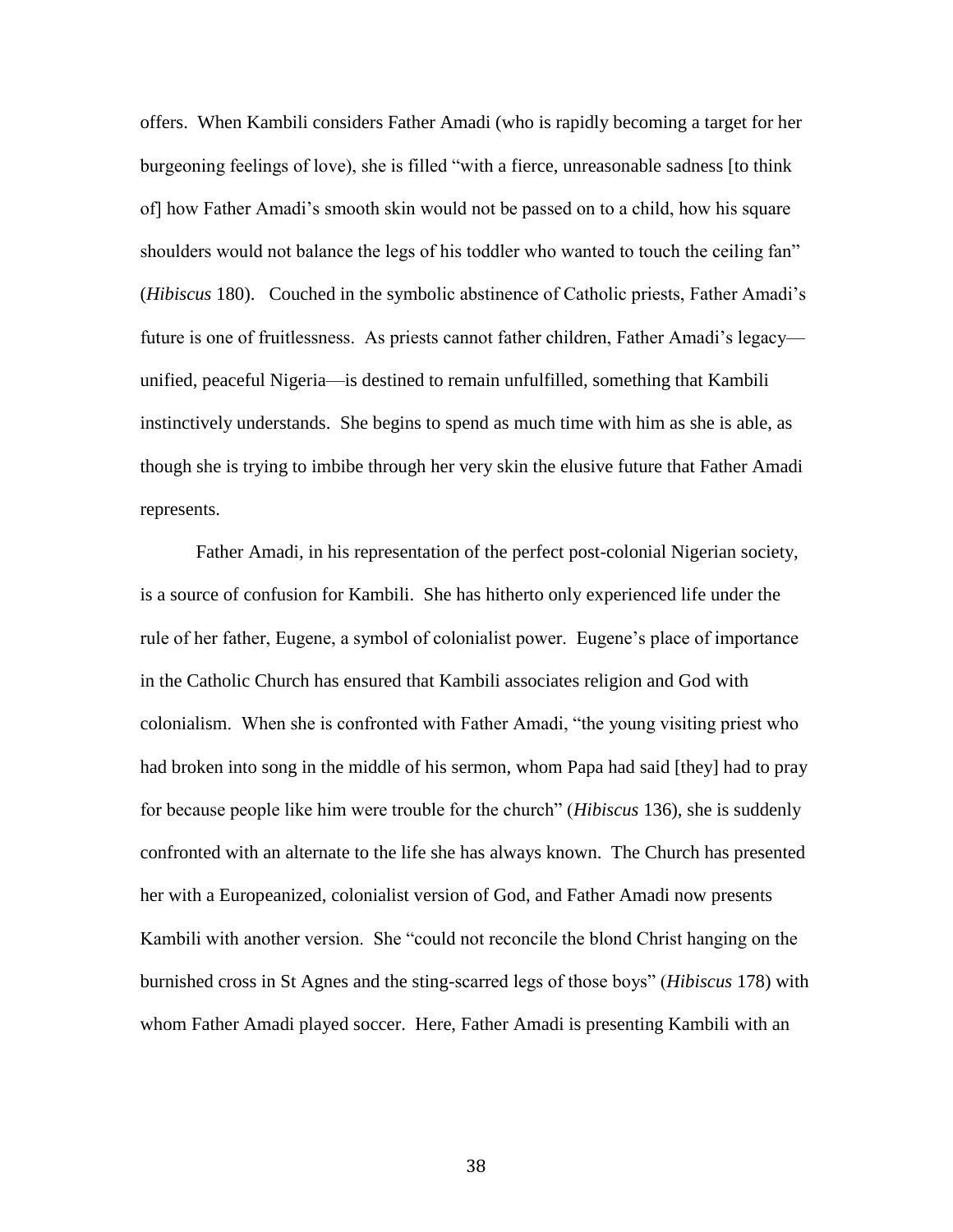offers. When Kambili considers Father Amadi (who is rapidly becoming a target for her burgeoning feelings of love), she is filled "with a fierce, unreasonable sadness [to think of] how Father Amadi's smooth skin would not be passed on to a child, how his square shoulders would not balance the legs of his toddler who wanted to touch the ceiling fan" (*Hibiscus* 180). Couched in the symbolic abstinence of Catholic priests, Father Amadi's future is one of fruitlessness. As priests cannot father children, Father Amadi's legacy—unified, peaceful Nigeria—is destined to remain unfulfilled, something that Kambili instinctively understands. She begins to spend as much time with him as she is able, as though she is trying to imbibe through her very skin the elusive future that Father Amadi represents.

Father Amadi, in his representation of the perfect post-colonial Nigerian society, is a source of confusion for Kambili. She has hitherto only experienced life under the rule of her father, Eugene, a symbol of colonialist power. Eugene's place of importance in the Catholic Church has ensured that Kambili associates religion and God with colonialism. When she is confronted with Father Amadi, "the young visiting priest who had broken into song in the middle of his sermon, whom Papa had said [they] had to pray for because people like him were trouble for the church" (*Hibiscus* 136), she is suddenly confronted with an alternate to the life she has always known. The Church has presented her with a Europeanized, colonialist version of God, and Father Amadi now presents Kambili with another version. She "could not reconcile the blond Christ hanging on the burnished cross in St Agnes and the sting-scarred legs of those boys" (*Hibiscus* 178) with whom Father Amadi played soccer. Here, Father Amadi is presenting Kambili with an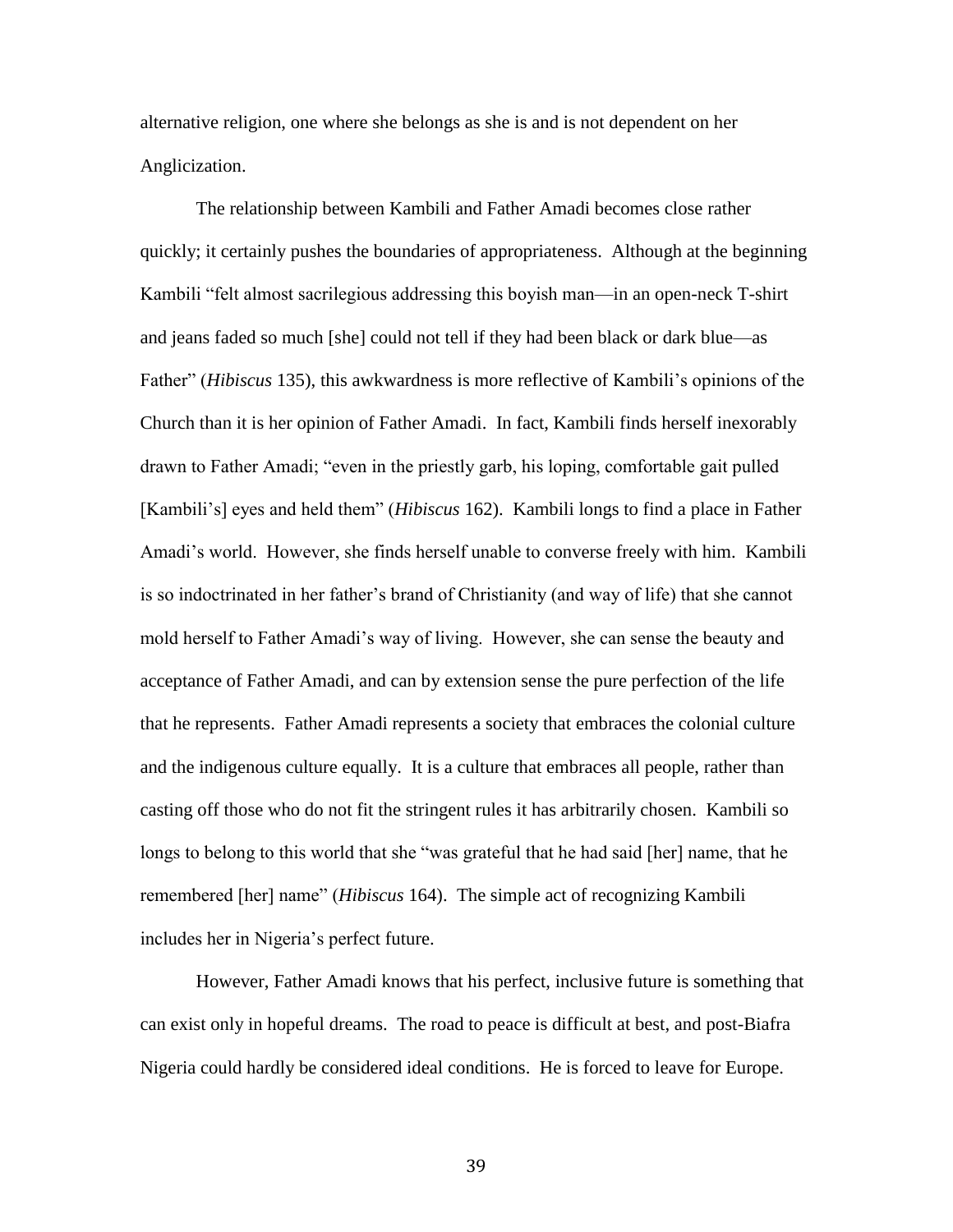alternative religion, one where she belongs as she is and is not dependent on her Anglicization.

The relationship between Kambili and Father Amadi becomes close rather quickly; it certainly pushes the boundaries of appropriateness. Although at the beginning Kambili "felt almost sacrilegious addressing this boyish man—in an open-neck T-shirt and jeans faded so much [she] could not tell if they had been black or dark blue—as Father" (*Hibiscus* 135), this awkwardness is more reflective of Kambili's opinions of the Church than it is her opinion of Father Amadi. In fact, Kambili finds herself inexorably drawn to Father Amadi; "even in the priestly garb, his loping, comfortable gait pulled [Kambili's] eyes and held them" (*Hibiscus* 162). Kambili longs to find a place in Father Amadi's world. However, she finds herself unable to converse freely with him. Kambili is so indoctrinated in her father's brand of Christianity (and way of life) that she cannot mold herself to Father Amadi's way of living. However, she can sense the beauty and acceptance of Father Amadi, and can by extension sense the pure perfection of the life that he represents. Father Amadi represents a society that embraces the colonial culture and the indigenous culture equally. It is a culture that embraces all people, rather than casting off those who do not fit the stringent rules it has arbitrarily chosen. Kambili so longs to belong to this world that she "was grateful that he had said [her] name, that he remembered [her] name" (*Hibiscus* 164). The simple act of recognizing Kambili includes her in Nigeria's perfect future.

However, Father Amadi knows that his perfect, inclusive future is something that can exist only in hopeful dreams. The road to peace is difficult at best, and post-Biafra Nigeria could hardly be considered ideal conditions. He is forced to leave for Europe.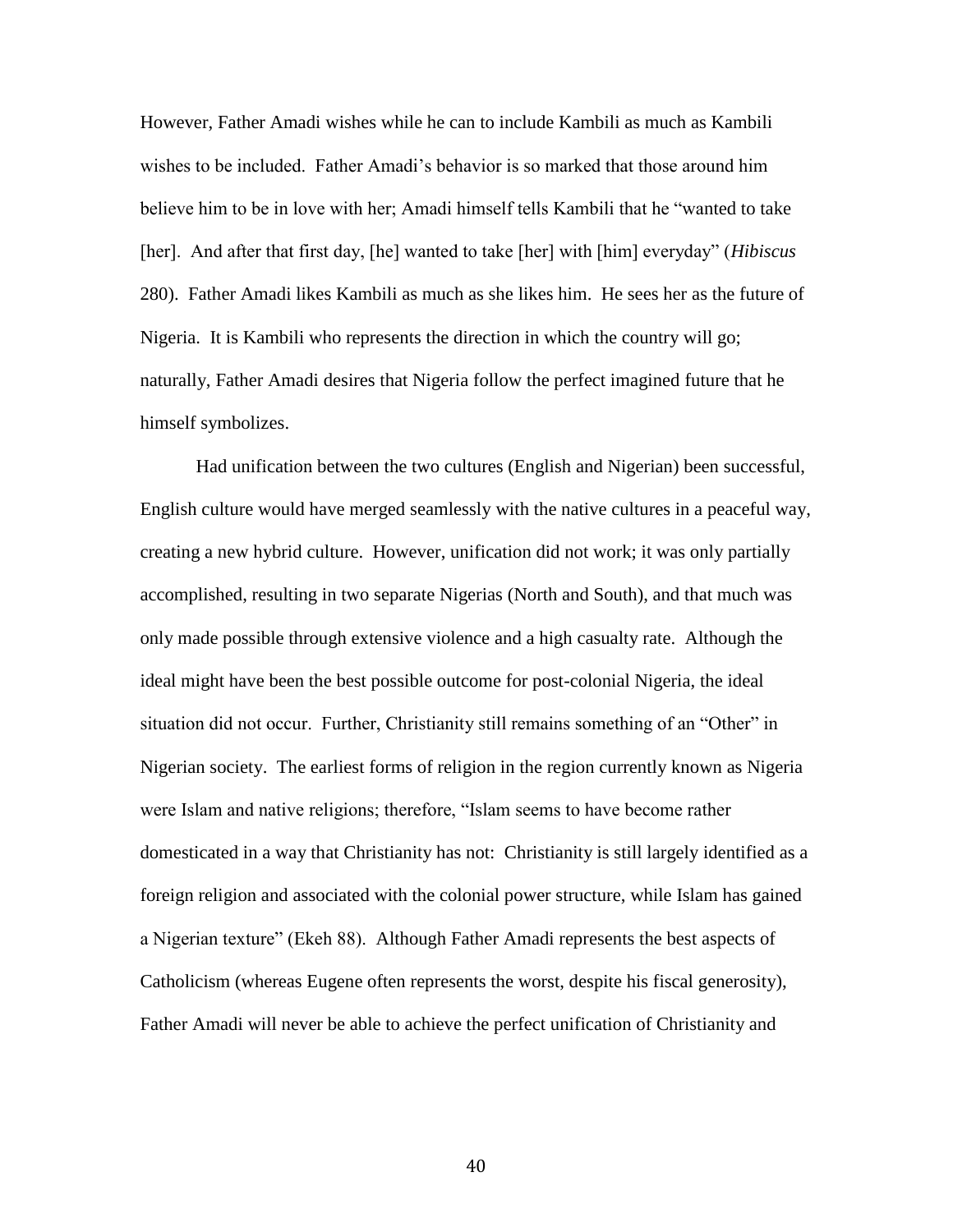However, Father Amadi wishes while he can to include Kambili as much as Kambili wishes to be included. Father Amadi's behavior is so marked that those around him believe him to be in love with her; Amadi himself tells Kambili that he "wanted to take [her]. And after that first day, [he] wanted to take [her] with [him] everyday" (*Hibiscus* 280). Father Amadi likes Kambili as much as she likes him. He sees her as the future of Nigeria. It is Kambili who represents the direction in which the country will go; naturally, Father Amadi desires that Nigeria follow the perfect imagined future that he himself symbolizes.

Had unification between the two cultures (English and Nigerian) been successful, English culture would have merged seamlessly with the native cultures in a peaceful way, creating a new hybrid culture. However, unification did not work; it was only partially accomplished, resulting in two separate Nigerias (North and South), and that much was only made possible through extensive violence and a high casualty rate. Although the ideal might have been the best possible outcome for post-colonial Nigeria, the ideal situation did not occur. Further, Christianity still remains something of an "Other" in Nigerian society. The earliest forms of religion in the region currently known as Nigeria were Islam and native religions; therefore, "Islam seems to have become rather domesticated in a way that Christianity has not: Christianity is still largely identified as a foreign religion and associated with the colonial power structure, while Islam has gained a Nigerian texture" (Ekeh 88). Although Father Amadi represents the best aspects of Catholicism (whereas Eugene often represents the worst, despite his fiscal generosity), Father Amadi will never be able to achieve the perfect unification of Christianity and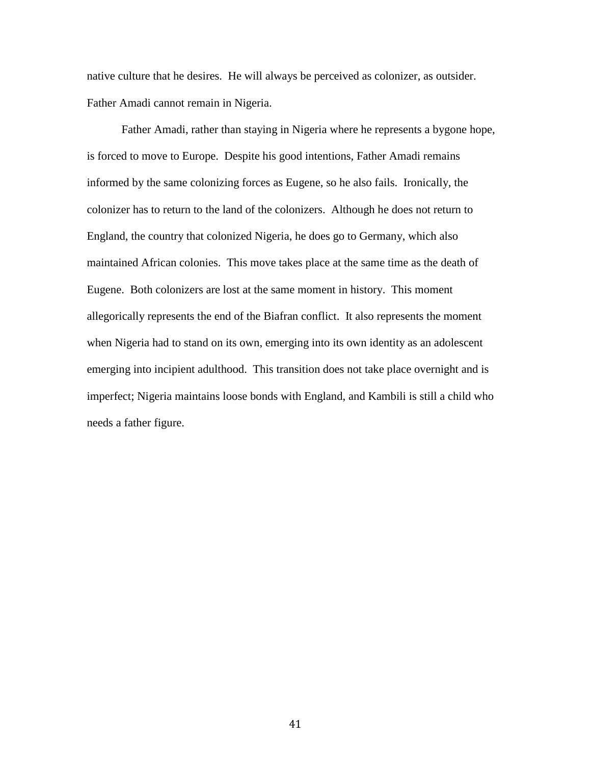native culture that he desires. He will always be perceived as colonizer, as outsider. Father Amadi cannot remain in Nigeria.

Father Amadi, rather than staying in Nigeria where he represents a bygone hope, is forced to move to Europe. Despite his good intentions, Father Amadi remains informed by the same colonizing forces as Eugene, so he also fails. Ironically, the colonizer has to return to the land of the colonizers. Although he does not return to England, the country that colonized Nigeria, he does go to Germany, which also maintained African colonies. This move takes place at the same time as the death of Eugene. Both colonizers are lost at the same moment in history. This moment allegorically represents the end of the Biafran conflict. It also represents the moment when Nigeria had to stand on its own, emerging into its own identity as an adolescent emerging into incipient adulthood. This transition does not take place overnight and is imperfect; Nigeria maintains loose bonds with England, and Kambili is still a child who needs a father figure.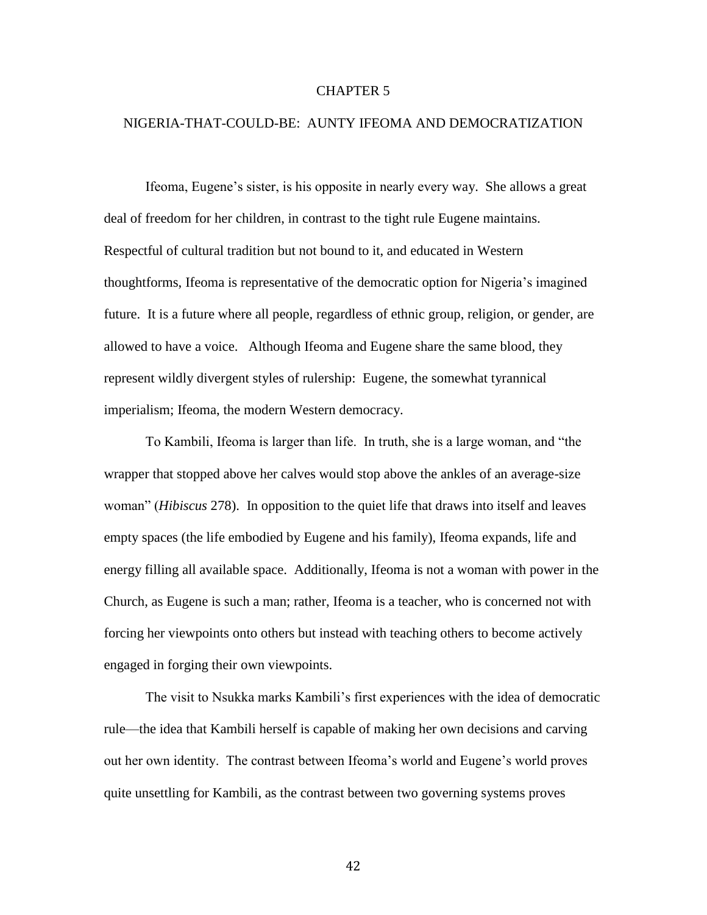# CHAPTER 5

## NIGERIA-THAT-COULD-BE: AUNTY IFEOMA AND DEMOCRATIZATION

Ifeoma, Eugene's sister, is his opposite in nearly every way. She allows a great deal of freedom for her children, in contrast to the tight rule Eugene maintains. Respectful of cultural tradition but not bound to it, and educated in Western thoughtforms, Ifeoma is representative of the democratic option for Nigeria's imagined future. It is a future where all people, regardless of ethnic group, religion, or gender, are allowed to have a voice. Although Ifeoma and Eugene share the same blood, they represent wildly divergent styles of rulership: Eugene, the somewhat tyrannical imperialism; Ifeoma, the modern Western democracy.

To Kambili, Ifeoma is larger than life. In truth, she is a large woman, and "the wrapper that stopped above her calves would stop above the ankles of an average-size woman" (*Hibiscus* 278). In opposition to the quiet life that draws into itself and leaves empty spaces (the life embodied by Eugene and his family), Ifeoma expands, life and energy filling all available space. Additionally, Ifeoma is not a woman with power in the Church, as Eugene is such a man; rather, Ifeoma is a teacher, who is concerned not with forcing her viewpoints onto others but instead with teaching others to become actively engaged in forging their own viewpoints.

The visit to Nsukka marks Kambili's first experiences with the idea of democratic rule—the idea that Kambili herself is capable of making her own decisions and carving out her own identity. The contrast between Ifeoma's world and Eugene's world proves quite unsettling for Kambili, as the contrast between two governing systems proves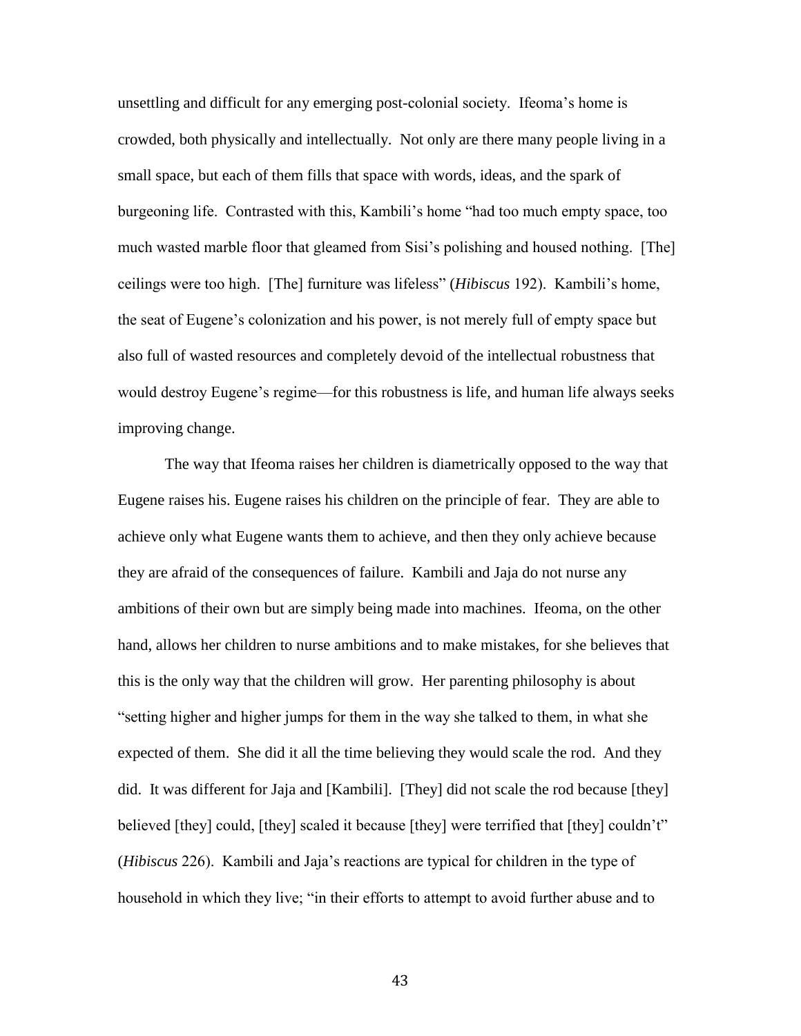unsettling and difficult for any emerging post-colonial society. Ifeoma's home is crowded, both physically and intellectually. Not only are there many people living in a small space, but each of them fills that space with words, ideas, and the spark of burgeoning life. Contrasted with this, Kambili's home "had too much empty space, too much wasted marble floor that gleamed from Sisi's polishing and housed nothing. [The] ceilings were too high. [The] furniture was lifeless" (*Hibiscus* 192). Kambili's home, the seat of Eugene's colonization and his power, is not merely full of empty space but also full of wasted resources and completely devoid of the intellectual robustness that would destroy Eugene's regime—for this robustness is life, and human life always seeks improving change.

The way that Ifeoma raises her children is diametrically opposed to the way that Eugene raises his. Eugene raises his children on the principle of fear. They are able to achieve only what Eugene wants them to achieve, and then they only achieve because they are afraid of the consequences of failure. Kambili and Jaja do not nurse any ambitions of their own but are simply being made into machines. Ifeoma, on the other hand, allows her children to nurse ambitions and to make mistakes, for she believes that this is the only way that the children will grow. Her parenting philosophy is about "setting higher and higher jumps for them in the way she talked to them, in what she expected of them. She did it all the time believing they would scale the rod. And they did. It was different for Jaja and [Kambili]. [They] did not scale the rod because [they] believed [they] could, [they] scaled it because [they] were terrified that [they] couldn't" (*Hibiscus* 226). Kambili and Jaja's reactions are typical for children in the type of household in which they live; "in their efforts to attempt to avoid further abuse and to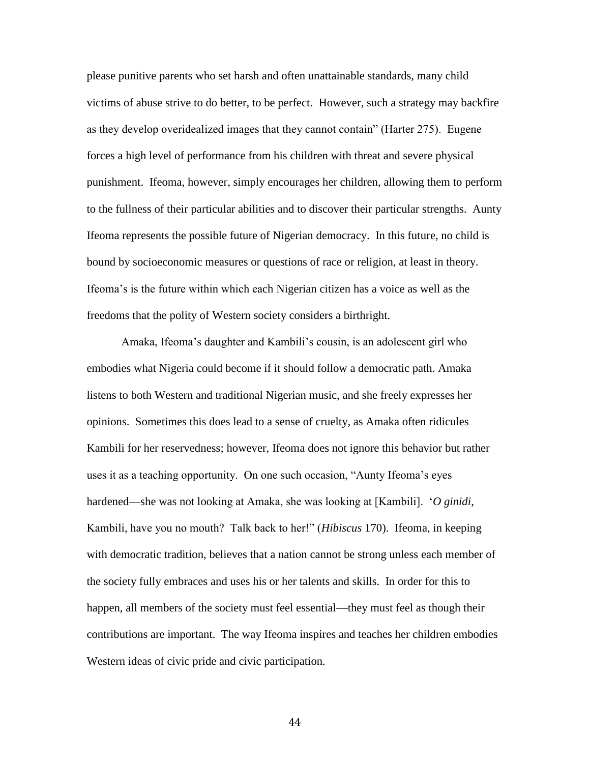please punitive parents who set harsh and often unattainable standards, many child victims of abuse strive to do better, to be perfect. However, such a strategy may backfire as they develop overidealized images that they cannot contain" (Harter 275). Eugene forces a high level of performance from his children with threat and severe physical punishment. Ifeoma, however, simply encourages her children, allowing them to perform to the fullness of their particular abilities and to discover their particular strengths. Aunty Ifeoma represents the possible future of Nigerian democracy. In this future, no child is bound by socioeconomic measures or questions of race or religion, at least in theory. Ifeoma's is the future within which each Nigerian citizen has a voice as well as the freedoms that the polity of Western society considers a birthright.

Amaka, Ifeoma's daughter and Kambili's cousin, is an adolescent girl who embodies what Nigeria could become if it should follow a democratic path. Amaka listens to both Western and traditional Nigerian music, and she freely expresses her opinions. Sometimes this does lead to a sense of cruelty, as Amaka often ridicules Kambili for her reservedness; however, Ifeoma does not ignore this behavior but rather uses it as a teaching opportunity. On one such occasion, "Aunty Ifeoma's eyes hardened—she was not looking at Amaka, she was looking at [Kambili]. '*O ginidi*, Kambili, have you no mouth? Talk back to her!" (*Hibiscus* 170). Ifeoma, in keeping with democratic tradition, believes that a nation cannot be strong unless each member of the society fully embraces and uses his or her talents and skills. In order for this to happen, all members of the society must feel essential—they must feel as though their contributions are important. The way Ifeoma inspires and teaches her children embodies Western ideas of civic pride and civic participation.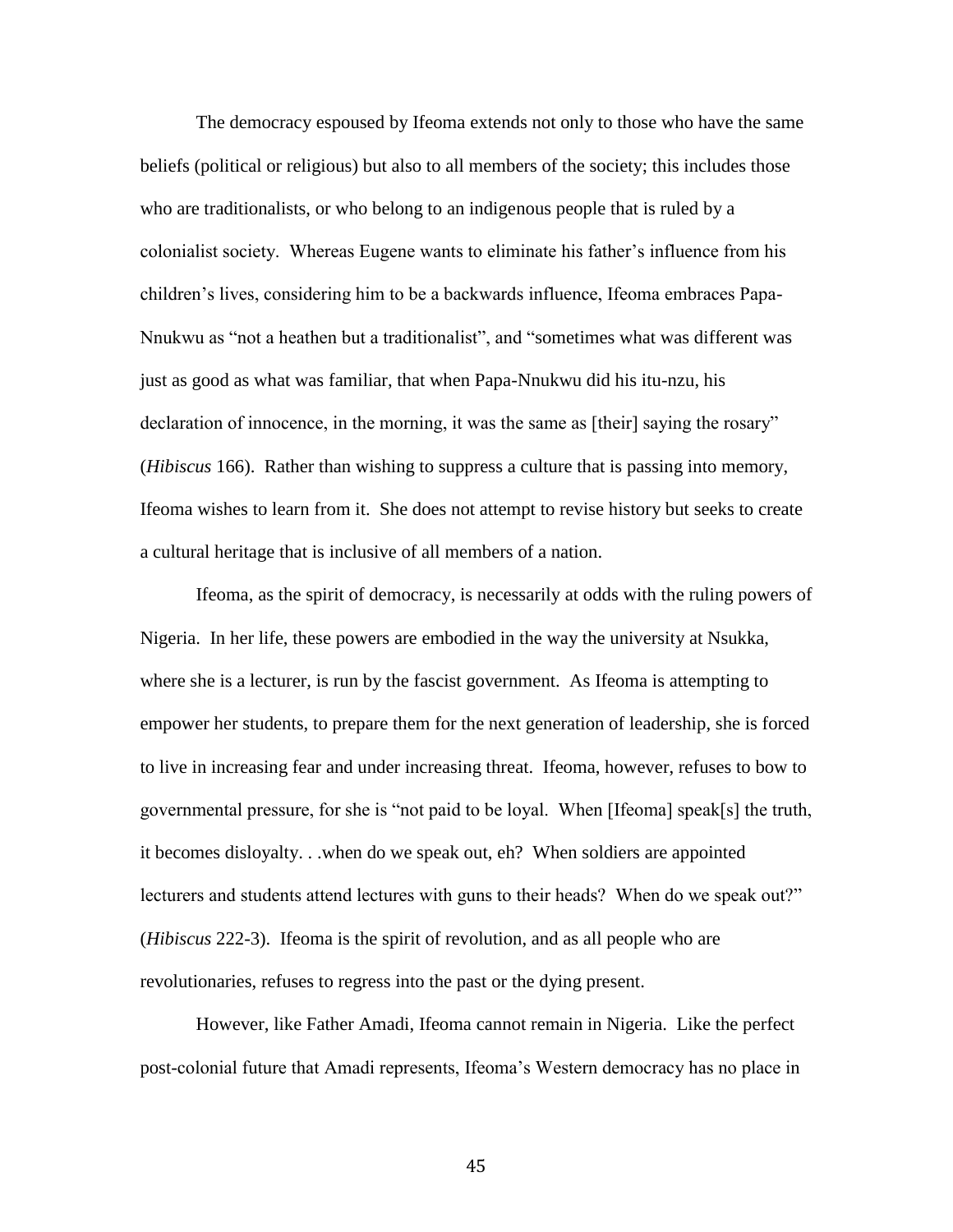The democracy espoused by Ifeoma extends not only to those who have the same beliefs (political or religious) but also to all members of the society; this includes those who are traditionalists, or who belong to an indigenous people that is ruled by a colonialist society. Whereas Eugene wants to eliminate his father's influence from his children's lives, considering him to be a backwards influence, Ifeoma embraces Papa-Nnukwu as "not a heathen but a traditionalist", and "sometimes what was different was just as good as what was familiar, that when Papa-Nnukwu did his itu-nzu, his declaration of innocence, in the morning, it was the same as [their] saying the rosary" (*Hibiscus* 166). Rather than wishing to suppress a culture that is passing into memory, Ifeoma wishes to learn from it. She does not attempt to revise history but seeks to create a cultural heritage that is inclusive of all members of a nation.

Ifeoma, as the spirit of democracy, is necessarily at odds with the ruling powers of Nigeria. In her life, these powers are embodied in the way the university at Nsukka, where she is a lecturer, is run by the fascist government. As Ifeoma is attempting to empower her students, to prepare them for the next generation of leadership, she is forced to live in increasing fear and under increasing threat. Ifeoma, however, refuses to bow to governmental pressure, for she is "not paid to be loyal. When [Ifeoma] speak[s] the truth, it becomes disloyalty. . .when do we speak out, eh? When soldiers are appointed lecturers and students attend lectures with guns to their heads? When do we speak out?" (*Hibiscus* 222-3). Ifeoma is the spirit of revolution, and as all people who are revolutionaries, refuses to regress into the past or the dying present.

However, like Father Amadi, Ifeoma cannot remain in Nigeria. Like the perfect post-colonial future that Amadi represents, Ifeoma's Western democracy has no place in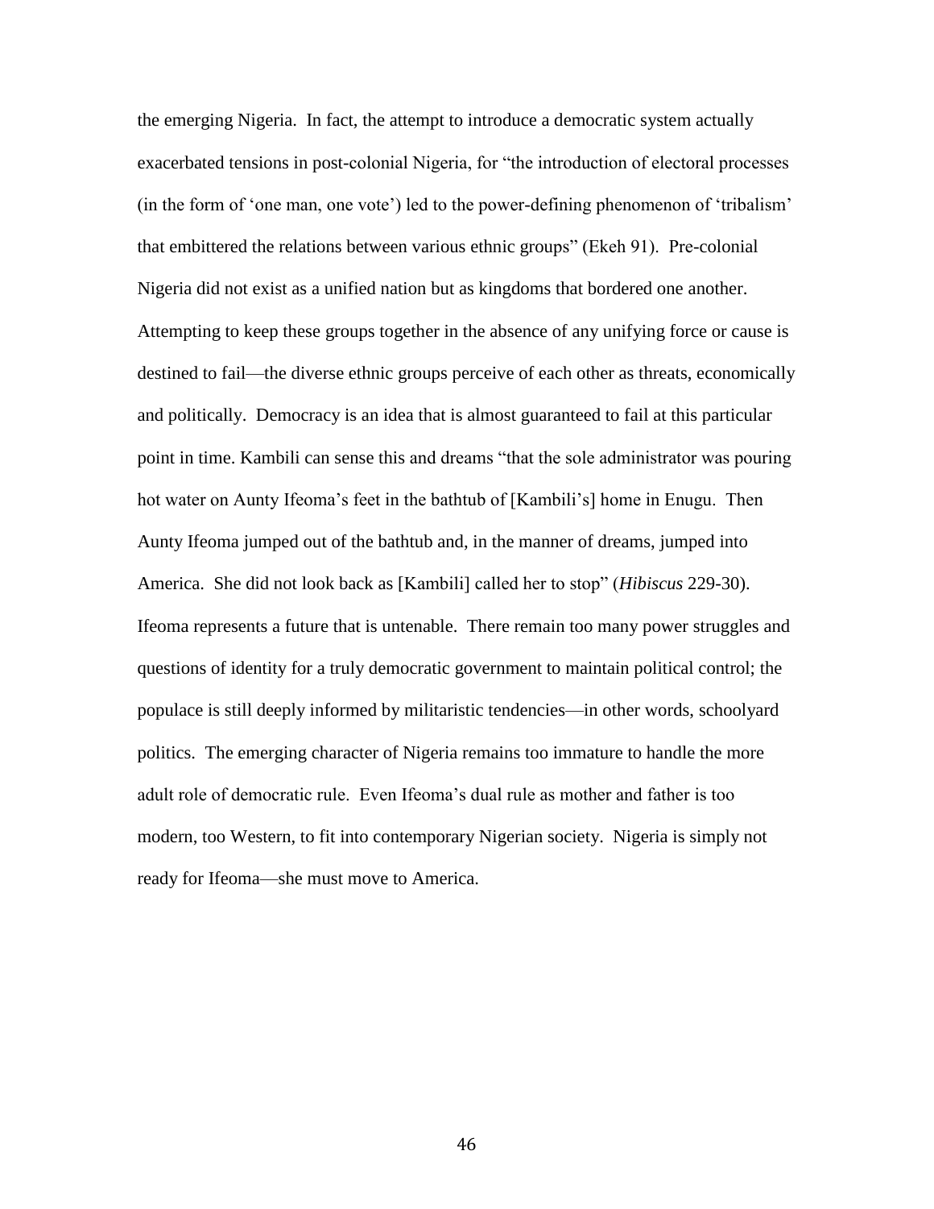the emerging Nigeria. In fact, the attempt to introduce a democratic system actually exacerbated tensions in post-colonial Nigeria, for "the introduction of electoral processes (in the form of 'one man, one vote') led to the power-defining phenomenon of 'tribalism' that embittered the relations between various ethnic groups" (Ekeh 91). Pre-colonial Nigeria did not exist as a unified nation but as kingdoms that bordered one another. Attempting to keep these groups together in the absence of any unifying force or cause is destined to fail—the diverse ethnic groups perceive of each other as threats, economically and politically. Democracy is an idea that is almost guaranteed to fail at this particular point in time. Kambili can sense this and dreams "that the sole administrator was pouring hot water on Aunty Ifeoma's feet in the bathtub of [Kambili's] home in Enugu. Then Aunty Ifeoma jumped out of the bathtub and, in the manner of dreams, jumped into America. She did not look back as [Kambili] called her to stop" (*Hibiscus* 229-30). Ifeoma represents a future that is untenable. There remain too many power struggles and questions of identity for a truly democratic government to maintain political control; the populace is still deeply informed by militaristic tendencies—in other words, schoolyard politics. The emerging character of Nigeria remains too immature to handle the more adult role of democratic rule. Even Ifeoma's dual rule as mother and father is too modern, too Western, to fit into contemporary Nigerian society. Nigeria is simply not ready for Ifeoma—she must move to America.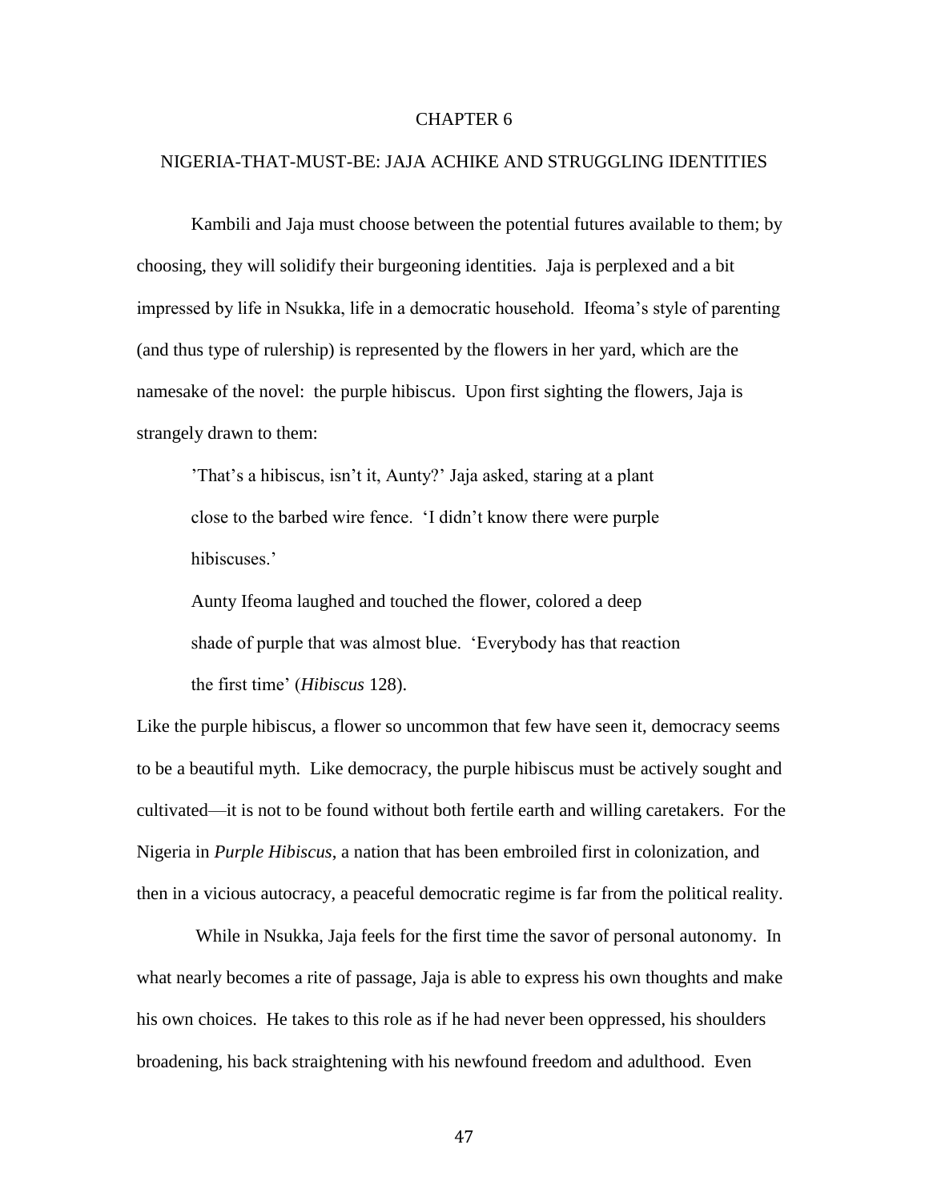# CHAPTER 6

## NIGERIA-THAT-MUST-BE: JAJA ACHIKE AND STRUGGLING IDENTITIES

Kambili and Jaja must choose between the potential futures available to them; by choosing, they will solidify their burgeoning identities. Jaja is perplexed and a bit impressed by life in Nsukka, life in a democratic household. Ifeoma's style of parenting (and thus type of rulership) is represented by the flowers in her yard, which are the namesake of the novel: the purple hibiscus. Upon first sighting the flowers, Jaja is strangely drawn to them:

> 'That's a hibiscus, isn't it, Aunty?' Jaja asked, staring at a plant close to the barbed wire fence. 'I didn't know there were purple hibiscuses.'
>
> Aunty Ifeoma laughed and touched the flower, colored a deep shade of purple that was almost blue. 'Everybody has that reaction the first time' (*Hibiscus* 128).

Like the purple hibiscus, a flower so uncommon that few have seen it, democracy seems to be a beautiful myth. Like democracy, the purple hibiscus must be actively sought and cultivated—it is not to be found without both fertile earth and willing caretakers. For the Nigeria in *Purple Hibiscus*, a nation that has been embroiled first in colonization, and then in a vicious autocracy, a peaceful democratic regime is far from the political reality.

While in Nsukka, Jaja feels for the first time the savor of personal autonomy. In what nearly becomes a rite of passage, Jaja is able to express his own thoughts and make his own choices. He takes to this role as if he had never been oppressed, his shoulders broadening, his back straightening with his newfound freedom and adulthood. Even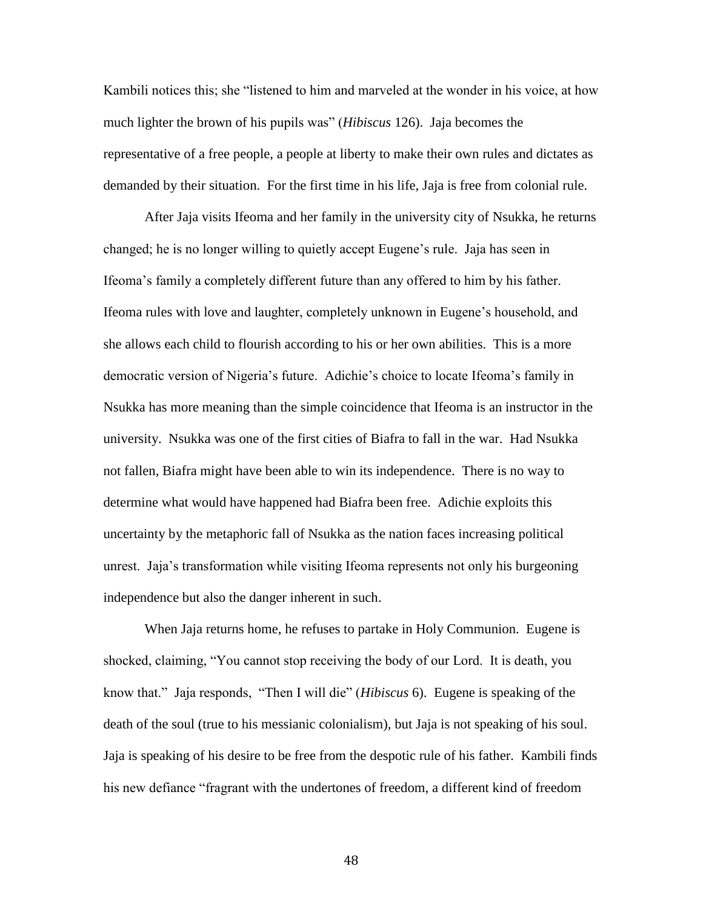Kambili notices this; she "listened to him and marveled at the wonder in his voice, at how much lighter the brown of his pupils was" (*Hibiscus* 126). Jaja becomes the representative of a free people, a people at liberty to make their own rules and dictates as demanded by their situation. For the first time in his life, Jaja is free from colonial rule.

After Jaja visits Ifeoma and her family in the university city of Nsukka, he returns changed; he is no longer willing to quietly accept Eugene's rule. Jaja has seen in Ifeoma's family a completely different future than any offered to him by his father. Ifeoma rules with love and laughter, completely unknown in Eugene's household, and she allows each child to flourish according to his or her own abilities. This is a more democratic version of Nigeria's future. Adichie's choice to locate Ifeoma's family in Nsukka has more meaning than the simple coincidence that Ifeoma is an instructor in the university. Nsukka was one of the first cities of Biafra to fall in the war. Had Nsukka not fallen, Biafra might have been able to win its independence. There is no way to determine what would have happened had Biafra been free. Adichie exploits this uncertainty by the metaphoric fall of Nsukka as the nation faces increasing political unrest. Jaja's transformation while visiting Ifeoma represents not only his burgeoning independence but also the danger inherent in such.

When Jaja returns home, he refuses to partake in Holy Communion. Eugene is shocked, claiming, "You cannot stop receiving the body of our Lord. It is death, you know that." Jaja responds, "Then I will die" (*Hibiscus* 6). Eugene is speaking of the death of the soul (true to his messianic colonialism), but Jaja is not speaking of his soul. Jaja is speaking of his desire to be free from the despotic rule of his father. Kambili finds his new defiance "fragrant with the undertones of freedom, a different kind of freedom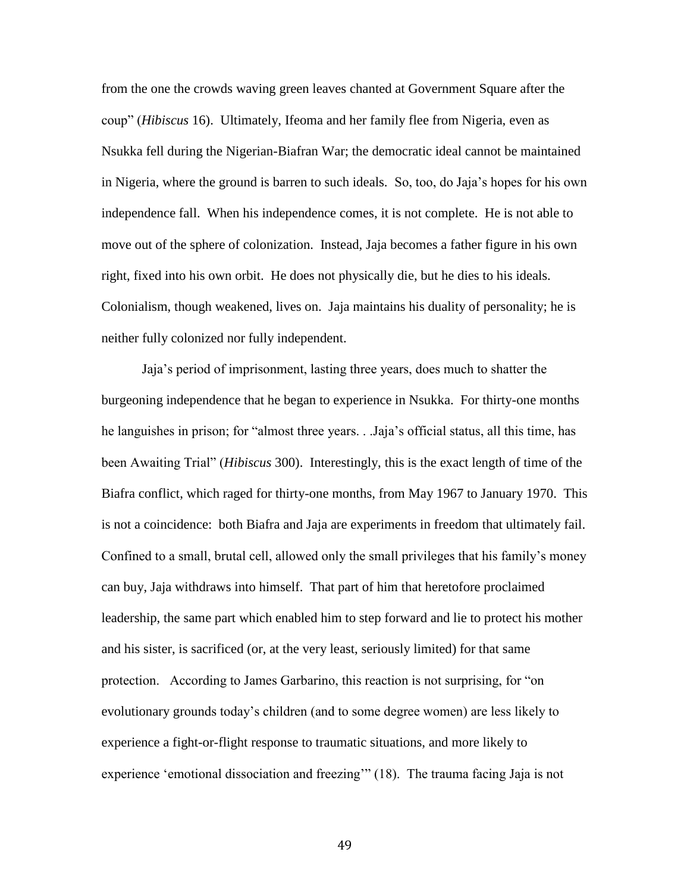from the one the crowds waving green leaves chanted at Government Square after the coup" (*Hibiscus* 16). Ultimately, Ifeoma and her family flee from Nigeria, even as Nsukka fell during the Nigerian-Biafran War; the democratic ideal cannot be maintained in Nigeria, where the ground is barren to such ideals. So, too, do Jaja's hopes for his own independence fall. When his independence comes, it is not complete. He is not able to move out of the sphere of colonization. Instead, Jaja becomes a father figure in his own right, fixed into his own orbit. He does not physically die, but he dies to his ideals. Colonialism, though weakened, lives on. Jaja maintains his duality of personality; he is neither fully colonized nor fully independent.

Jaja's period of imprisonment, lasting three years, does much to shatter the burgeoning independence that he began to experience in Nsukka. For thirty-one months he languishes in prison; for "almost three years. . .Jaja's official status, all this time, has been Awaiting Trial" (*Hibiscus* 300). Interestingly, this is the exact length of time of the Biafra conflict, which raged for thirty-one months, from May 1967 to January 1970. This is not a coincidence: both Biafra and Jaja are experiments in freedom that ultimately fail. Confined to a small, brutal cell, allowed only the small privileges that his family's money can buy, Jaja withdraws into himself. That part of him that heretofore proclaimed leadership, the same part which enabled him to step forward and lie to protect his mother and his sister, is sacrificed (or, at the very least, seriously limited) for that same protection. According to James Garbarino, this reaction is not surprising, for "on evolutionary grounds today's children (and to some degree women) are less likely to experience a fight-or-flight response to traumatic situations, and more likely to experience 'emotional dissociation and freezing'" (18). The trauma facing Jaja is not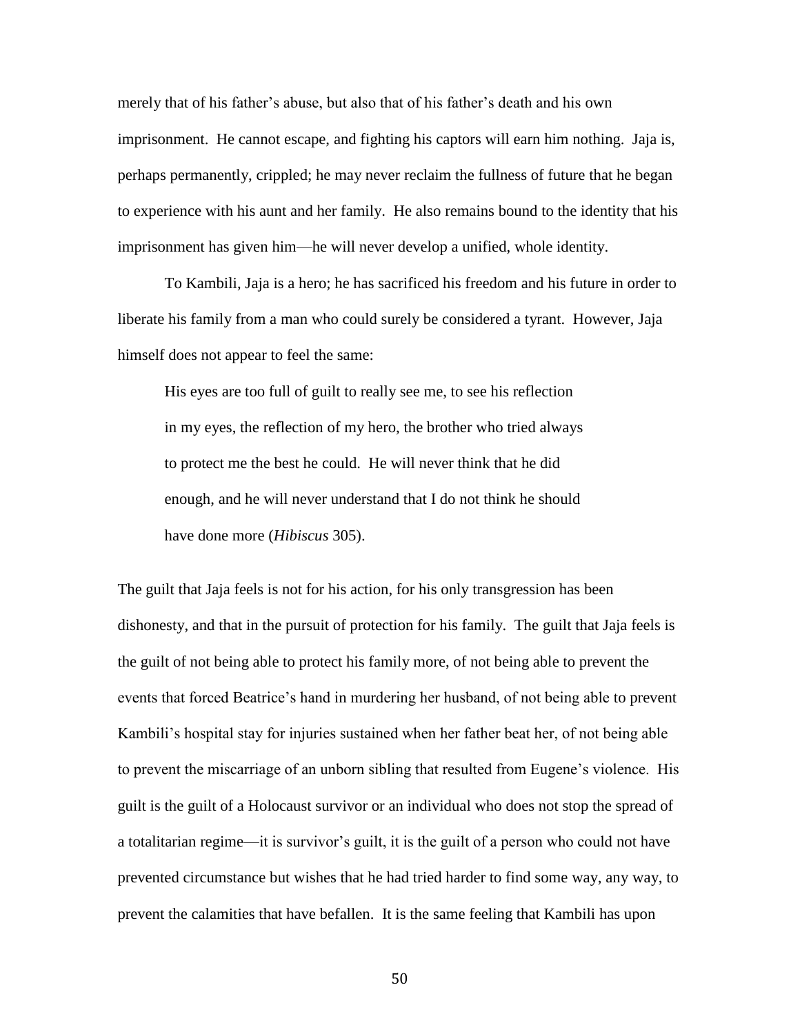merely that of his father's abuse, but also that of his father's death and his own imprisonment. He cannot escape, and fighting his captors will earn him nothing. Jaja is, perhaps permanently, crippled; he may never reclaim the fullness of future that he began to experience with his aunt and her family. He also remains bound to the identity that his imprisonment has given him—he will never develop a unified, whole identity.

To Kambili, Jaja is a hero; he has sacrificed his freedom and his future in order to liberate his family from a man who could surely be considered a tyrant. However, Jaja himself does not appear to feel the same:

> His eyes are too full of guilt to really see me, to see his reflection in my eyes, the reflection of my hero, the brother who tried always to protect me the best he could. He will never think that he did enough, and he will never understand that I do not think he should have done more (*Hibiscus* 305).

The guilt that Jaja feels is not for his action, for his only transgression has been dishonesty, and that in the pursuit of protection for his family. The guilt that Jaja feels is the guilt of not being able to protect his family more, of not being able to prevent the events that forced Beatrice's hand in murdering her husband, of not being able to prevent Kambili's hospital stay for injuries sustained when her father beat her, of not being able to prevent the miscarriage of an unborn sibling that resulted from Eugene's violence. His guilt is the guilt of a Holocaust survivor or an individual who does not stop the spread of a totalitarian regime—it is survivor's guilt, it is the guilt of a person who could not have prevented circumstance but wishes that he had tried harder to find some way, any way, to prevent the calamities that have befallen. It is the same feeling that Kambili has upon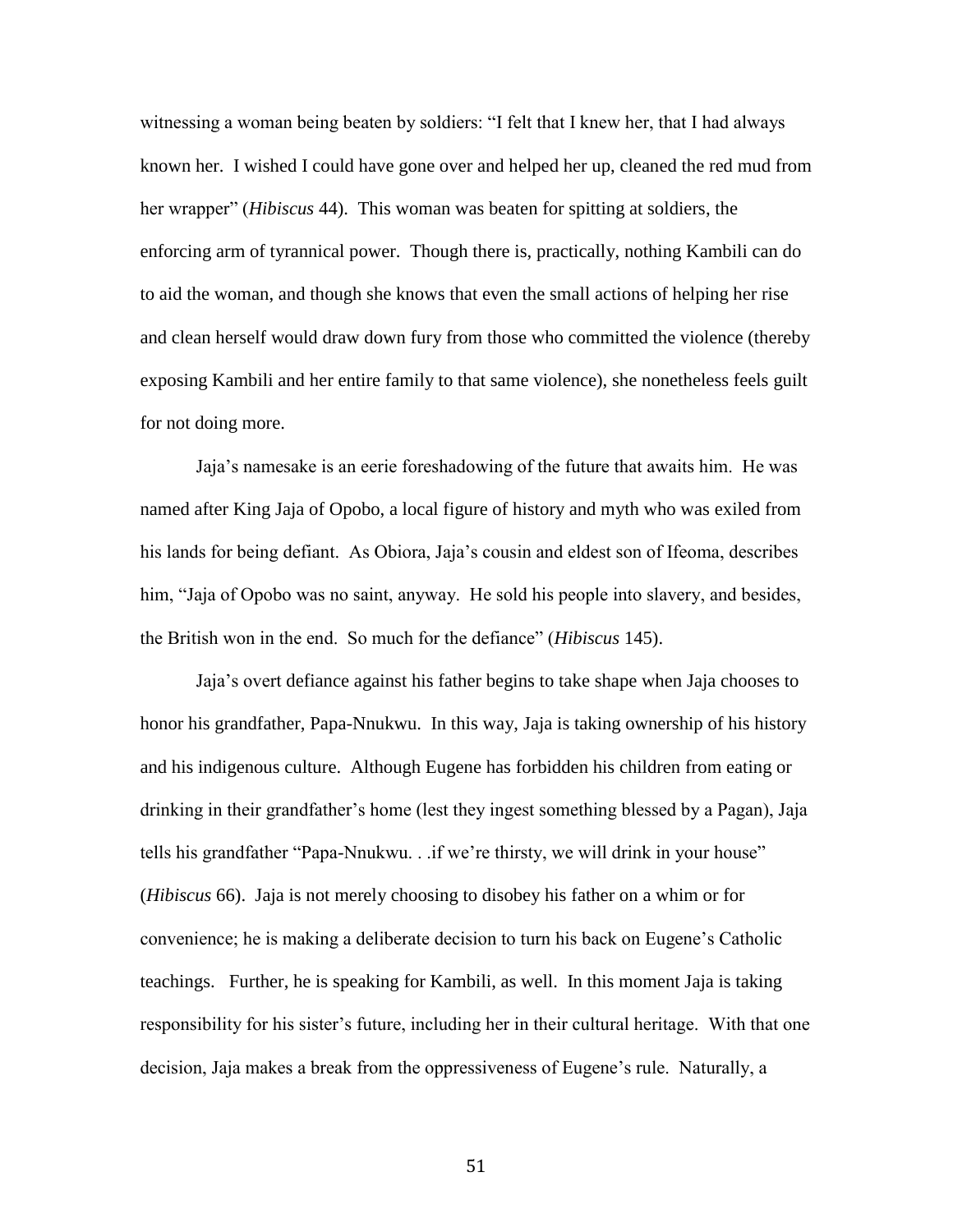witnessing a woman being beaten by soldiers: "I felt that I knew her, that I had always known her. I wished I could have gone over and helped her up, cleaned the red mud from her wrapper" (*Hibiscus* 44). This woman was beaten for spitting at soldiers, the enforcing arm of tyrannical power. Though there is, practically, nothing Kambili can do to aid the woman, and though she knows that even the small actions of helping her rise and clean herself would draw down fury from those who committed the violence (thereby exposing Kambili and her entire family to that same violence), she nonetheless feels guilt for not doing more.

Jaja's namesake is an eerie foreshadowing of the future that awaits him. He was named after King Jaja of Opobo, a local figure of history and myth who was exiled from his lands for being defiant. As Obiora, Jaja's cousin and eldest son of Ifeoma, describes him, "Jaja of Opobo was no saint, anyway. He sold his people into slavery, and besides, the British won in the end. So much for the defiance" (*Hibiscus* 145).

Jaja's overt defiance against his father begins to take shape when Jaja chooses to honor his grandfather, Papa-Nnukwu. In this way, Jaja is taking ownership of his history and his indigenous culture. Although Eugene has forbidden his children from eating or drinking in their grandfather's home (lest they ingest something blessed by a Pagan), Jaja tells his grandfather "Papa-Nnukwu. . .if we're thirsty, we will drink in your house" (*Hibiscus* 66). Jaja is not merely choosing to disobey his father on a whim or for convenience; he is making a deliberate decision to turn his back on Eugene's Catholic teachings. Further, he is speaking for Kambili, as well. In this moment Jaja is taking responsibility for his sister's future, including her in their cultural heritage. With that one decision, Jaja makes a break from the oppressiveness of Eugene's rule. Naturally, a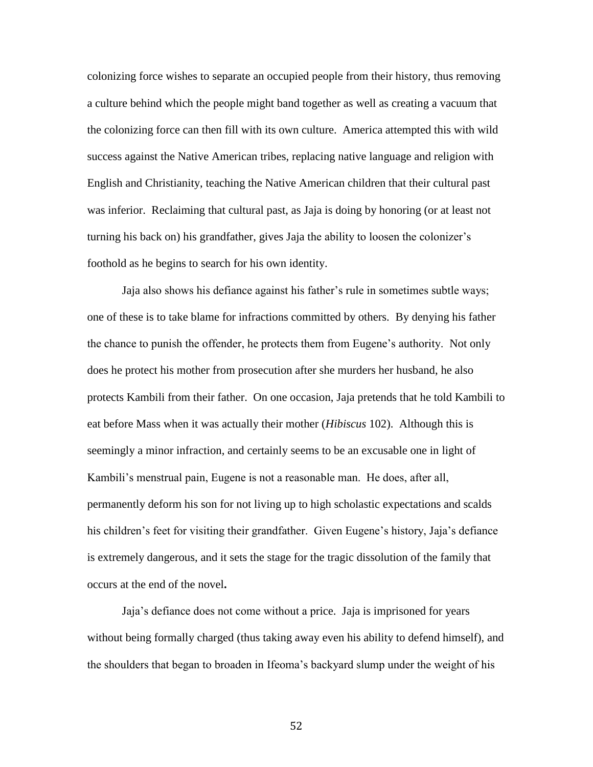colonizing force wishes to separate an occupied people from their history, thus removing a culture behind which the people might band together as well as creating a vacuum that the colonizing force can then fill with its own culture. America attempted this with wild success against the Native American tribes, replacing native language and religion with English and Christianity, teaching the Native American children that their cultural past was inferior. Reclaiming that cultural past, as Jaja is doing by honoring (or at least not turning his back on) his grandfather, gives Jaja the ability to loosen the colonizer's foothold as he begins to search for his own identity.

Jaja also shows his defiance against his father's rule in sometimes subtle ways; one of these is to take blame for infractions committed by others. By denying his father the chance to punish the offender, he protects them from Eugene's authority. Not only does he protect his mother from prosecution after she murders her husband, he also protects Kambili from their father. On one occasion, Jaja pretends that he told Kambili to eat before Mass when it was actually their mother (*Hibiscus* 102). Although this is seemingly a minor infraction, and certainly seems to be an excusable one in light of Kambili's menstrual pain, Eugene is not a reasonable man. He does, after all, permanently deform his son for not living up to high scholastic expectations and scalds his children's feet for visiting their grandfather. Given Eugene's history, Jaja's defiance is extremely dangerous, and it sets the stage for the tragic dissolution of the family that occurs at the end of the novel**.**

Jaja's defiance does not come without a price. Jaja is imprisoned for years without being formally charged (thus taking away even his ability to defend himself), and the shoulders that began to broaden in Ifeoma's backyard slump under the weight of his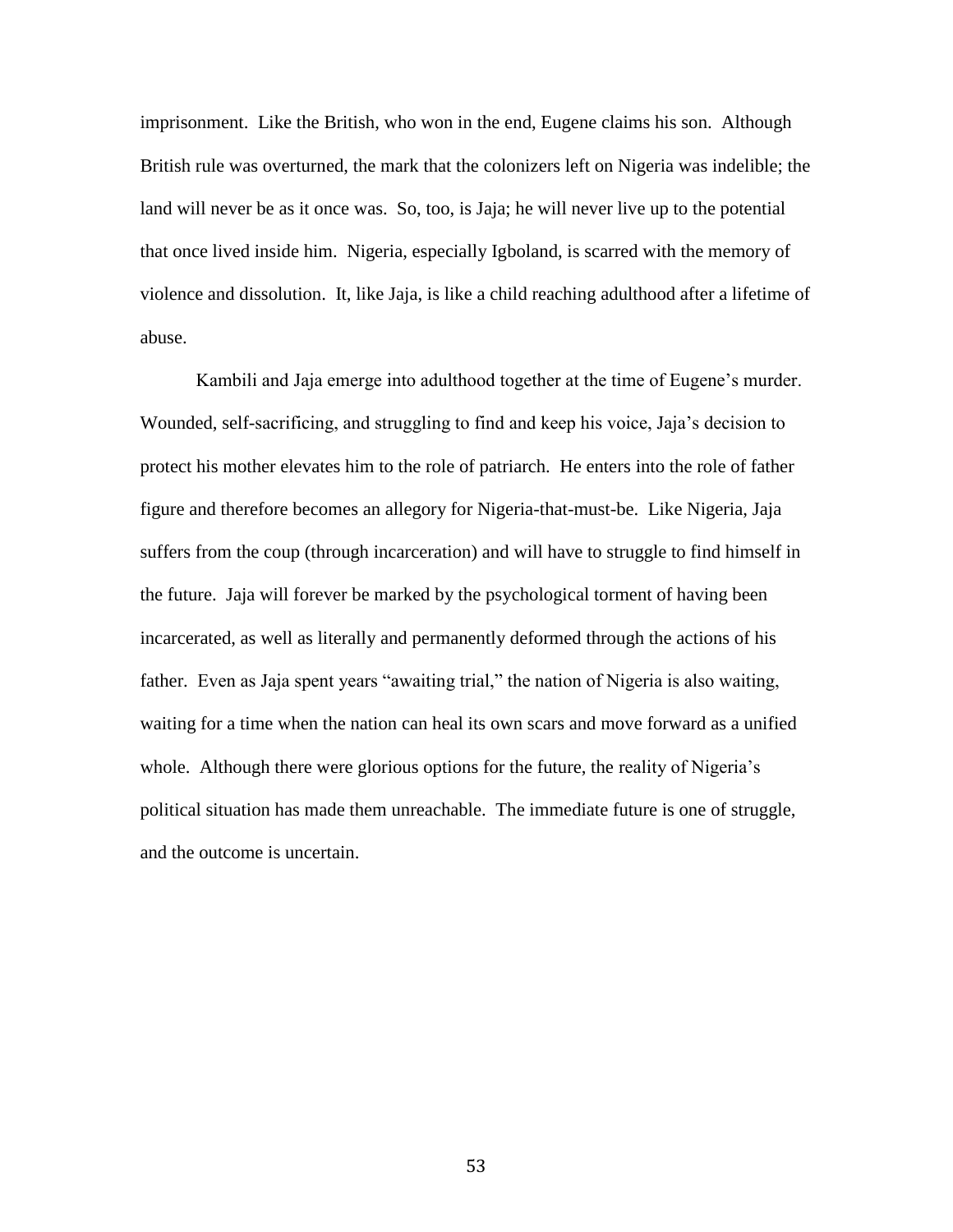imprisonment. Like the British, who won in the end, Eugene claims his son. Although British rule was overturned, the mark that the colonizers left on Nigeria was indelible; the land will never be as it once was. So, too, is Jaja; he will never live up to the potential that once lived inside him. Nigeria, especially Igboland, is scarred with the memory of violence and dissolution. It, like Jaja, is like a child reaching adulthood after a lifetime of abuse.

Kambili and Jaja emerge into adulthood together at the time of Eugene's murder. Wounded, self-sacrificing, and struggling to find and keep his voice, Jaja's decision to protect his mother elevates him to the role of patriarch. He enters into the role of father figure and therefore becomes an allegory for Nigeria-that-must-be. Like Nigeria, Jaja suffers from the coup (through incarceration) and will have to struggle to find himself in the future. Jaja will forever be marked by the psychological torment of having been incarcerated, as well as literally and permanently deformed through the actions of his father. Even as Jaja spent years "awaiting trial," the nation of Nigeria is also waiting, waiting for a time when the nation can heal its own scars and move forward as a unified whole. Although there were glorious options for the future, the reality of Nigeria's political situation has made them unreachable. The immediate future is one of struggle, and the outcome is uncertain.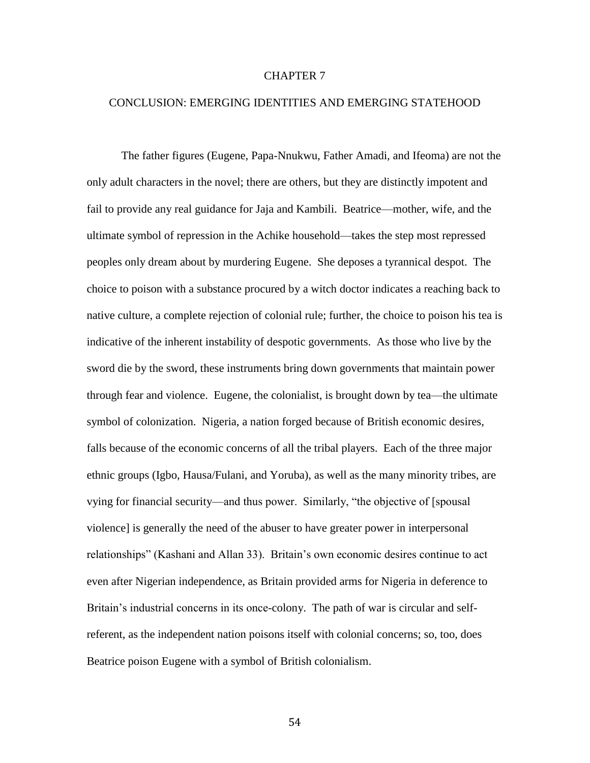# CHAPTER 7

## CONCLUSION: EMERGING IDENTITIES AND EMERGING STATEHOOD

The father figures (Eugene, Papa-Nnukwu, Father Amadi, and Ifeoma) are not the only adult characters in the novel; there are others, but they are distinctly impotent and fail to provide any real guidance for Jaja and Kambili. Beatrice—mother, wife, and the ultimate symbol of repression in the Achike household—takes the step most repressed peoples only dream about by murdering Eugene. She deposes a tyrannical despot. The choice to poison with a substance procured by a witch doctor indicates a reaching back to native culture, a complete rejection of colonial rule; further, the choice to poison his tea is indicative of the inherent instability of despotic governments. As those who live by the sword die by the sword, these instruments bring down governments that maintain power through fear and violence. Eugene, the colonialist, is brought down by tea—the ultimate symbol of colonization. Nigeria, a nation forged because of British economic desires, falls because of the economic concerns of all the tribal players. Each of the three major ethnic groups (Igbo, Hausa/Fulani, and Yoruba), as well as the many minority tribes, are vying for financial security—and thus power. Similarly, "the objective of [spousal violence] is generally the need of the abuser to have greater power in interpersonal relationships" (Kashani and Allan 33). Britain's own economic desires continue to act even after Nigerian independence, as Britain provided arms for Nigeria in deference to Britain's industrial concerns in its once-colony. The path of war is circular and self-referent, as the independent nation poisons itself with colonial concerns; so, too, does Beatrice poison Eugene with a symbol of British colonialism.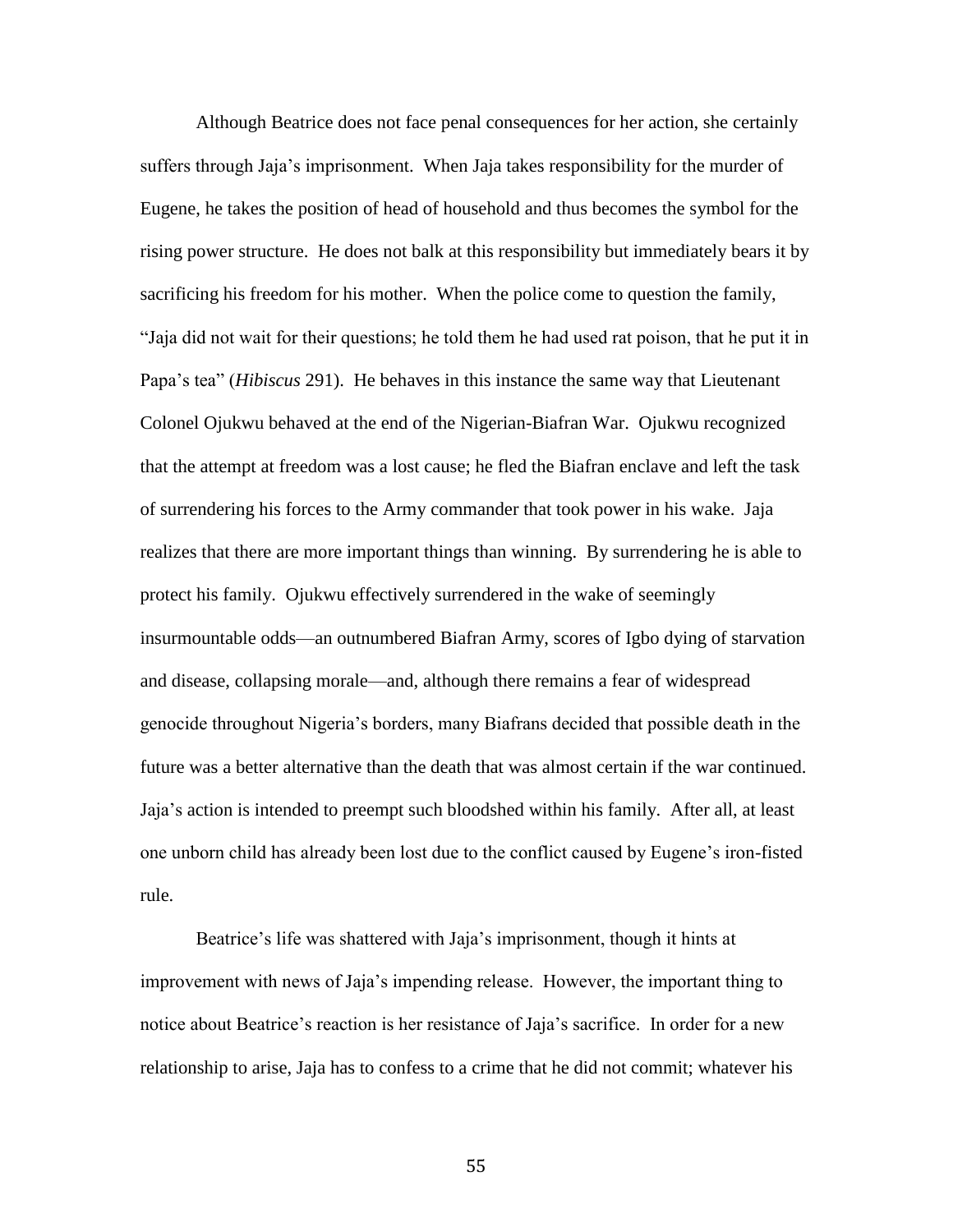Although Beatrice does not face penal consequences for her action, she certainly suffers through Jaja's imprisonment. When Jaja takes responsibility for the murder of Eugene, he takes the position of head of household and thus becomes the symbol for the rising power structure. He does not balk at this responsibility but immediately bears it by sacrificing his freedom for his mother. When the police come to question the family, "Jaja did not wait for their questions; he told them he had used rat poison, that he put it in Papa's tea" (*Hibiscus* 291). He behaves in this instance the same way that Lieutenant Colonel Ojukwu behaved at the end of the Nigerian-Biafran War. Ojukwu recognized that the attempt at freedom was a lost cause; he fled the Biafran enclave and left the task of surrendering his forces to the Army commander that took power in his wake. Jaja realizes that there are more important things than winning. By surrendering he is able to protect his family. Ojukwu effectively surrendered in the wake of seemingly insurmountable odds—an outnumbered Biafran Army, scores of Igbo dying of starvation and disease, collapsing morale—and, although there remains a fear of widespread genocide throughout Nigeria's borders, many Biafrans decided that possible death in the future was a better alternative than the death that was almost certain if the war continued. Jaja's action is intended to preempt such bloodshed within his family. After all, at least one unborn child has already been lost due to the conflict caused by Eugene's iron-fisted rule.

Beatrice's life was shattered with Jaja's imprisonment, though it hints at improvement with news of Jaja's impending release. However, the important thing to notice about Beatrice's reaction is her resistance of Jaja's sacrifice. In order for a new relationship to arise, Jaja has to confess to a crime that he did not commit; whatever his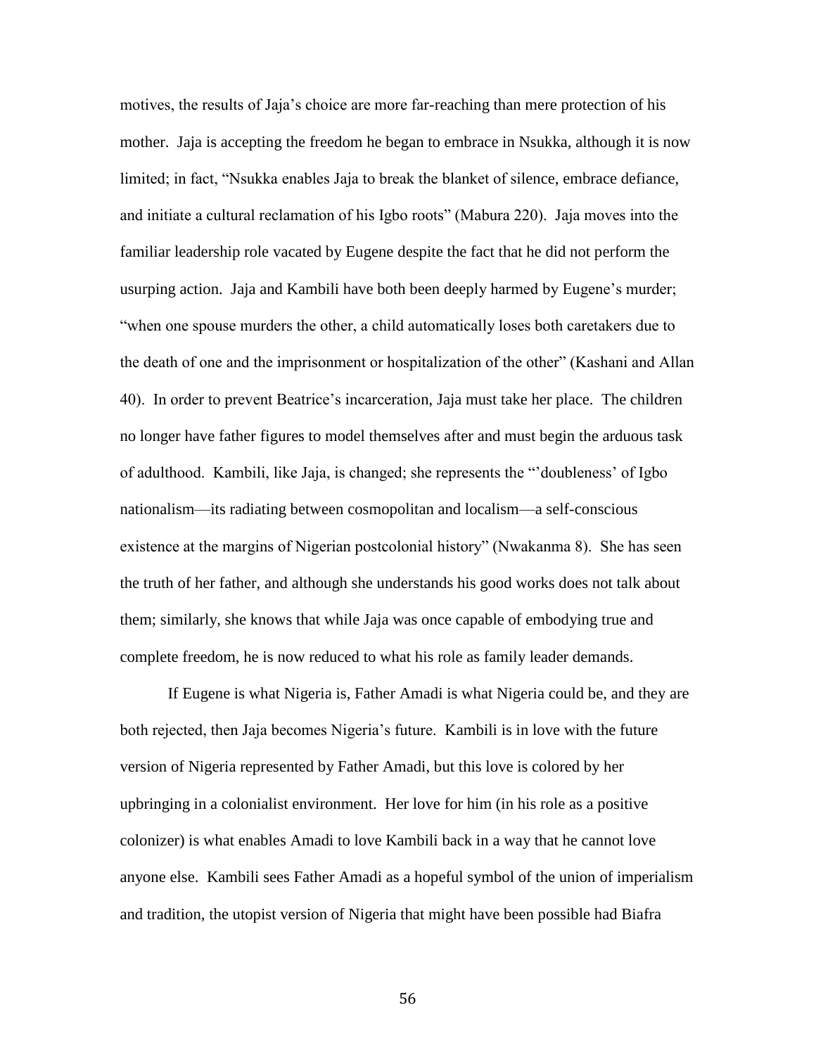motives, the results of Jaja's choice are more far-reaching than mere protection of his mother. Jaja is accepting the freedom he began to embrace in Nsukka, although it is now limited; in fact, "Nsukka enables Jaja to break the blanket of silence, embrace defiance, and initiate a cultural reclamation of his Igbo roots" (Mabura 220). Jaja moves into the familiar leadership role vacated by Eugene despite the fact that he did not perform the usurping action. Jaja and Kambili have both been deeply harmed by Eugene's murder; "when one spouse murders the other, a child automatically loses both caretakers due to the death of one and the imprisonment or hospitalization of the other" (Kashani and Allan 40). In order to prevent Beatrice's incarceration, Jaja must take her place. The children no longer have father figures to model themselves after and must begin the arduous task of adulthood. Kambili, like Jaja, is changed; she represents the "'doubleness' of Igbo nationalism—its radiating between cosmopolitan and localism—a self-conscious existence at the margins of Nigerian postcolonial history" (Nwakanma 8). She has seen the truth of her father, and although she understands his good works does not talk about them; similarly, she knows that while Jaja was once capable of embodying true and complete freedom, he is now reduced to what his role as family leader demands.

If Eugene is what Nigeria is, Father Amadi is what Nigeria could be, and they are both rejected, then Jaja becomes Nigeria's future. Kambili is in love with the future version of Nigeria represented by Father Amadi, but this love is colored by her upbringing in a colonialist environment. Her love for him (in his role as a positive colonizer) is what enables Amadi to love Kambili back in a way that he cannot love anyone else. Kambili sees Father Amadi as a hopeful symbol of the union of imperialism and tradition, the utopist version of Nigeria that might have been possible had Biafra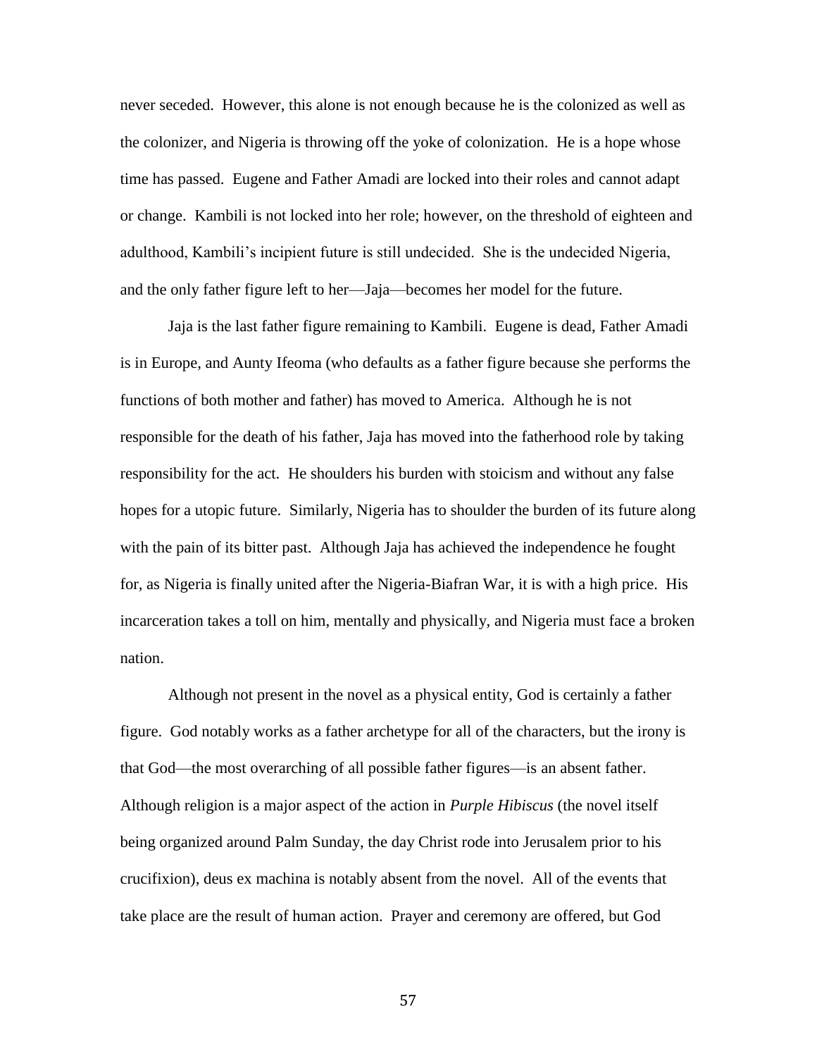never seceded. However, this alone is not enough because he is the colonized as well as the colonizer, and Nigeria is throwing off the yoke of colonization. He is a hope whose time has passed. Eugene and Father Amadi are locked into their roles and cannot adapt or change. Kambili is not locked into her role; however, on the threshold of eighteen and adulthood, Kambili's incipient future is still undecided. She is the undecided Nigeria, and the only father figure left to her—Jaja—becomes her model for the future.

Jaja is the last father figure remaining to Kambili. Eugene is dead, Father Amadi is in Europe, and Aunty Ifeoma (who defaults as a father figure because she performs the functions of both mother and father) has moved to America. Although he is not responsible for the death of his father, Jaja has moved into the fatherhood role by taking responsibility for the act. He shoulders his burden with stoicism and without any false hopes for a utopic future. Similarly, Nigeria has to shoulder the burden of its future along with the pain of its bitter past. Although Jaja has achieved the independence he fought for, as Nigeria is finally united after the Nigeria-Biafran War, it is with a high price. His incarceration takes a toll on him, mentally and physically, and Nigeria must face a broken nation.

Although not present in the novel as a physical entity, God is certainly a father figure. God notably works as a father archetype for all of the characters, but the irony is that God—the most overarching of all possible father figures—is an absent father. Although religion is a major aspect of the action in *Purple Hibiscus* (the novel itself being organized around Palm Sunday, the day Christ rode into Jerusalem prior to his crucifixion), deus ex machina is notably absent from the novel. All of the events that take place are the result of human action. Prayer and ceremony are offered, but God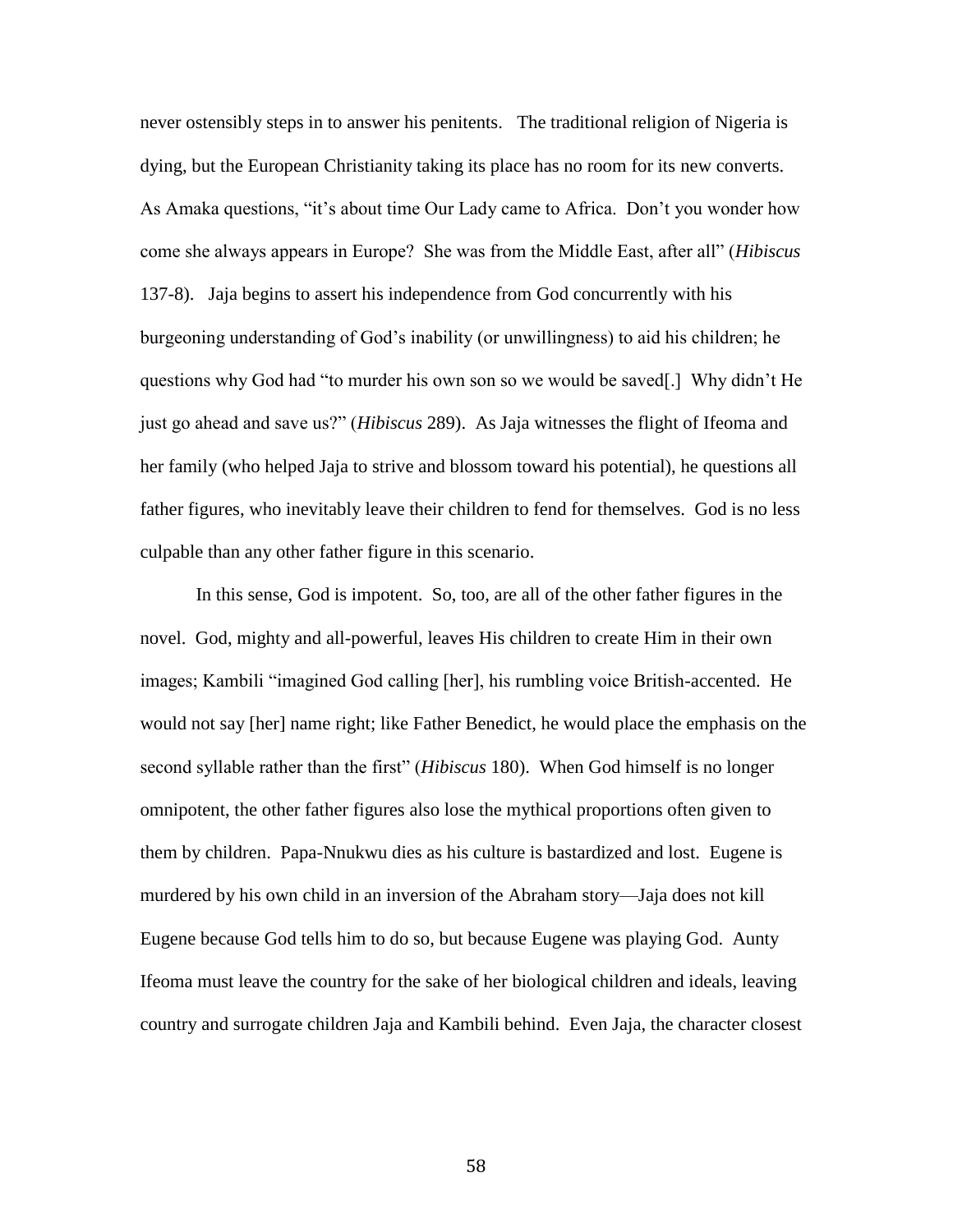never ostensibly steps in to answer his penitents.  The traditional religion of Nigeria is dying, but the European Christianity taking its place has no room for its new converts. As Amaka questions, "it's about time Our Lady came to Africa.  Don't you wonder how come she always appears in Europe?  She was from the Middle East, after all" (*Hibiscus* 137-8).  Jaja begins to assert his independence from God concurrently with his burgeoning understanding of God's inability (or unwillingness) to aid his children; he questions why God had "to murder his own son so we would be saved[.]  Why didn't He just go ahead and save us?" (*Hibiscus* 289).  As Jaja witnesses the flight of Ifeoma and her family (who helped Jaja to strive and blossom toward his potential), he questions all father figures, who inevitably leave their children to fend for themselves.  God is no less culpable than any other father figure in this scenario.

In this sense, God is impotent.  So, too, are all of the other father figures in the novel.  God, mighty and all-powerful, leaves His children to create Him in their own images; Kambili "imagined God calling [her], his rumbling voice British-accented.  He would not say [her] name right; like Father Benedict, he would place the emphasis on the second syllable rather than the first" (*Hibiscus* 180).  When God himself is no longer omnipotent, the other father figures also lose the mythical proportions often given to them by children.  Papa-Nnukwu dies as his culture is bastardized and lost.  Eugene is murdered by his own child in an inversion of the Abraham story—Jaja does not kill Eugene because God tells him to do so, but because Eugene was playing God.  Aunty Ifeoma must leave the country for the sake of her biological children and ideals, leaving country and surrogate children Jaja and Kambili behind.  Even Jaja, the character closest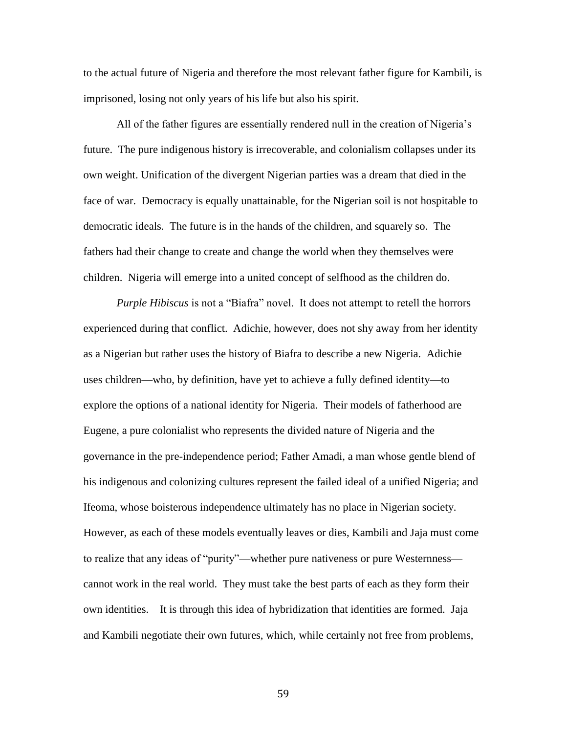to the actual future of Nigeria and therefore the most relevant father figure for Kambili, is imprisoned, losing not only years of his life but also his spirit.

All of the father figures are essentially rendered null in the creation of Nigeria's future. The pure indigenous history is irrecoverable, and colonialism collapses under its own weight. Unification of the divergent Nigerian parties was a dream that died in the face of war. Democracy is equally unattainable, for the Nigerian soil is not hospitable to democratic ideals. The future is in the hands of the children, and squarely so. The fathers had their change to create and change the world when they themselves were children. Nigeria will emerge into a united concept of selfhood as the children do.

*Purple Hibiscus* is not a "Biafra" novel. It does not attempt to retell the horrors experienced during that conflict. Adichie, however, does not shy away from her identity as a Nigerian but rather uses the history of Biafra to describe a new Nigeria. Adichie uses children—who, by definition, have yet to achieve a fully defined identity—to explore the options of a national identity for Nigeria. Their models of fatherhood are Eugene, a pure colonialist who represents the divided nature of Nigeria and the governance in the pre-independence period; Father Amadi, a man whose gentle blend of his indigenous and colonizing cultures represent the failed ideal of a unified Nigeria; and Ifeoma, whose boisterous independence ultimately has no place in Nigerian society. However, as each of these models eventually leaves or dies, Kambili and Jaja must come to realize that any ideas of "purity"—whether pure nativeness or pure Westernness—cannot work in the real world. They must take the best parts of each as they form their own identities. It is through this idea of hybridization that identities are formed. Jaja and Kambili negotiate their own futures, which, while certainly not free from problems,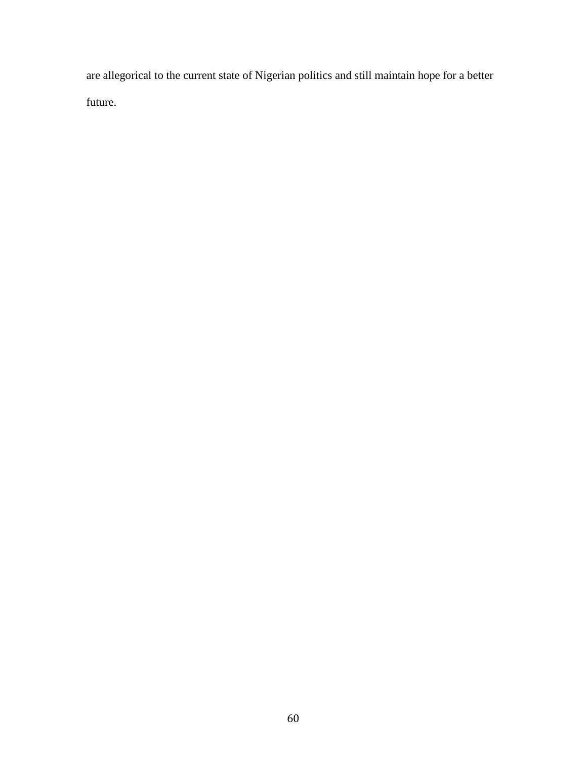are allegorical to the current state of Nigerian politics and still maintain hope for a better future.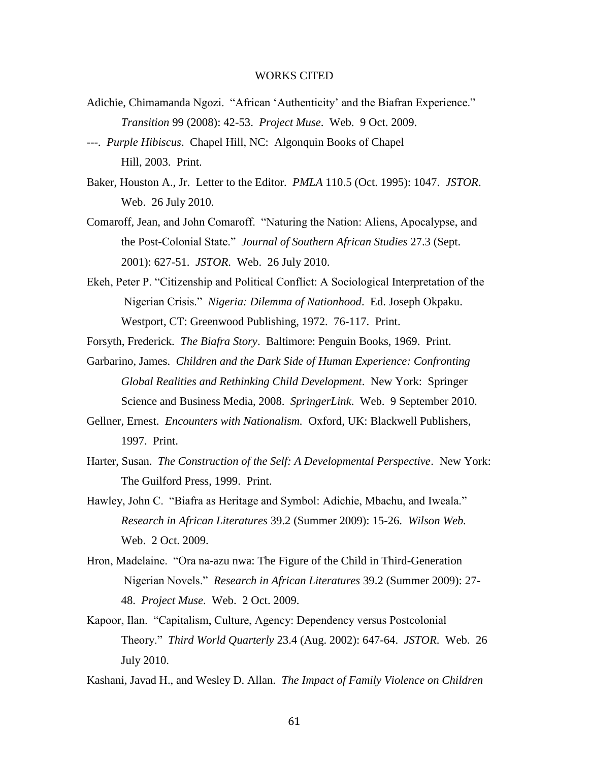# WORKS CITED

Adichie, Chimamanda Ngozi. "African 'Authenticity' and the Biafran Experience." *Transition* 99 (2008): 42-53. *Project Muse*. Web. 9 Oct. 2009.

---. *Purple Hibiscus*. Chapel Hill, NC: Algonquin Books of Chapel Hill, 2003. Print.

Baker, Houston A., Jr. Letter to the Editor. *PMLA* 110.5 (Oct. 1995): 1047. *JSTOR*. Web. 26 July 2010.

Comaroff, Jean, and John Comaroff. "Naturing the Nation: Aliens, Apocalypse, and the Post-Colonial State." *Journal of Southern African Studies* 27.3 (Sept. 2001): 627-51. *JSTOR*. Web. 26 July 2010.

Ekeh, Peter P. "Citizenship and Political Conflict: A Sociological Interpretation of the Nigerian Crisis." *Nigeria: Dilemma of Nationhood*. Ed. Joseph Okpaku. Westport, CT: Greenwood Publishing, 1972. 76-117. Print.

Forsyth, Frederick. *The Biafra Story*. Baltimore: Penguin Books, 1969. Print.

Garbarino, James. *Children and the Dark Side of Human Experience: Confronting Global Realities and Rethinking Child Development*. New York: Springer Science and Business Media, 2008. *SpringerLink*. Web. 9 September 2010.

Gellner, Ernest. *Encounters with Nationalism.* Oxford, UK: Blackwell Publishers, 1997. Print.

Harter, Susan. *The Construction of the Self: A Developmental Perspective*. New York: The Guilford Press, 1999. Print.

Hawley, John C. "Biafra as Heritage and Symbol: Adichie, Mbachu, and Iweala." *Research in African Literatures* 39.2 (Summer 2009): 15-26. *Wilson Web.* Web. 2 Oct. 2009.

Hron, Madelaine. "Ora na-azu nwa: The Figure of the Child in Third-Generation Nigerian Novels." *Research in African Literatures* 39.2 (Summer 2009): 27-48. *Project Muse*. Web. 2 Oct. 2009.

Kapoor, Ilan. "Capitalism, Culture, Agency: Dependency versus Postcolonial Theory." *Third World Quarterly* 23.4 (Aug. 2002): 647-64. *JSTOR*. Web. 26 July 2010.

Kashani, Javad H., and Wesley D. Allan. *The Impact of Family Violence on Children*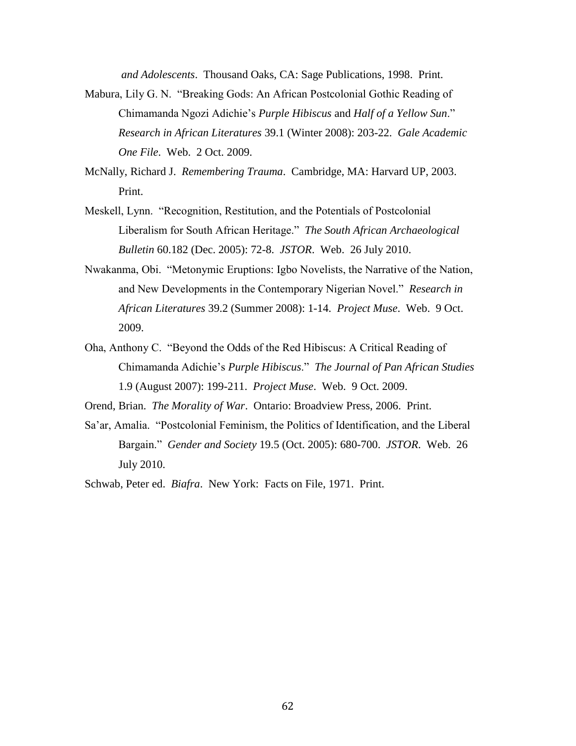*and Adolescents*. Thousand Oaks, CA: Sage Publications, 1998. Print.

Mabura, Lily G. N. "Breaking Gods: An African Postcolonial Gothic Reading of Chimamanda Ngozi Adichie's *Purple Hibiscus* and *Half of a Yellow Sun*." *Research in African Literatures* 39.1 (Winter 2008): 203-22. *Gale Academic One File*. Web. 2 Oct. 2009.

McNally, Richard J. *Remembering Trauma*. Cambridge, MA: Harvard UP, 2003. Print.

Meskell, Lynn. "Recognition, Restitution, and the Potentials of Postcolonial Liberalism for South African Heritage." *The South African Archaeological Bulletin* 60.182 (Dec. 2005): 72-8. *JSTOR*. Web. 26 July 2010.

Nwakanma, Obi. "Metonymic Eruptions: Igbo Novelists, the Narrative of the Nation, and New Developments in the Contemporary Nigerian Novel." *Research in African Literatures* 39.2 (Summer 2008): 1-14. *Project Muse*. Web. 9 Oct. 2009.

Oha, Anthony C. "Beyond the Odds of the Red Hibiscus: A Critical Reading of Chimamanda Adichie's *Purple Hibiscus*." *The Journal of Pan African Studies* 1.9 (August 2007): 199-211. *Project Muse*. Web. 9 Oct. 2009.

Orend, Brian. *The Morality of War*. Ontario: Broadview Press, 2006. Print.

Sa'ar, Amalia. "Postcolonial Feminism, the Politics of Identification, and the Liberal Bargain." *Gender and Society* 19.5 (Oct. 2005): 680-700. *JSTOR*. Web. 26 July 2010.

Schwab, Peter ed. *Biafra*. New York: Facts on File, 1971. Print.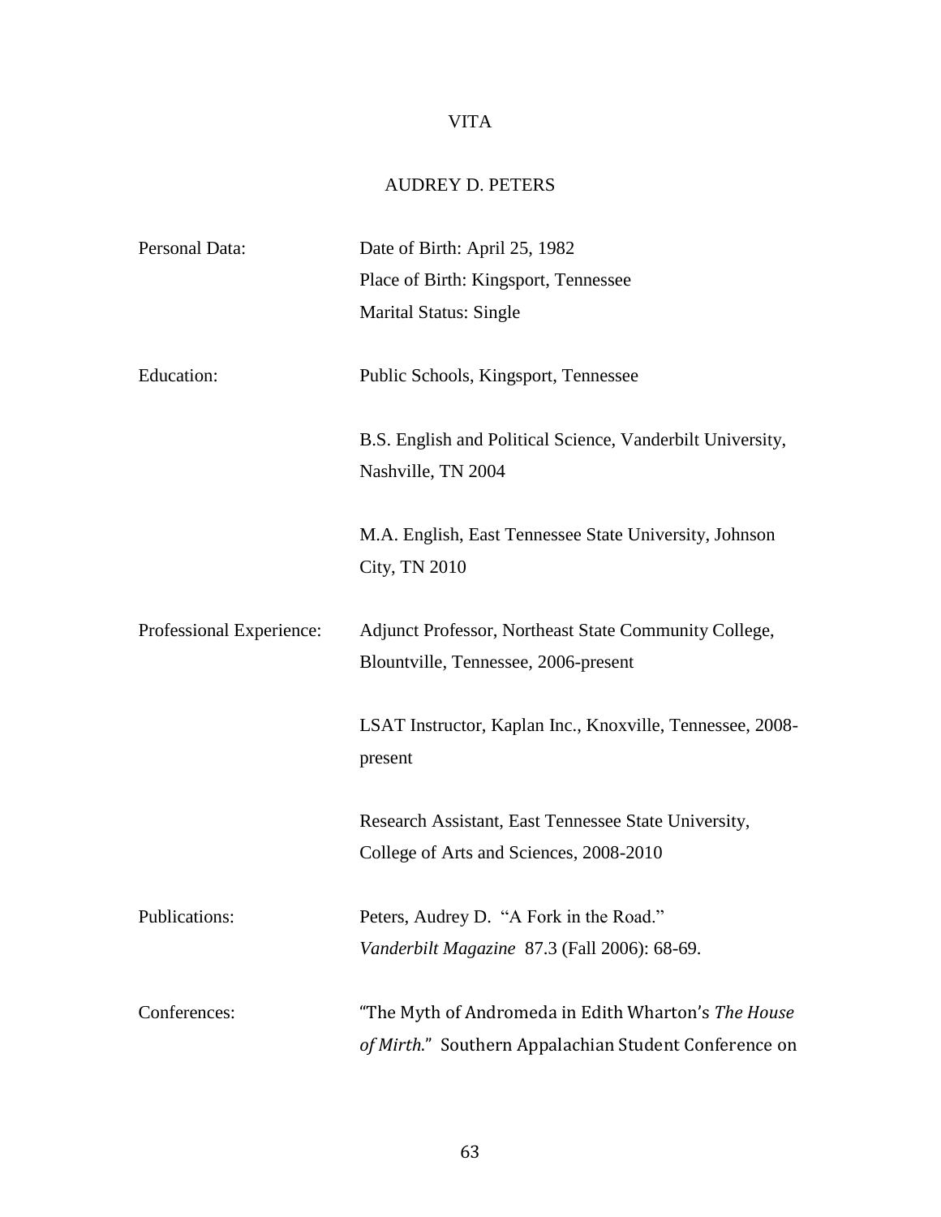# VITA

## AUDREY D. PETERS

| | |
|---|---|
| Personal Data: | Date of Birth: April 25, 1982<br>Place of Birth: Kingsport, Tennessee<br>Marital Status: Single |
| Education: | Public Schools, Kingsport, Tennessee |
| | B.S. English and Political Science, Vanderbilt University, Nashville, TN 2004 |
| | M.A. English, East Tennessee State University, Johnson City, TN 2010 |
| Professional Experience: | Adjunct Professor, Northeast State Community College, Blountville, Tennessee, 2006-present |
| | LSAT Instructor, Kaplan Inc., Knoxville, Tennessee, 2008-present |
| | Research Assistant, East Tennessee State University, College of Arts and Sciences, 2008-2010 |
| Publications: | Peters, Audrey D. "A Fork in the Road." *Vanderbilt Magazine* 87.3 (Fall 2006): 68-69. |
| Conferences: | "The Myth of Andromeda in Edith Wharton's *The House of Mirth*." Southern Appalachian Student Conference on |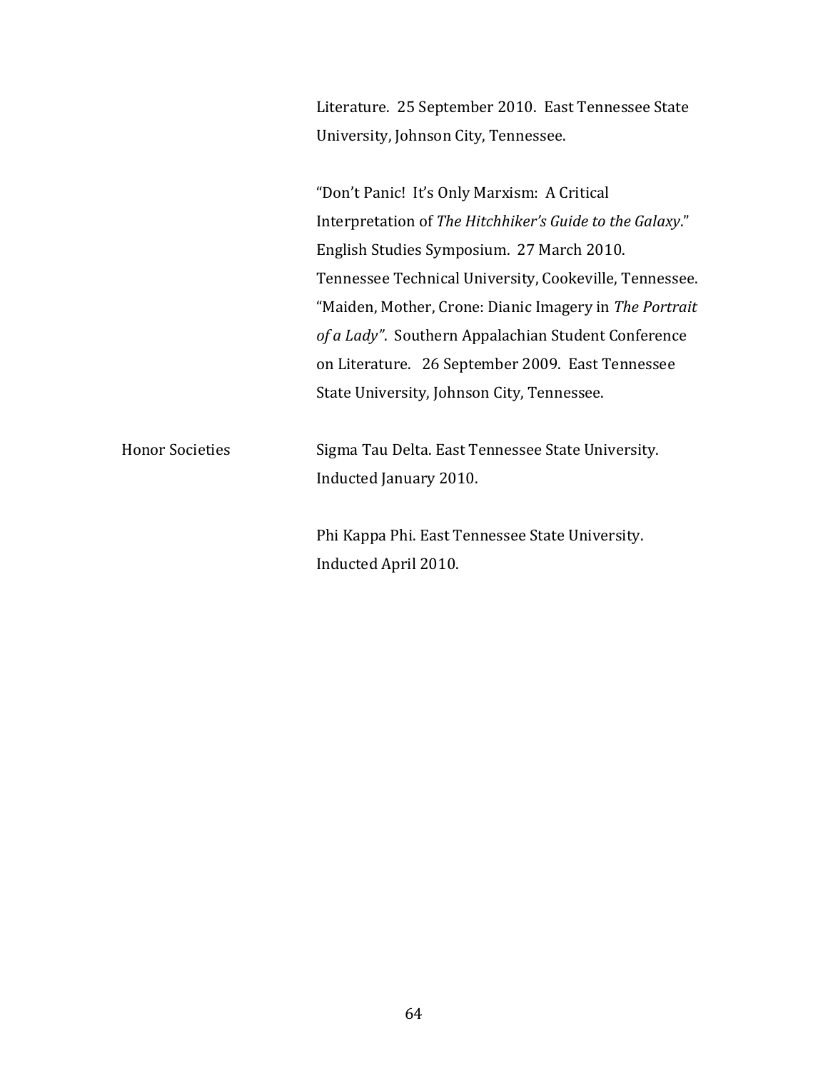Literature. 25 September 2010. East Tennessee State University, Johnson City, Tennessee.

"Don't Panic! It's Only Marxism: A Critical Interpretation of *The Hitchhiker's Guide to the Galaxy*." English Studies Symposium. 27 March 2010. Tennessee Technical University, Cookeville, Tennessee.

"Maiden, Mother, Crone: Dianic Imagery in *The Portrait of a Lady"*. Southern Appalachian Student Conference on Literature. 26 September 2009. East Tennessee State University, Johnson City, Tennessee.

Honor Societies

Sigma Tau Delta. East Tennessee State University. Inducted January 2010.

Phi Kappa Phi. East Tennessee State University. Inducted April 2010.